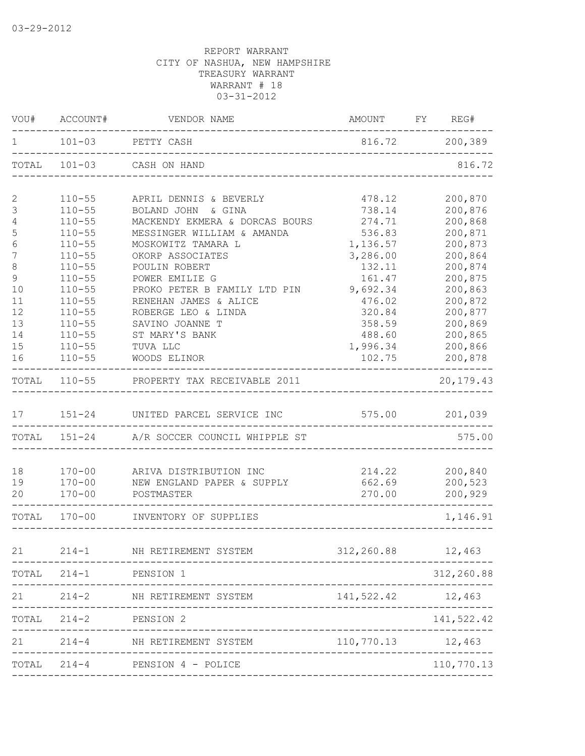03-29-2012

REPORT WARRANT
CITY OF NASHUA, NEW HAMPSHIRE
TREASURY WARRANT
WARRANT # 18
03-31-2012

| VOU# | ACCOUNT# | VENDOR NAME | AMOUNT | FY | REG# |
|---|---|---|---|---|---|
| 1 | 101-03 | PETTY CASH | 816.72 | | 200,389 |
| TOTAL | 101-03 | CASH ON HAND | | | 816.72 |
| 2 | 110-55 | APRIL DENNIS & BEVERLY | 478.12 | | 200,870 |
| 3 | 110-55 | BOLAND JOHN & GINA | 738.14 | | 200,876 |
| 4 | 110-55 | MACKENDY EKMERA & DORCAS BOURS | 274.71 | | 200,868 |
| 5 | 110-55 | MESSINGER WILLIAM & AMANDA | 536.83 | | 200,871 |
| 6 | 110-55 | MOSKOWITZ TAMARA L | 1,136.57 | | 200,873 |
| 7 | 110-55 | OKORP ASSOCIATES | 3,286.00 | | 200,864 |
| 8 | 110-55 | POULIN ROBERT | 132.11 | | 200,874 |
| 9 | 110-55 | POWER EMILIE G | 161.47 | | 200,875 |
| 10 | 110-55 | PROKO PETER B FAMILY LTD PIN | 9,692.34 | | 200,863 |
| 11 | 110-55 | RENEHAN JAMES & ALICE | 476.02 | | 200,872 |
| 12 | 110-55 | ROBERGE LEO & LINDA | 320.84 | | 200,877 |
| 13 | 110-55 | SAVINO JOANNE T | 358.59 | | 200,869 |
| 14 | 110-55 | ST MARY'S BANK | 488.60 | | 200,865 |
| 15 | 110-55 | TUVA LLC | 1,996.34 | | 200,866 |
| 16 | 110-55 | WOODS ELINOR | 102.75 | | 200,878 |
| TOTAL | 110-55 | PROPERTY TAX RECEIVABLE 2011 | | | 20,179.43 |
| 17 | 151-24 | UNITED PARCEL SERVICE INC | 575.00 | | 201,039 |
| TOTAL | 151-24 | A/R SOCCER COUNCIL WHIPPLE ST | | | 575.00 |
| 18 | 170-00 | ARIVA DISTRIBUTION INC | 214.22 | | 200,840 |
| 19 | 170-00 | NEW ENGLAND PAPER & SUPPLY | 662.69 | | 200,523 |
| 20 | 170-00 | POSTMASTER | 270.00 | | 200,929 |
| TOTAL | 170-00 | INVENTORY OF SUPPLIES | | | 1,146.91 |
| 21 | 214-1 | NH RETIREMENT SYSTEM | 312,260.88 | | 12,463 |
| TOTAL | 214-1 | PENSION 1 | | | 312,260.88 |
| 21 | 214-2 | NH RETIREMENT SYSTEM | 141,522.42 | | 12,463 |
| TOTAL | 214-2 | PENSION 2 | | | 141,522.42 |
| 21 | 214-4 | NH RETIREMENT SYSTEM | 110,770.13 | | 12,463 |
| TOTAL | 214-4 | PENSION 4 - POLICE | | | 110,770.13 |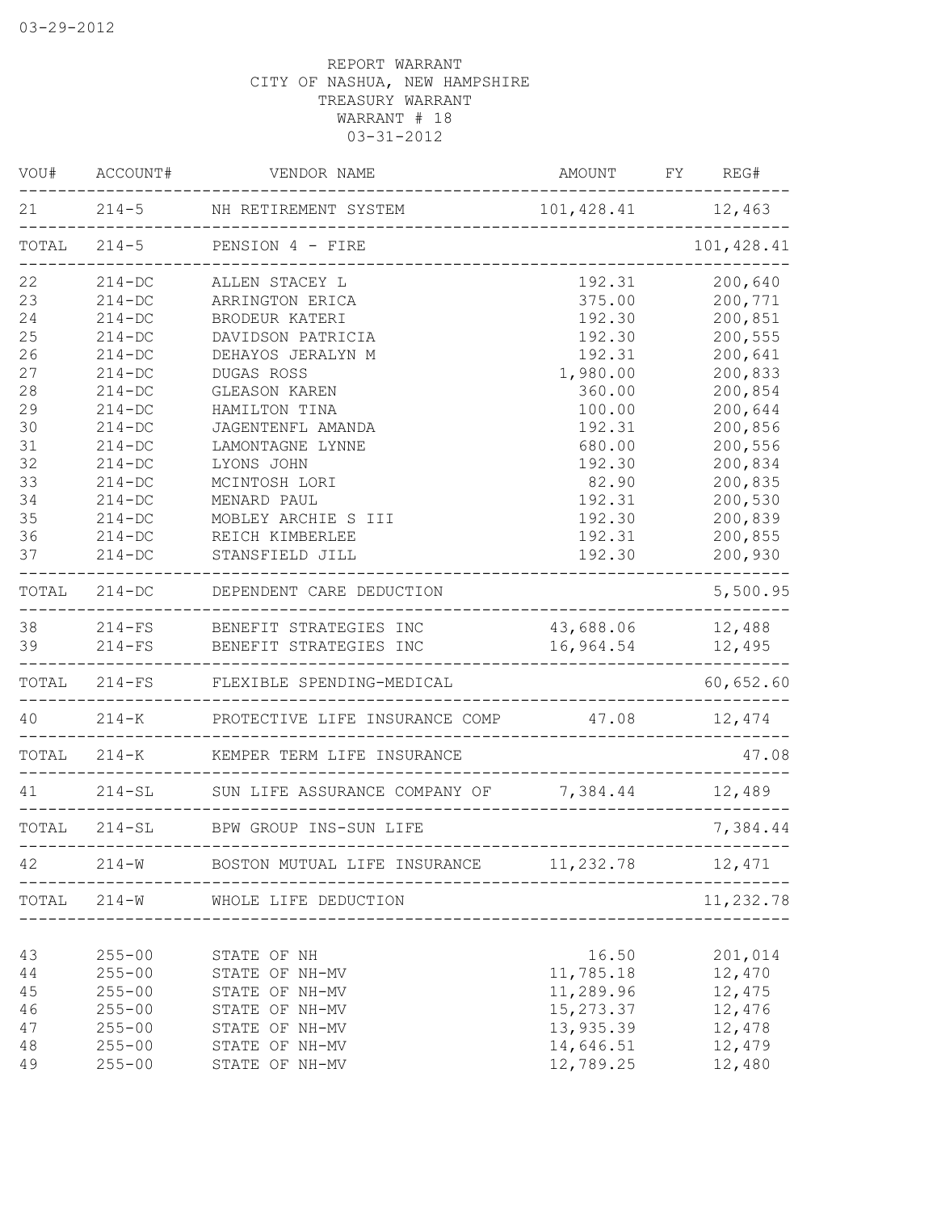03-29-2012

REPORT WARRANT
CITY OF NASHUA, NEW HAMPSHIRE
TREASURY WARRANT
WARRANT # 18
03-31-2012

| VOU# | ACCOUNT# | VENDOR NAME | AMOUNT | FY | REG# |
|---|---|---|---|---|---|
| 21 | 214-5 | NH RETIREMENT SYSTEM | 101,428.41 | | 12,463 |
| TOTAL | 214-5 | PENSION 4 - FIRE | | | 101,428.41 |
| 22 | 214-DC | ALLEN STACEY L | 192.31 | | 200,640 |
| 23 | 214-DC | ARRINGTON ERICA | 375.00 | | 200,771 |
| 24 | 214-DC | BRODEUR KATERI | 192.30 | | 200,851 |
| 25 | 214-DC | DAVIDSON PATRICIA | 192.30 | | 200,555 |
| 26 | 214-DC | DEHAYOS JERALYN M | 192.31 | | 200,641 |
| 27 | 214-DC | DUGAS ROSS | 1,980.00 | | 200,833 |
| 28 | 214-DC | GLEASON KAREN | 360.00 | | 200,854 |
| 29 | 214-DC | HAMILTON TINA | 100.00 | | 200,644 |
| 30 | 214-DC | JAGENTENFL AMANDA | 192.31 | | 200,856 |
| 31 | 214-DC | LAMONTAGNE LYNNE | 680.00 | | 200,556 |
| 32 | 214-DC | LYONS JOHN | 192.30 | | 200,834 |
| 33 | 214-DC | MCINTOSH LORI | 82.90 | | 200,835 |
| 34 | 214-DC | MENARD PAUL | 192.31 | | 200,530 |
| 35 | 214-DC | MOBLEY ARCHIE S III | 192.30 | | 200,839 |
| 36 | 214-DC | REICH KIMBERLEE | 192.31 | | 200,855 |
| 37 | 214-DC | STANSFIELD JILL | 192.30 | | 200,930 |
| TOTAL | 214-DC | DEPENDENT CARE DEDUCTION | | | 5,500.95 |
| 38 | 214-FS | BENEFIT STRATEGIES INC | 43,688.06 | | 12,488 |
| 39 | 214-FS | BENEFIT STRATEGIES INC | 16,964.54 | | 12,495 |
| TOTAL | 214-FS | FLEXIBLE SPENDING-MEDICAL | | | 60,652.60 |
| 40 | 214-K | PROTECTIVE LIFE INSURANCE COMP | 47.08 | | 12,474 |
| TOTAL | 214-K | KEMPER TERM LIFE INSURANCE | | | 47.08 |
| 41 | 214-SL | SUN LIFE ASSURANCE COMPANY OF | 7,384.44 | | 12,489 |
| TOTAL | 214-SL | BPW GROUP INS-SUN LIFE | | | 7,384.44 |
| 42 | 214-W | BOSTON MUTUAL LIFE INSURANCE | 11,232.78 | | 12,471 |
| TOTAL | 214-W | WHOLE LIFE DEDUCTION | | | 11,232.78 |
| 43 | 255-00 | STATE OF NH | 16.50 | | 201,014 |
| 44 | 255-00 | STATE OF NH-MV | 11,785.18 | | 12,470 |
| 45 | 255-00 | STATE OF NH-MV | 11,289.96 | | 12,475 |
| 46 | 255-00 | STATE OF NH-MV | 15,273.37 | | 12,476 |
| 47 | 255-00 | STATE OF NH-MV | 13,935.39 | | 12,478 |
| 48 | 255-00 | STATE OF NH-MV | 14,646.51 | | 12,479 |
| 49 | 255-00 | STATE OF NH-MV | 12,789.25 | | 12,480 |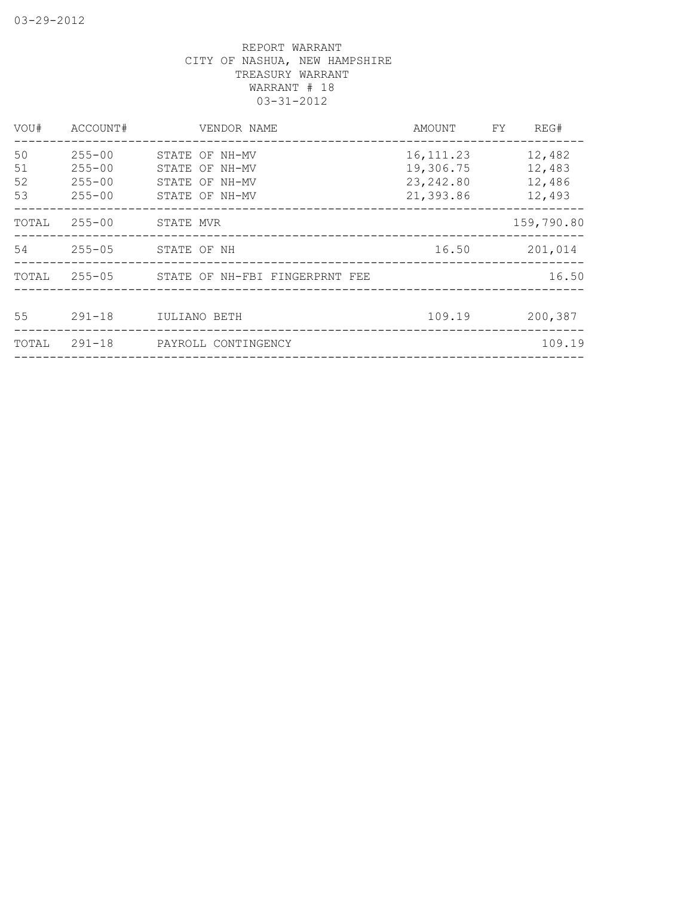REPORT WARRANT
CITY OF NASHUA, NEW HAMPSHIRE
TREASURY WARRANT
WARRANT # 18
03-31-2012

| VOU# | ACCOUNT# | VENDOR NAME | AMOUNT | FY | REG# |
|---|---|---|---|---|---|
| 50 | 255-00 | STATE OF NH-MV | 16,111.23 | | 12,482 |
| 51 | 255-00 | STATE OF NH-MV | 19,306.75 | | 12,483 |
| 52 | 255-00 | STATE OF NH-MV | 23,242.80 | | 12,486 |
| 53 | 255-00 | STATE OF NH-MV | 21,393.86 | | 12,493 |
| TOTAL | 255-00 | STATE MVR | | | 159,790.80 |
| 54 | 255-05 | STATE OF NH | 16.50 | | 201,014 |
| TOTAL | 255-05 | STATE OF NH-FBI FINGERPRNT FEE | | | 16.50 |
| 55 | 291-18 | IULIANO BETH | 109.19 | | 200,387 |
| TOTAL | 291-18 | PAYROLL CONTINGENCY | | | 109.19 |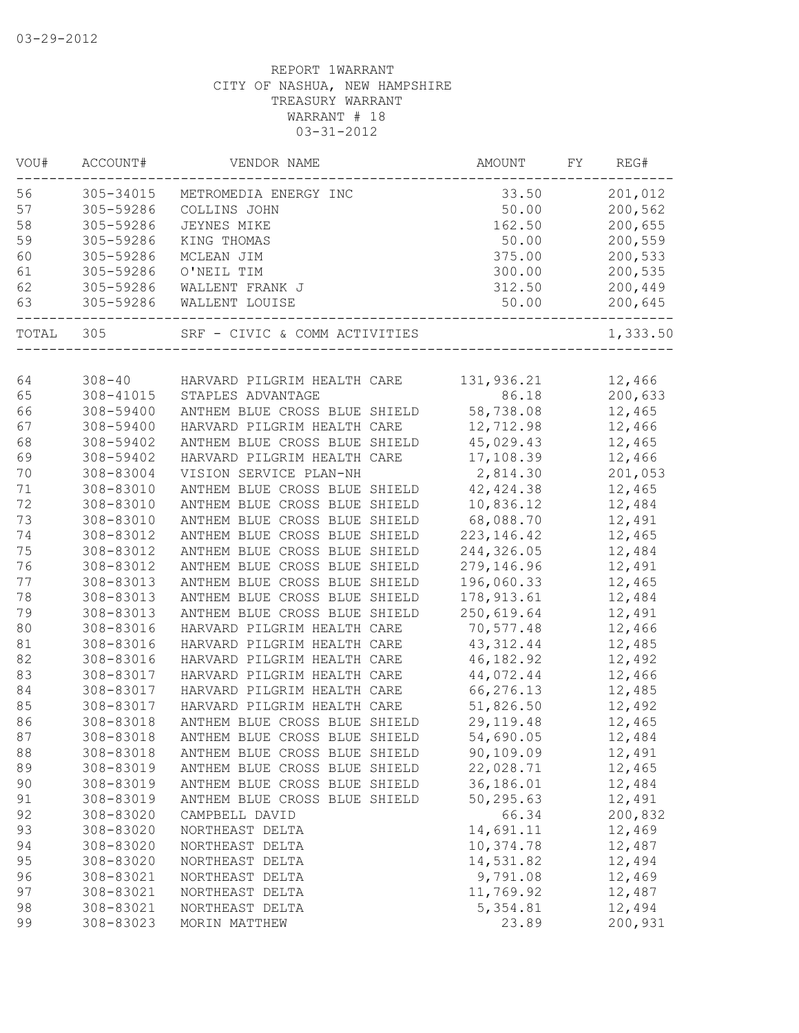REPORT 1WARRANT
CITY OF NASHUA, NEW HAMPSHIRE
TREASURY WARRANT
WARRANT # 18
03-31-2012

| VOU# | ACCOUNT# | VENDOR NAME | AMOUNT | FY | REG# |
|---|---|---|---|---|---|
| 56 | 305-34015 | METROMEDIA ENERGY INC | 33.50 | | 201,012 |
| 57 | 305-59286 | COLLINS JOHN | 50.00 | | 200,562 |
| 58 | 305-59286 | JEYNES MIKE | 162.50 | | 200,655 |
| 59 | 305-59286 | KING THOMAS | 50.00 | | 200,559 |
| 60 | 305-59286 | MCLEAN JIM | 375.00 | | 200,533 |
| 61 | 305-59286 | O'NEIL TIM | 300.00 | | 200,535 |
| 62 | 305-59286 | WALLENT FRANK J | 312.50 | | 200,449 |
| 63 | 305-59286 | WALLENT LOUISE | 50.00 | | 200,645 |
| TOTAL | 305 | SRF - CIVIC & COMM ACTIVITIES | | | 1,333.50 |
| 64 | 308-40 | HARVARD PILGRIM HEALTH CARE | 131,936.21 | | 12,466 |
| 65 | 308-41015 | STAPLES ADVANTAGE | 86.18 | | 200,633 |
| 66 | 308-59400 | ANTHEM BLUE CROSS BLUE SHIELD | 58,738.08 | | 12,465 |
| 67 | 308-59400 | HARVARD PILGRIM HEALTH CARE | 12,712.98 | | 12,466 |
| 68 | 308-59402 | ANTHEM BLUE CROSS BLUE SHIELD | 45,029.43 | | 12,465 |
| 69 | 308-59402 | HARVARD PILGRIM HEALTH CARE | 17,108.39 | | 12,466 |
| 70 | 308-83004 | VISION SERVICE PLAN-NH | 2,814.30 | | 201,053 |
| 71 | 308-83010 | ANTHEM BLUE CROSS BLUE SHIELD | 42,424.38 | | 12,465 |
| 72 | 308-83010 | ANTHEM BLUE CROSS BLUE SHIELD | 10,836.12 | | 12,484 |
| 73 | 308-83010 | ANTHEM BLUE CROSS BLUE SHIELD | 68,088.70 | | 12,491 |
| 74 | 308-83012 | ANTHEM BLUE CROSS BLUE SHIELD | 223,146.42 | | 12,465 |
| 75 | 308-83012 | ANTHEM BLUE CROSS BLUE SHIELD | 244,326.05 | | 12,484 |
| 76 | 308-83012 | ANTHEM BLUE CROSS BLUE SHIELD | 279,146.96 | | 12,491 |
| 77 | 308-83013 | ANTHEM BLUE CROSS BLUE SHIELD | 196,060.33 | | 12,465 |
| 78 | 308-83013 | ANTHEM BLUE CROSS BLUE SHIELD | 178,913.61 | | 12,484 |
| 79 | 308-83013 | ANTHEM BLUE CROSS BLUE SHIELD | 250,619.64 | | 12,491 |
| 80 | 308-83016 | HARVARD PILGRIM HEALTH CARE | 70,577.48 | | 12,466 |
| 81 | 308-83016 | HARVARD PILGRIM HEALTH CARE | 43,312.44 | | 12,485 |
| 82 | 308-83016 | HARVARD PILGRIM HEALTH CARE | 46,182.92 | | 12,492 |
| 83 | 308-83017 | HARVARD PILGRIM HEALTH CARE | 44,072.44 | | 12,466 |
| 84 | 308-83017 | HARVARD PILGRIM HEALTH CARE | 66,276.13 | | 12,485 |
| 85 | 308-83017 | HARVARD PILGRIM HEALTH CARE | 51,826.50 | | 12,492 |
| 86 | 308-83018 | ANTHEM BLUE CROSS BLUE SHIELD | 29,119.48 | | 12,465 |
| 87 | 308-83018 | ANTHEM BLUE CROSS BLUE SHIELD | 54,690.05 | | 12,484 |
| 88 | 308-83018 | ANTHEM BLUE CROSS BLUE SHIELD | 90,109.09 | | 12,491 |
| 89 | 308-83019 | ANTHEM BLUE CROSS BLUE SHIELD | 22,028.71 | | 12,465 |
| 90 | 308-83019 | ANTHEM BLUE CROSS BLUE SHIELD | 36,186.01 | | 12,484 |
| 91 | 308-83019 | ANTHEM BLUE CROSS BLUE SHIELD | 50,295.63 | | 12,491 |
| 92 | 308-83020 | CAMPBELL DAVID | 66.34 | | 200,832 |
| 93 | 308-83020 | NORTHEAST DELTA | 14,691.11 | | 12,469 |
| 94 | 308-83020 | NORTHEAST DELTA | 10,374.78 | | 12,487 |
| 95 | 308-83020 | NORTHEAST DELTA | 14,531.82 | | 12,494 |
| 96 | 308-83021 | NORTHEAST DELTA | 9,791.08 | | 12,469 |
| 97 | 308-83021 | NORTHEAST DELTA | 11,769.92 | | 12,487 |
| 98 | 308-83021 | NORTHEAST DELTA | 5,354.81 | | 12,494 |
| 99 | 308-83023 | MORIN MATTHEW | 23.89 | | 200,931 |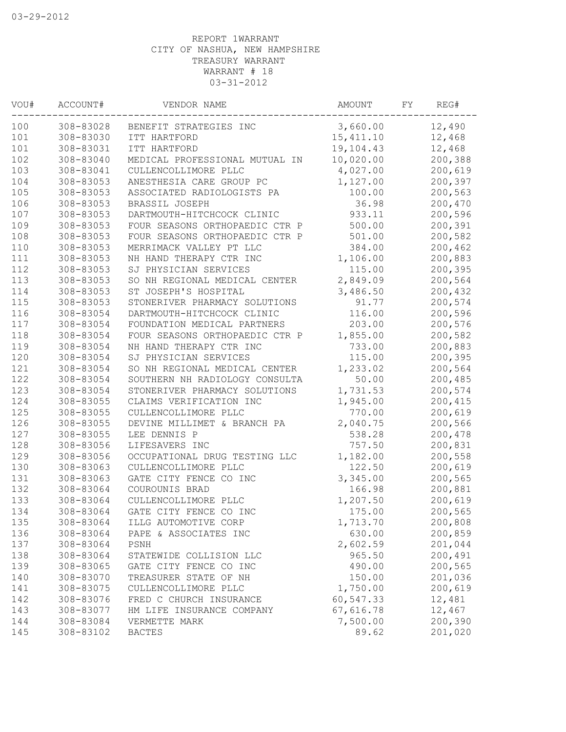03-29-2012

REPORT 1WARRANT
CITY OF NASHUA, NEW HAMPSHIRE
TREASURY WARRANT
WARRANT # 18
03-31-2012

| VOU# | ACCOUNT# | VENDOR NAME | AMOUNT | FY | REG# |
|---|---|---|---|---|---|
| 100 | 308-83028 | BENEFIT STRATEGIES INC | 3,660.00 | | 12,490 |
| 101 | 308-83030 | ITT HARTFORD | 15,411.10 | | 12,468 |
| 101 | 308-83031 | ITT HARTFORD | 19,104.43 | | 12,468 |
| 102 | 308-83040 | MEDICAL PROFESSIONAL MUTUAL IN | 10,020.00 | | 200,388 |
| 103 | 308-83041 | CULLENCOLLIMORE PLLC | 4,027.00 | | 200,619 |
| 104 | 308-83053 | ANESTHESIA CARE GROUP PC | 1,127.00 | | 200,397 |
| 105 | 308-83053 | ASSOCIATED RADIOLOGISTS PA | 100.00 | | 200,563 |
| 106 | 308-83053 | BRASSIL JOSEPH | 36.98 | | 200,470 |
| 107 | 308-83053 | DARTMOUTH-HITCHCOCK CLINIC | 933.11 | | 200,596 |
| 109 | 308-83053 | FOUR SEASONS ORTHOPAEDIC CTR P | 500.00 | | 200,391 |
| 108 | 308-83053 | FOUR SEASONS ORTHOPAEDIC CTR P | 501.00 | | 200,582 |
| 110 | 308-83053 | MERRIMACK VALLEY PT LLC | 384.00 | | 200,462 |
| 111 | 308-83053 | NH HAND THERAPY CTR INC | 1,106.00 | | 200,883 |
| 112 | 308-83053 | SJ PHYSICIAN SERVICES | 115.00 | | 200,395 |
| 113 | 308-83053 | SO NH REGIONAL MEDICAL CENTER | 2,849.09 | | 200,564 |
| 114 | 308-83053 | ST JOSEPH'S HOSPITAL | 3,486.50 | | 200,432 |
| 115 | 308-83053 | STONERIVER PHARMACY SOLUTIONS | 91.77 | | 200,574 |
| 116 | 308-83054 | DARTMOUTH-HITCHCOCK CLINIC | 116.00 | | 200,596 |
| 117 | 308-83054 | FOUNDATION MEDICAL PARTNERS | 203.00 | | 200,576 |
| 118 | 308-83054 | FOUR SEASONS ORTHOPAEDIC CTR P | 1,855.00 | | 200,582 |
| 119 | 308-83054 | NH HAND THERAPY CTR INC | 733.00 | | 200,883 |
| 120 | 308-83054 | SJ PHYSICIAN SERVICES | 115.00 | | 200,395 |
| 121 | 308-83054 | SO NH REGIONAL MEDICAL CENTER | 1,233.02 | | 200,564 |
| 122 | 308-83054 | SOUTHERN NH RADIOLOGY CONSULTA | 50.00 | | 200,485 |
| 123 | 308-83054 | STONERIVER PHARMACY SOLUTIONS | 1,731.53 | | 200,574 |
| 124 | 308-83055 | CLAIMS VERIFICATION INC | 1,945.00 | | 200,415 |
| 125 | 308-83055 | CULLENCOLLIMORE PLLC | 770.00 | | 200,619 |
| 126 | 308-83055 | DEVINE MILLIMET & BRANCH PA | 2,040.75 | | 200,566 |
| 127 | 308-83055 | LEE DENNIS P | 538.28 | | 200,478 |
| 128 | 308-83056 | LIFESAVERS INC | 757.50 | | 200,831 |
| 129 | 308-83056 | OCCUPATIONAL DRUG TESTING LLC | 1,182.00 | | 200,558 |
| 130 | 308-83063 | CULLENCOLLIMORE PLLC | 122.50 | | 200,619 |
| 131 | 308-83063 | GATE CITY FENCE CO INC | 3,345.00 | | 200,565 |
| 132 | 308-83064 | COUROUNIS BRAD | 166.98 | | 200,881 |
| 133 | 308-83064 | CULLENCOLLIMORE PLLC | 1,207.50 | | 200,619 |
| 134 | 308-83064 | GATE CITY FENCE CO INC | 175.00 | | 200,565 |
| 135 | 308-83064 | ILLG AUTOMOTIVE CORP | 1,713.70 | | 200,808 |
| 136 | 308-83064 | PAPE & ASSOCIATES INC | 630.00 | | 200,859 |
| 137 | 308-83064 | PSNH | 2,602.59 | | 201,044 |
| 138 | 308-83064 | STATEWIDE COLLISION LLC | 965.50 | | 200,491 |
| 139 | 308-83065 | GATE CITY FENCE CO INC | 490.00 | | 200,565 |
| 140 | 308-83070 | TREASURER STATE OF NH | 150.00 | | 201,036 |
| 141 | 308-83075 | CULLENCOLLIMORE PLLC | 1,750.00 | | 200,619 |
| 142 | 308-83076 | FRED C CHURCH INSURANCE | 60,547.33 | | 12,481 |
| 143 | 308-83077 | HM LIFE INSURANCE COMPANY | 67,616.78 | | 12,467 |
| 144 | 308-83084 | VERMETTE MARK | 7,500.00 | | 200,390 |
| 145 | 308-83102 | BACTES | 89.62 | | 201,020 |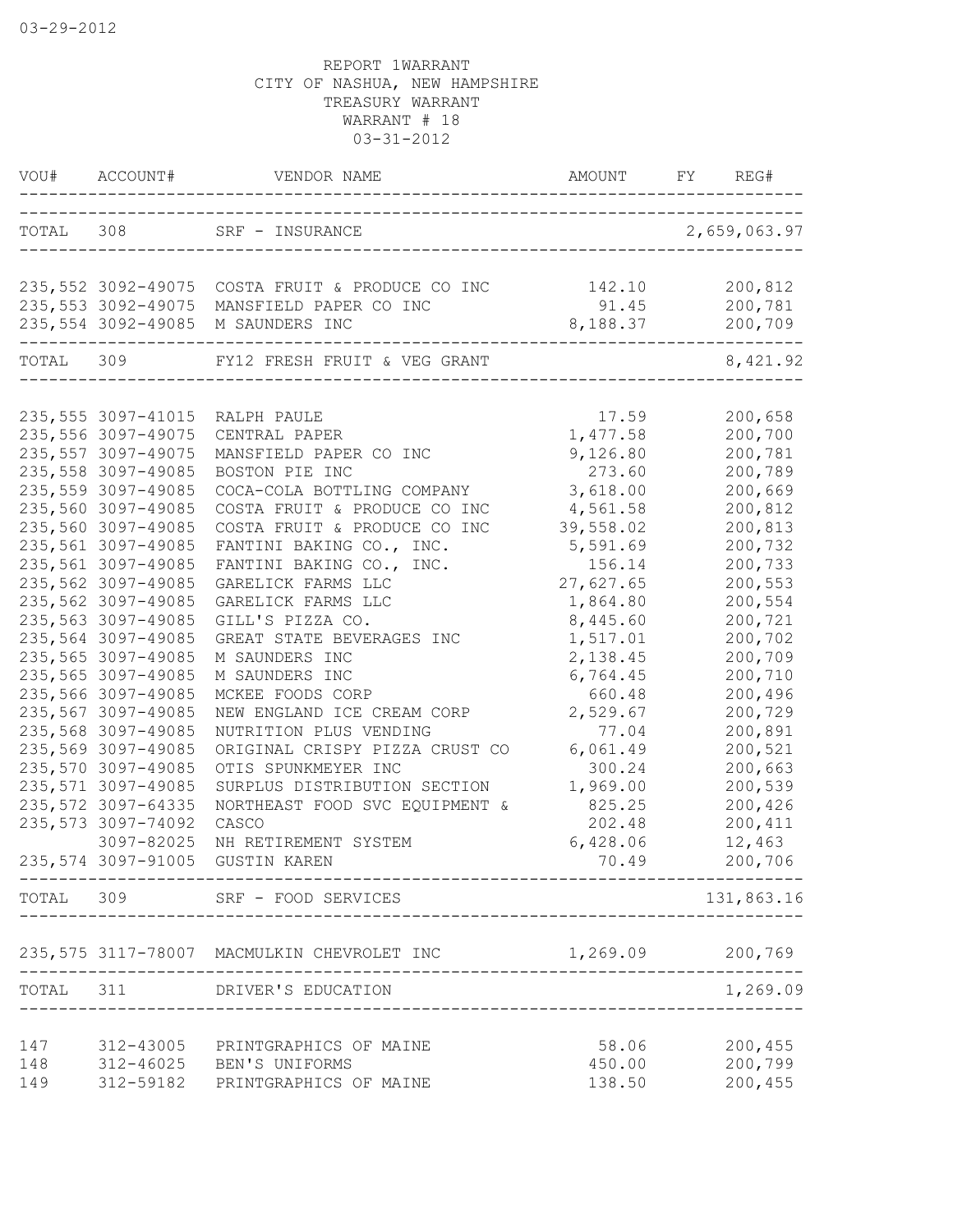REPORT 1WARRANT
CITY OF NASHUA, NEW HAMPSHIRE
TREASURY WARRANT
WARRANT # 18
03-31-2012

| VOU# | ACCOUNT# | VENDOR NAME | AMOUNT | FY | REG# |
|---|---|---|---|---|---|
| TOTAL | 308 | SRF - INSURANCE | | | 2,659,063.97 |
| 235,552 | 3092-49075 | COSTA FRUIT & PRODUCE CO INC | 142.10 | | 200,812 |
| 235,553 | 3092-49075 | MANSFIELD PAPER CO INC | 91.45 | | 200,781 |
| 235,554 | 3092-49085 | M SAUNDERS INC | 8,188.37 | | 200,709 |
| TOTAL | 309 | FY12 FRESH FRUIT & VEG GRANT | | | 8,421.92 |
| 235,555 | 3097-41015 | RALPH PAULE | 17.59 | | 200,658 |
| 235,556 | 3097-49075 | CENTRAL PAPER | 1,477.58 | | 200,700 |
| 235,557 | 3097-49075 | MANSFIELD PAPER CO INC | 9,126.80 | | 200,781 |
| 235,558 | 3097-49085 | BOSTON PIE INC | 273.60 | | 200,789 |
| 235,559 | 3097-49085 | COCA-COLA BOTTLING COMPANY | 3,618.00 | | 200,669 |
| 235,560 | 3097-49085 | COSTA FRUIT & PRODUCE CO INC | 4,561.58 | | 200,812 |
| 235,560 | 3097-49085 | COSTA FRUIT & PRODUCE CO INC | 39,558.02 | | 200,813 |
| 235,561 | 3097-49085 | FANTINI BAKING CO., INC. | 5,591.69 | | 200,732 |
| 235,561 | 3097-49085 | FANTINI BAKING CO., INC. | 156.14 | | 200,733 |
| 235,562 | 3097-49085 | GARELICK FARMS LLC | 27,627.65 | | 200,553 |
| 235,562 | 3097-49085 | GARELICK FARMS LLC | 1,864.80 | | 200,554 |
| 235,563 | 3097-49085 | GILL'S PIZZA CO. | 8,445.60 | | 200,721 |
| 235,564 | 3097-49085 | GREAT STATE BEVERAGES INC | 1,517.01 | | 200,702 |
| 235,565 | 3097-49085 | M SAUNDERS INC | 2,138.45 | | 200,709 |
| 235,565 | 3097-49085 | M SAUNDERS INC | 6,764.45 | | 200,710 |
| 235,566 | 3097-49085 | MCKEE FOODS CORP | 660.48 | | 200,496 |
| 235,567 | 3097-49085 | NEW ENGLAND ICE CREAM CORP | 2,529.67 | | 200,729 |
| 235,568 | 3097-49085 | NUTRITION PLUS VENDING | 77.04 | | 200,891 |
| 235,569 | 3097-49085 | ORIGINAL CRISPY PIZZA CRUST CO | 6,061.49 | | 200,521 |
| 235,570 | 3097-49085 | OTIS SPUNKMEYER INC | 300.24 | | 200,663 |
| 235,571 | 3097-49085 | SURPLUS DISTRIBUTION SECTION | 1,969.00 | | 200,539 |
| 235,572 | 3097-64335 | NORTHEAST FOOD SVC EQUIPMENT & | 825.25 | | 200,426 |
| 235,573 | 3097-74092 | CASCO | 202.48 | | 200,411 |
| | 3097-82025 | NH RETIREMENT SYSTEM | 6,428.06 | | 12,463 |
| 235,574 | 3097-91005 | GUSTIN KAREN | 70.49 | | 200,706 |
| TOTAL | 309 | SRF - FOOD SERVICES | | | 131,863.16 |
| 235,575 | 3117-78007 | MACMULKIN CHEVROLET INC | 1,269.09 | | 200,769 |
| TOTAL | 311 | DRIVER'S EDUCATION | | | 1,269.09 |
| 147 | 312-43005 | PRINTGRAPHICS OF MAINE | 58.06 | | 200,455 |
| 148 | 312-46025 | BEN'S UNIFORMS | 450.00 | | 200,799 |
| 149 | 312-59182 | PRINTGRAPHICS OF MAINE | 138.50 | | 200,455 |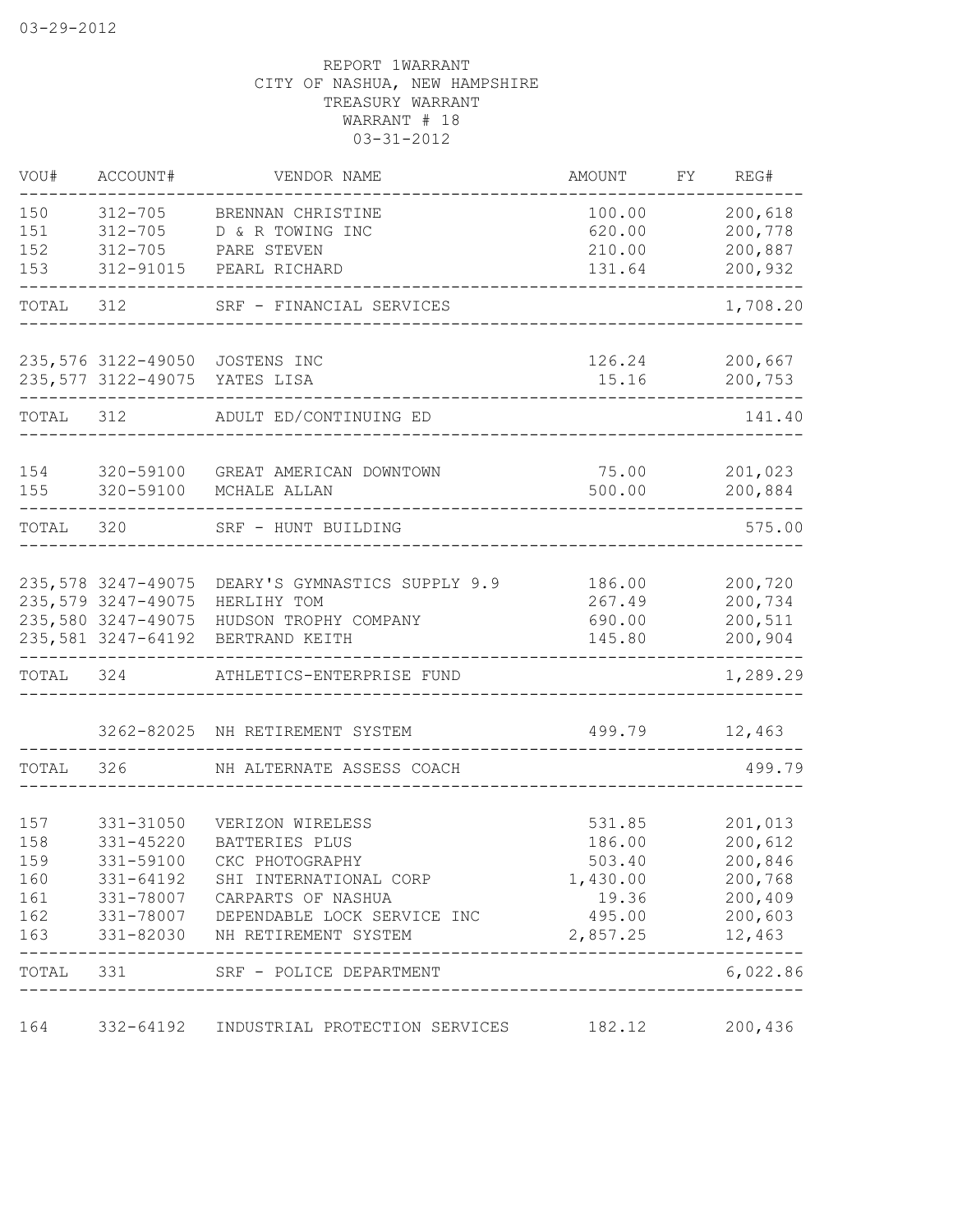REPORT 1WARRANT
CITY OF NASHUA, NEW HAMPSHIRE
TREASURY WARRANT
WARRANT # 18
03-31-2012

| VOU# | ACCOUNT# | VENDOR NAME | AMOUNT | FY | REG# |
|---|---|---|---|---|---|
| 150 | 312-705 | BRENNAN CHRISTINE | 100.00 | | 200,618 |
| 151 | 312-705 | D & R TOWING INC | 620.00 | | 200,778 |
| 152 | 312-705 | PARE STEVEN | 210.00 | | 200,887 |
| 153 | 312-91015 | PEARL RICHARD | 131.64 | | 200,932 |
| TOTAL | 312 | SRF - FINANCIAL SERVICES | | | 1,708.20 |
| 235,576 | 3122-49050 | JOSTENS INC | 126.24 | | 200,667 |
| 235,577 | 3122-49075 | YATES LISA | 15.16 | | 200,753 |
| TOTAL | 312 | ADULT ED/CONTINUING ED | | | 141.40 |
| 154 | 320-59100 | GREAT AMERICAN DOWNTOWN | 75.00 | | 201,023 |
| 155 | 320-59100 | MCHALE ALLAN | 500.00 | | 200,884 |
| TOTAL | 320 | SRF - HUNT BUILDING | | | 575.00 |
| 235,578 | 3247-49075 | DEARY'S GYMNASTICS SUPPLY 9.9 | 186.00 | | 200,720 |
| 235,579 | 3247-49075 | HERLIHY TOM | 267.49 | | 200,734 |
| 235,580 | 3247-49075 | HUDSON TROPHY COMPANY | 690.00 | | 200,511 |
| 235,581 | 3247-64192 | BERTRAND KEITH | 145.80 | | 200,904 |
| TOTAL | 324 | ATHLETICS-ENTERPRISE FUND | | | 1,289.29 |
| | 3262-82025 | NH RETIREMENT SYSTEM | 499.79 | | 12,463 |
| TOTAL | 326 | NH ALTERNATE ASSESS COACH | | | 499.79 |
| 157 | 331-31050 | VERIZON WIRELESS | 531.85 | | 201,013 |
| 158 | 331-45220 | BATTERIES PLUS | 186.00 | | 200,612 |
| 159 | 331-59100 | CKC PHOTOGRAPHY | 503.40 | | 200,846 |
| 160 | 331-64192 | SHI INTERNATIONAL CORP | 1,430.00 | | 200,768 |
| 161 | 331-78007 | CARPARTS OF NASHUA | 19.36 | | 200,409 |
| 162 | 331-78007 | DEPENDABLE LOCK SERVICE INC | 495.00 | | 200,603 |
| 163 | 331-82030 | NH RETIREMENT SYSTEM | 2,857.25 | | 12,463 |
| TOTAL | 331 | SRF - POLICE DEPARTMENT | | | 6,022.86 |
| 164 | 332-64192 | INDUSTRIAL PROTECTION SERVICES | 182.12 | | 200,436 |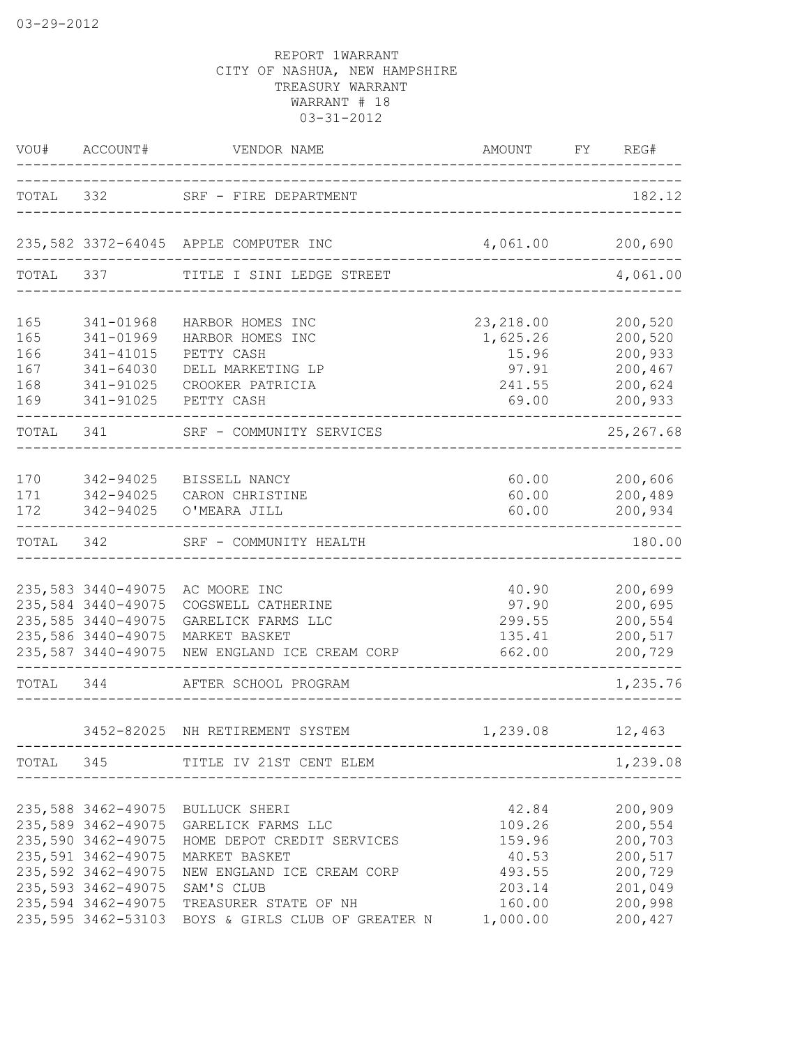03-29-2012

REPORT 1WARRANT
CITY OF NASHUA, NEW HAMPSHIRE
TREASURY WARRANT
WARRANT # 18
03-31-2012

| VOU# | ACCOUNT# | VENDOR NAME | AMOUNT | FY | REG# |
|---|---|---|---|---|---|
| TOTAL | 332 | SRF - FIRE DEPARTMENT | | | 182.12 |
| 235,582 | 3372-64045 | APPLE COMPUTER INC | 4,061.00 | | 200,690 |
| TOTAL | 337 | TITLE I SINI LEDGE STREET | | | 4,061.00 |
| 165 | 341-01968 | HARBOR HOMES INC | 23,218.00 | | 200,520 |
| 165 | 341-01969 | HARBOR HOMES INC | 1,625.26 | | 200,520 |
| 166 | 341-41015 | PETTY CASH | 15.96 | | 200,933 |
| 167 | 341-64030 | DELL MARKETING LP | 97.91 | | 200,467 |
| 168 | 341-91025 | CROOKER PATRICIA | 241.55 | | 200,624 |
| 169 | 341-91025 | PETTY CASH | 69.00 | | 200,933 |
| TOTAL | 341 | SRF - COMMUNITY SERVICES | | | 25,267.68 |
| 170 | 342-94025 | BISSELL NANCY | 60.00 | | 200,606 |
| 171 | 342-94025 | CARON CHRISTINE | 60.00 | | 200,489 |
| 172 | 342-94025 | O'MEARA JILL | 60.00 | | 200,934 |
| TOTAL | 342 | SRF - COMMUNITY HEALTH | | | 180.00 |
| 235,583 | 3440-49075 | AC MOORE INC | 40.90 | | 200,699 |
| 235,584 | 3440-49075 | COGSWELL CATHERINE | 97.90 | | 200,695 |
| 235,585 | 3440-49075 | GARELICK FARMS LLC | 299.55 | | 200,554 |
| 235,586 | 3440-49075 | MARKET BASKET | 135.41 | | 200,517 |
| 235,587 | 3440-49075 | NEW ENGLAND ICE CREAM CORP | 662.00 | | 200,729 |
| TOTAL | 344 | AFTER SCHOOL PROGRAM | | | 1,235.76 |
| | 3452-82025 | NH RETIREMENT SYSTEM | 1,239.08 | | 12,463 |
| TOTAL | 345 | TITLE IV 21ST CENT ELEM | | | 1,239.08 |
| 235,588 | 3462-49075 | BULLUCK SHERI | 42.84 | | 200,909 |
| 235,589 | 3462-49075 | GARELICK FARMS LLC | 109.26 | | 200,554 |
| 235,590 | 3462-49075 | HOME DEPOT CREDIT SERVICES | 159.96 | | 200,703 |
| 235,591 | 3462-49075 | MARKET BASKET | 40.53 | | 200,517 |
| 235,592 | 3462-49075 | NEW ENGLAND ICE CREAM CORP | 493.55 | | 200,729 |
| 235,593 | 3462-49075 | SAM'S CLUB | 203.14 | | 201,049 |
| 235,594 | 3462-49075 | TREASURER STATE OF NH | 160.00 | | 200,998 |
| 235,595 | 3462-53103 | BOYS & GIRLS CLUB OF GREATER N | 1,000.00 | | 200,427 |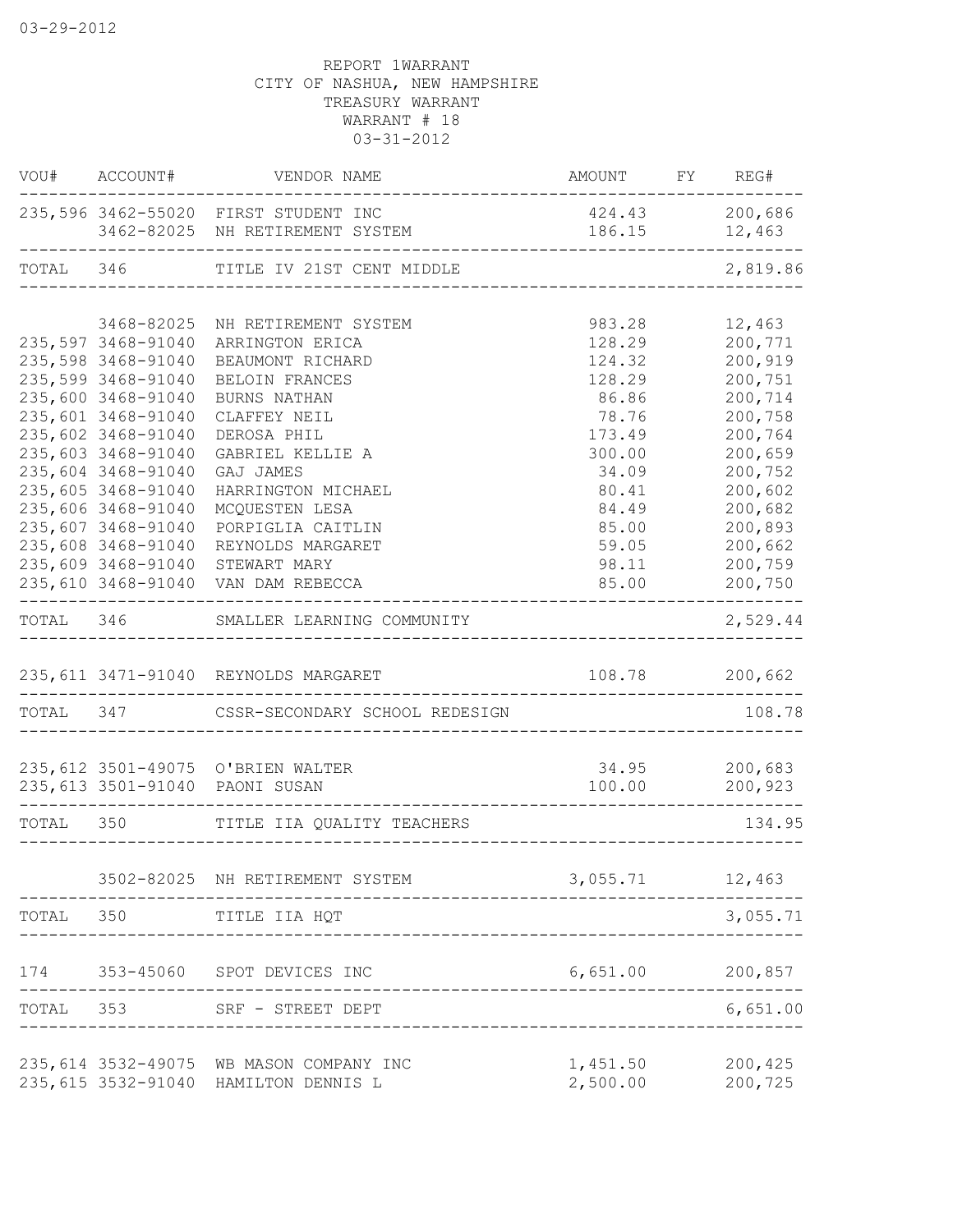REPORT 1WARRANT
CITY OF NASHUA, NEW HAMPSHIRE
TREASURY WARRANT
WARRANT # 18
03-31-2012

| VOU# | ACCOUNT# | VENDOR NAME | AMOUNT | FY | REG# |
|---|---|---|---|---|---|
| 235,596 | 3462-55020 | FIRST STUDENT INC | 424.43 | | 200,686 |
| | 3462-82025 | NH RETIREMENT SYSTEM | 186.15 | | 12,463 |
| TOTAL | 346 | TITLE IV 21ST CENT MIDDLE | | | 2,819.86 |
| | 3468-82025 | NH RETIREMENT SYSTEM | 983.28 | | 12,463 |
| 235,597 | 3468-91040 | ARRINGTON ERICA | 128.29 | | 200,771 |
| 235,598 | 3468-91040 | BEAUMONT RICHARD | 124.32 | | 200,919 |
| 235,599 | 3468-91040 | BELOIN FRANCES | 128.29 | | 200,751 |
| 235,600 | 3468-91040 | BURNS NATHAN | 86.86 | | 200,714 |
| 235,601 | 3468-91040 | CLAFFEY NEIL | 78.76 | | 200,758 |
| 235,602 | 3468-91040 | DEROSA PHIL | 173.49 | | 200,764 |
| 235,603 | 3468-91040 | GABRIEL KELLIE A | 300.00 | | 200,659 |
| 235,604 | 3468-91040 | GAJ JAMES | 34.09 | | 200,752 |
| 235,605 | 3468-91040 | HARRINGTON MICHAEL | 80.41 | | 200,602 |
| 235,606 | 3468-91040 | MCQUESTEN LESA | 84.49 | | 200,682 |
| 235,607 | 3468-91040 | PORPIGLIA CAITLIN | 85.00 | | 200,893 |
| 235,608 | 3468-91040 | REYNOLDS MARGARET | 59.05 | | 200,662 |
| 235,609 | 3468-91040 | STEWART MARY | 98.11 | | 200,759 |
| 235,610 | 3468-91040 | VAN DAM REBECCA | 85.00 | | 200,750 |
| TOTAL | 346 | SMALLER LEARNING COMMUNITY | | | 2,529.44 |
| 235,611 | 3471-91040 | REYNOLDS MARGARET | 108.78 | | 200,662 |
| TOTAL | 347 | CSSR-SECONDARY SCHOOL REDESIGN | | | 108.78 |
| 235,612 | 3501-49075 | O'BRIEN WALTER | 34.95 | | 200,683 |
| 235,613 | 3501-91040 | PAONI SUSAN | 100.00 | | 200,923 |
| TOTAL | 350 | TITLE IIA QUALITY TEACHERS | | | 134.95 |
| | 3502-82025 | NH RETIREMENT SYSTEM | 3,055.71 | | 12,463 |
| TOTAL | 350 | TITLE IIA HQT | | | 3,055.71 |
| 174 | 353-45060 | SPOT DEVICES INC | 6,651.00 | | 200,857 |
| TOTAL | 353 | SRF - STREET DEPT | | | 6,651.00 |
| 235,614 | 3532-49075 | WB MASON COMPANY INC | 1,451.50 | | 200,425 |
| 235,615 | 3532-91040 | HAMILTON DENNIS L | 2,500.00 | | 200,725 |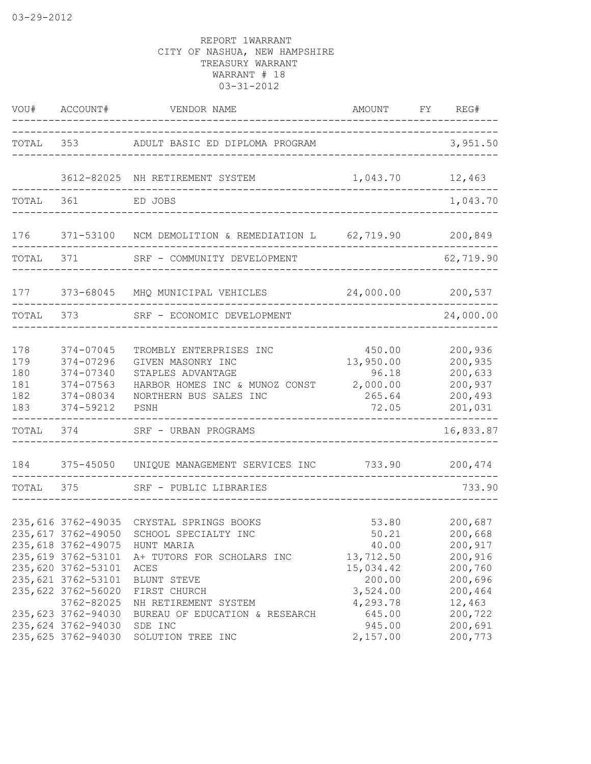REPORT 1WARRANT
CITY OF NASHUA, NEW HAMPSHIRE
TREASURY WARRANT
WARRANT # 18
03-31-2012

| VOU# | ACCOUNT# | VENDOR NAME | AMOUNT | FY | REG# |
|---|---|---|---|---|---|
| TOTAL | 353 | ADULT BASIC ED DIPLOMA PROGRAM | | | 3,951.50 |
| | 3612-82025 | NH RETIREMENT SYSTEM | 1,043.70 | | 12,463 |
| TOTAL | 361 | ED JOBS | | | 1,043.70 |
| 176 | 371-53100 | NCM DEMOLITION & REMEDIATION L | 62,719.90 | | 200,849 |
| TOTAL | 371 | SRF - COMMUNITY DEVELOPMENT | | | 62,719.90 |
| 177 | 373-68045 | MHQ MUNICIPAL VEHICLES | 24,000.00 | | 200,537 |
| TOTAL | 373 | SRF - ECONOMIC DEVELOPMENT | | | 24,000.00 |
| 178 | 374-07045 | TROMBLY ENTERPRISES INC | 450.00 | | 200,936 |
| 179 | 374-07296 | GIVEN MASONRY INC | 13,950.00 | | 200,935 |
| 180 | 374-07340 | STAPLES ADVANTAGE | 96.18 | | 200,633 |
| 181 | 374-07563 | HARBOR HOMES INC & MUNOZ CONST | 2,000.00 | | 200,937 |
| 182 | 374-08034 | NORTHERN BUS SALES INC | 265.64 | | 200,493 |
| 183 | 374-59212 | PSNH | 72.05 | | 201,031 |
| TOTAL | 374 | SRF - URBAN PROGRAMS | | | 16,833.87 |
| 184 | 375-45050 | UNIQUE MANAGEMENT SERVICES INC | 733.90 | | 200,474 |
| TOTAL | 375 | SRF - PUBLIC LIBRARIES | | | 733.90 |
| 235,616 | 3762-49035 | CRYSTAL SPRINGS BOOKS | 53.80 | | 200,687 |
| 235,617 | 3762-49050 | SCHOOL SPECIALTY INC | 50.21 | | 200,668 |
| 235,618 | 3762-49075 | HUNT MARIA | 40.00 | | 200,917 |
| 235,619 | 3762-53101 | A+ TUTORS FOR SCHOLARS INC | 13,712.50 | | 200,916 |
| 235,620 | 3762-53101 | ACES | 15,034.42 | | 200,760 |
| 235,621 | 3762-53101 | BLUNT STEVE | 200.00 | | 200,696 |
| 235,622 | 3762-56020 | FIRST CHURCH | 3,524.00 | | 200,464 |
| | 3762-82025 | NH RETIREMENT SYSTEM | 4,293.78 | | 12,463 |
| 235,623 | 3762-94030 | BUREAU OF EDUCATION & RESEARCH | 645.00 | | 200,722 |
| 235,624 | 3762-94030 | SDE INC | 945.00 | | 200,691 |
| 235,625 | 3762-94030 | SOLUTION TREE INC | 2,157.00 | | 200,773 |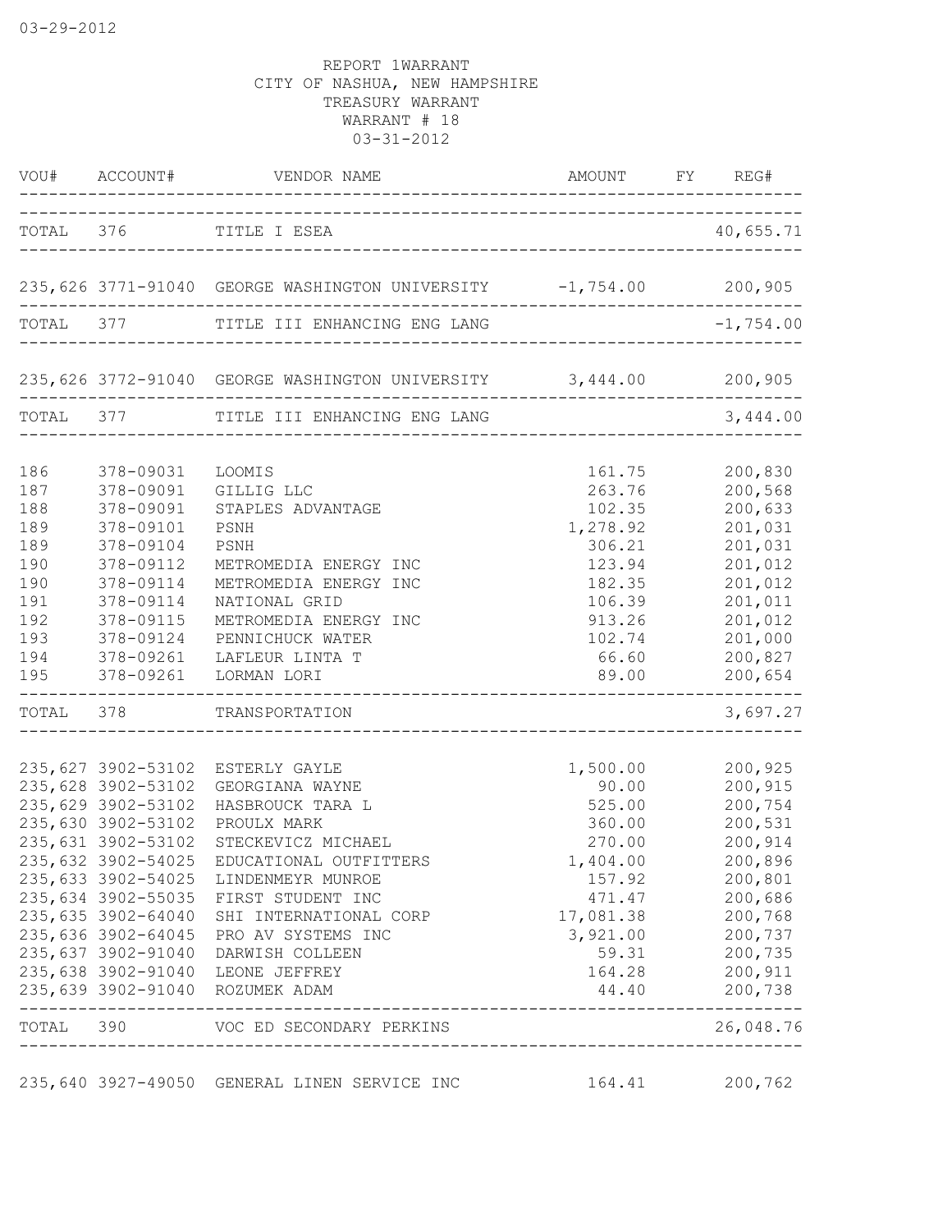03-29-2012

REPORT 1WARRANT
CITY OF NASHUA, NEW HAMPSHIRE
TREASURY WARRANT
WARRANT # 18
03-31-2012

| VOU# | ACCOUNT# | VENDOR NAME | AMOUNT | FY | REG# |
|---|---|---|---|---|---|
| TOTAL | 376 | TITLE I ESEA | | | 40,655.71 |
| 235,626 | 3771-91040 | GEORGE WASHINGTON UNIVERSITY | -1,754.00 | | 200,905 |
| TOTAL | 377 | TITLE III ENHANCING ENG LANG | | | -1,754.00 |
| 235,626 | 3772-91040 | GEORGE WASHINGTON UNIVERSITY | 3,444.00 | | 200,905 |
| TOTAL | 377 | TITLE III ENHANCING ENG LANG | | | 3,444.00 |
| 186 | 378-09031 | LOOMIS | 161.75 | | 200,830 |
| 187 | 378-09091 | GILLIG LLC | 263.76 | | 200,568 |
| 188 | 378-09091 | STAPLES ADVANTAGE | 102.35 | | 200,633 |
| 189 | 378-09101 | PSNH | 1,278.92 | | 201,031 |
| 189 | 378-09104 | PSNH | 306.21 | | 201,031 |
| 190 | 378-09112 | METROMEDIA ENERGY INC | 123.94 | | 201,012 |
| 190 | 378-09114 | METROMEDIA ENERGY INC | 182.35 | | 201,012 |
| 191 | 378-09114 | NATIONAL GRID | 106.39 | | 201,011 |
| 192 | 378-09115 | METROMEDIA ENERGY INC | 913.26 | | 201,012 |
| 193 | 378-09124 | PENNICHUCK WATER | 102.74 | | 201,000 |
| 194 | 378-09261 | LAFLEUR LINTA T | 66.60 | | 200,827 |
| 195 | 378-09261 | LORMAN LORI | 89.00 | | 200,654 |
| TOTAL | 378 | TRANSPORTATION | | | 3,697.27 |
| 235,627 | 3902-53102 | ESTERLY GAYLE | 1,500.00 | | 200,925 |
| 235,628 | 3902-53102 | GEORGIANA WAYNE | 90.00 | | 200,915 |
| 235,629 | 3902-53102 | HASBROUCK TARA L | 525.00 | | 200,754 |
| 235,630 | 3902-53102 | PROULX MARK | 360.00 | | 200,531 |
| 235,631 | 3902-53102 | STECKEVICZ MICHAEL | 270.00 | | 200,914 |
| 235,632 | 3902-54025 | EDUCATIONAL OUTFITTERS | 1,404.00 | | 200,896 |
| 235,633 | 3902-54025 | LINDENMEYR MUNROE | 157.92 | | 200,801 |
| 235,634 | 3902-55035 | FIRST STUDENT INC | 471.47 | | 200,686 |
| 235,635 | 3902-64040 | SHI INTERNATIONAL CORP | 17,081.38 | | 200,768 |
| 235,636 | 3902-64045 | PRO AV SYSTEMS INC | 3,921.00 | | 200,737 |
| 235,637 | 3902-91040 | DARWISH COLLEEN | 59.31 | | 200,735 |
| 235,638 | 3902-91040 | LEONE JEFFREY | 164.28 | | 200,911 |
| 235,639 | 3902-91040 | ROZUMEK ADAM | 44.40 | | 200,738 |
| TOTAL | 390 | VOC ED SECONDARY PERKINS | | | 26,048.76 |
| 235,640 | 3927-49050 | GENERAL LINEN SERVICE INC | 164.41 | | 200,762 |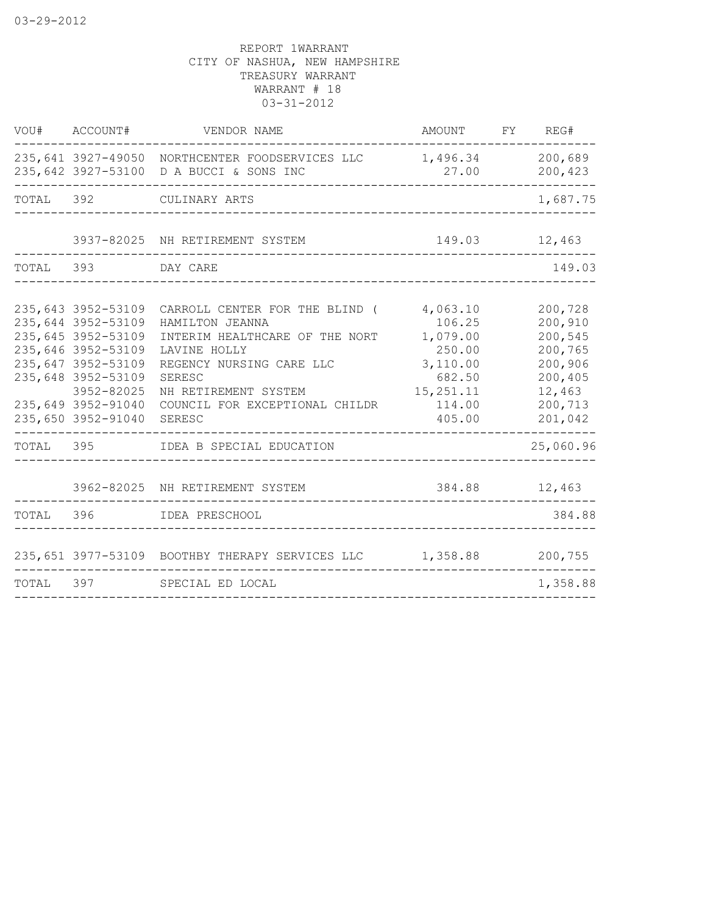03-29-2012

REPORT 1WARRANT
CITY OF NASHUA, NEW HAMPSHIRE
TREASURY WARRANT
WARRANT # 18
03-31-2012

| VOU# | ACCOUNT# | VENDOR NAME | AMOUNT | FY | REG# |
|---|---|---|---|---|---|
| 235,641 | 3927-49050 | NORTHCENTER FOODSERVICES LLC | 1,496.34 | | 200,689 |
| 235,642 | 3927-53100 | D A BUCCI & SONS INC | 27.00 | | 200,423 |
| TOTAL | 392 | CULINARY ARTS | | | 1,687.75 |
| | 3937-82025 | NH RETIREMENT SYSTEM | 149.03 | | 12,463 |
| TOTAL | 393 | DAY CARE | | | 149.03 |
| 235,643 | 3952-53109 | CARROLL CENTER FOR THE BLIND ( | 4,063.10 | | 200,728 |
| 235,644 | 3952-53109 | HAMILTON JEANNA | 106.25 | | 200,910 |
| 235,645 | 3952-53109 | INTERIM HEALTHCARE OF THE NORT | 1,079.00 | | 200,545 |
| 235,646 | 3952-53109 | LAVINE HOLLY | 250.00 | | 200,765 |
| 235,647 | 3952-53109 | REGENCY NURSING CARE LLC | 3,110.00 | | 200,906 |
| 235,648 | 3952-53109 | SERESC | 682.50 | | 200,405 |
| | 3952-82025 | NH RETIREMENT SYSTEM | 15,251.11 | | 12,463 |
| 235,649 | 3952-91040 | COUNCIL FOR EXCEPTIONAL CHILDR | 114.00 | | 200,713 |
| 235,650 | 3952-91040 | SERESC | 405.00 | | 201,042 |
| TOTAL | 395 | IDEA B SPECIAL EDUCATION | | | 25,060.96 |
| | 3962-82025 | NH RETIREMENT SYSTEM | 384.88 | | 12,463 |
| TOTAL | 396 | IDEA PRESCHOOL | | | 384.88 |
| 235,651 | 3977-53109 | BOOTHBY THERAPY SERVICES LLC | 1,358.88 | | 200,755 |
| TOTAL | 397 | SPECIAL ED LOCAL | | | 1,358.88 |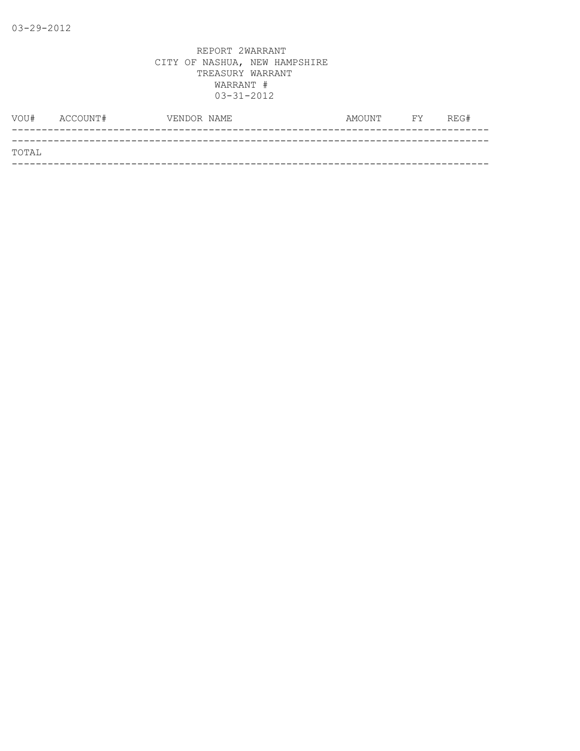03-29-2012

REPORT 2WARRANT
CITY OF NASHUA, NEW HAMPSHIRE
TREASURY WARRANT
WARRANT #
03-31-2012

| VOU# | ACCOUNT# | VENDOR NAME | AMOUNT | FY | REG# |
| --- | --- | --- | --- | --- | --- |
| TOTAL | | | | | |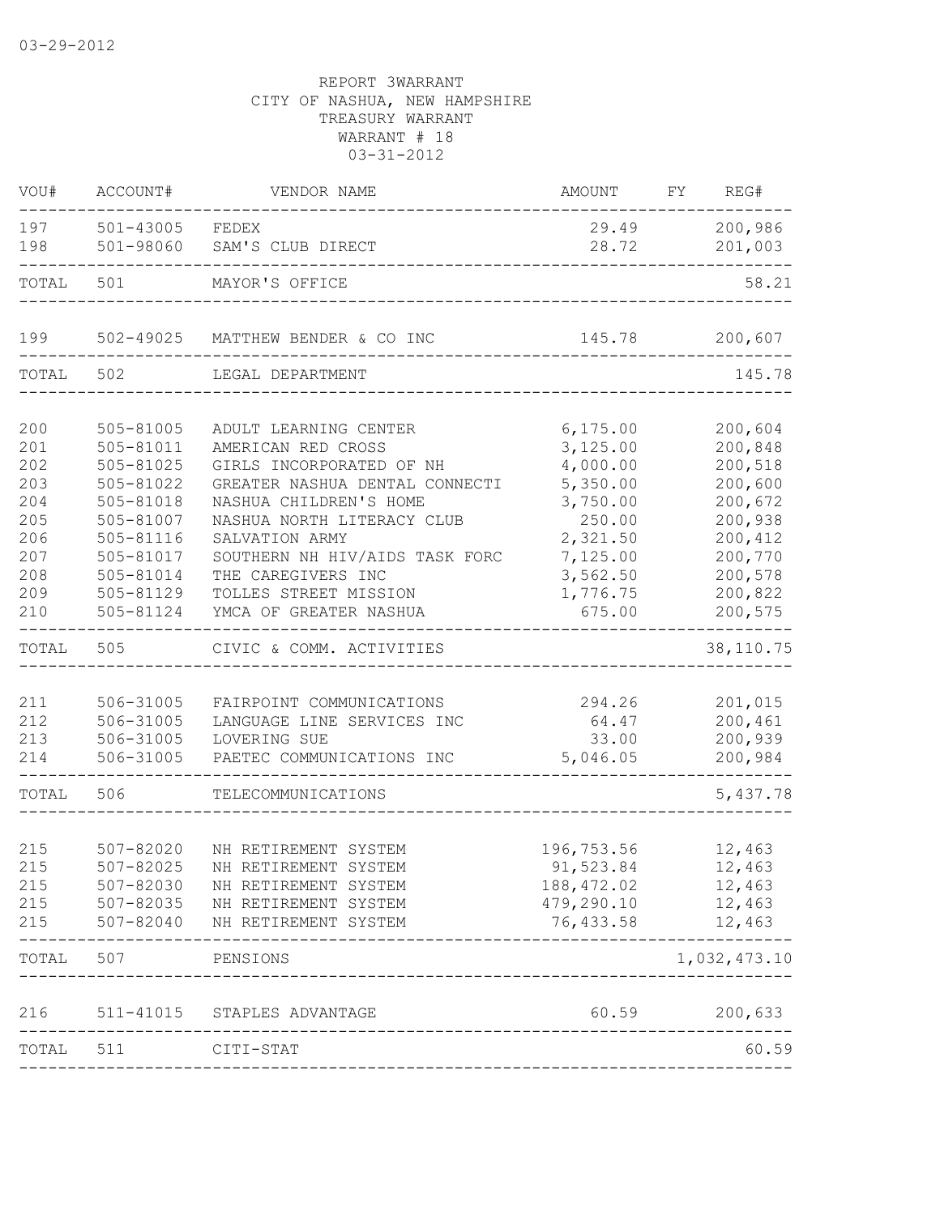03-29-2012

REPORT 3WARRANT
CITY OF NASHUA, NEW HAMPSHIRE
TREASURY WARRANT
WARRANT # 18
03-31-2012

| VOU# | ACCOUNT# | VENDOR NAME | AMOUNT | FY | REG# |
|---|---|---|---|---|---|
| 197 | 501-43005 | FEDEX | 29.49 | | 200,986 |
| 198 | 501-98060 | SAM'S CLUB DIRECT | 28.72 | | 201,003 |
| TOTAL | 501 | MAYOR'S OFFICE | | | 58.21 |
| 199 | 502-49025 | MATTHEW BENDER & CO INC | 145.78 | | 200,607 |
| TOTAL | 502 | LEGAL DEPARTMENT | | | 145.78 |
| 200 | 505-81005 | ADULT LEARNING CENTER | 6,175.00 | | 200,604 |
| 201 | 505-81011 | AMERICAN RED CROSS | 3,125.00 | | 200,848 |
| 202 | 505-81025 | GIRLS INCORPORATED OF NH | 4,000.00 | | 200,518 |
| 203 | 505-81022 | GREATER NASHUA DENTAL CONNECTI | 5,350.00 | | 200,600 |
| 204 | 505-81018 | NASHUA CHILDREN'S HOME | 3,750.00 | | 200,672 |
| 205 | 505-81007 | NASHUA NORTH LITERACY CLUB | 250.00 | | 200,938 |
| 206 | 505-81116 | SALVATION ARMY | 2,321.50 | | 200,412 |
| 207 | 505-81017 | SOUTHERN NH HIV/AIDS TASK FORC | 7,125.00 | | 200,770 |
| 208 | 505-81014 | THE CAREGIVERS INC | 3,562.50 | | 200,578 |
| 209 | 505-81129 | TOLLES STREET MISSION | 1,776.75 | | 200,822 |
| 210 | 505-81124 | YMCA OF GREATER NASHUA | 675.00 | | 200,575 |
| TOTAL | 505 | CIVIC & COMM. ACTIVITIES | | | 38,110.75 |
| 211 | 506-31005 | FAIRPOINT COMMUNICATIONS | 294.26 | | 201,015 |
| 212 | 506-31005 | LANGUAGE LINE SERVICES INC | 64.47 | | 200,461 |
| 213 | 506-31005 | LOVERING SUE | 33.00 | | 200,939 |
| 214 | 506-31005 | PAETEC COMMUNICATIONS INC | 5,046.05 | | 200,984 |
| TOTAL | 506 | TELECOMMUNICATIONS | | | 5,437.78 |
| 215 | 507-82020 | NH RETIREMENT SYSTEM | 196,753.56 | | 12,463 |
| 215 | 507-82025 | NH RETIREMENT SYSTEM | 91,523.84 | | 12,463 |
| 215 | 507-82030 | NH RETIREMENT SYSTEM | 188,472.02 | | 12,463 |
| 215 | 507-82035 | NH RETIREMENT SYSTEM | 479,290.10 | | 12,463 |
| 215 | 507-82040 | NH RETIREMENT SYSTEM | 76,433.58 | | 12,463 |
| TOTAL | 507 | PENSIONS | | | 1,032,473.10 |
| 216 | 511-41015 | STAPLES ADVANTAGE | 60.59 | | 200,633 |
| TOTAL | 511 | CITI-STAT | | | 60.59 |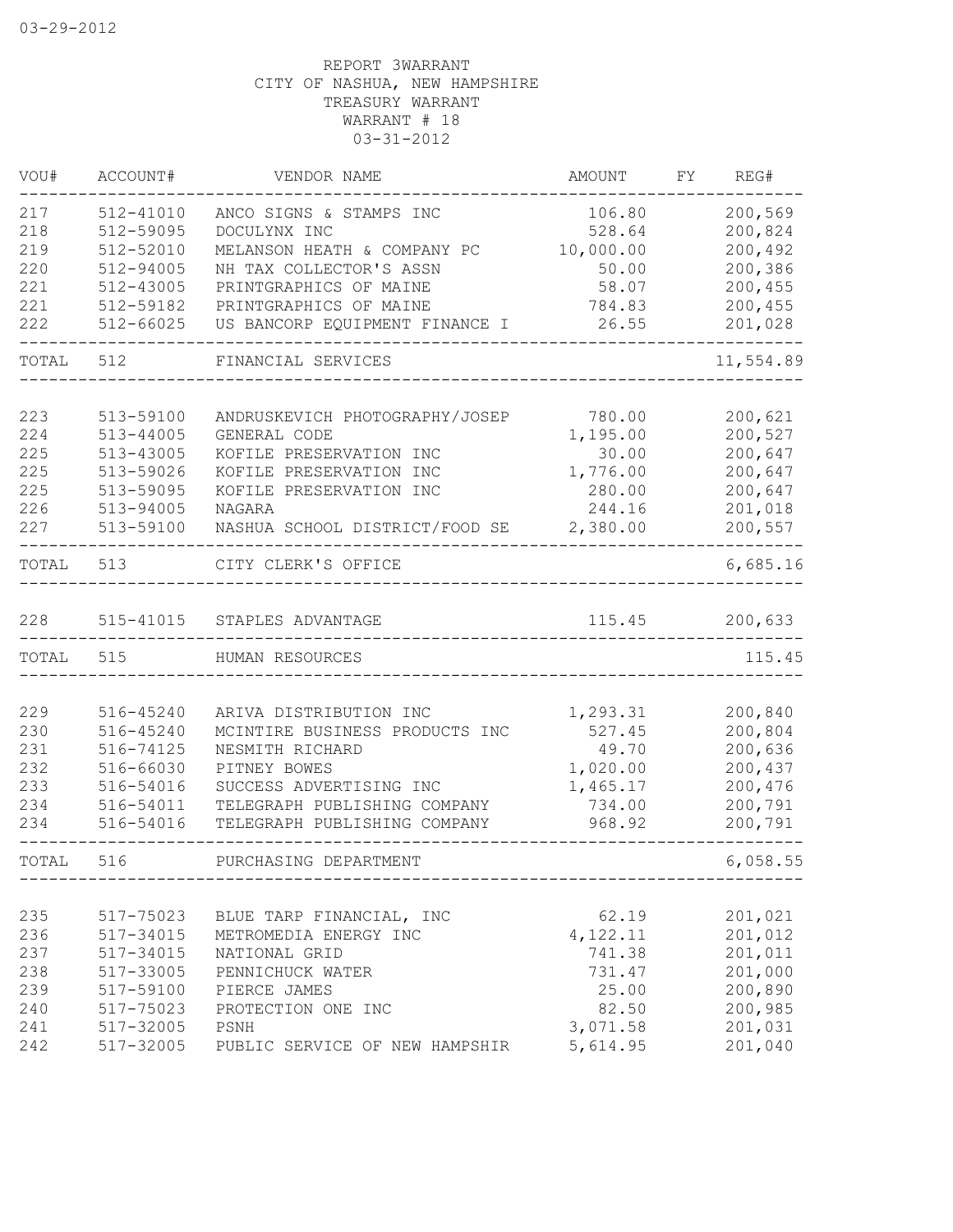03-29-2012

REPORT 3WARRANT
CITY OF NASHUA, NEW HAMPSHIRE
TREASURY WARRANT
WARRANT # 18
03-31-2012

| VOU# | ACCOUNT# | VENDOR NAME | AMOUNT | FY | REG# |
|---|---|---|---|---|---|
| 217 | 512-41010 | ANCO SIGNS & STAMPS INC | 106.80 | | 200,569 |
| 218 | 512-59095 | DOCULYNX INC | 528.64 | | 200,824 |
| 219 | 512-52010 | MELANSON HEATH & COMPANY PC | 10,000.00 | | 200,492 |
| 220 | 512-94005 | NH TAX COLLECTOR'S ASSN | 50.00 | | 200,386 |
| 221 | 512-43005 | PRINTGRAPHICS OF MAINE | 58.07 | | 200,455 |
| 221 | 512-59182 | PRINTGRAPHICS OF MAINE | 784.83 | | 200,455 |
| 222 | 512-66025 | US BANCORP EQUIPMENT FINANCE I | 26.55 | | 201,028 |
| TOTAL | 512 | FINANCIAL SERVICES | | | 11,554.89 |
| 223 | 513-59100 | ANDRUSKEVICH PHOTOGRAPHY/JOSEP | 780.00 | | 200,621 |
| 224 | 513-44005 | GENERAL CODE | 1,195.00 | | 200,527 |
| 225 | 513-43005 | KOFILE PRESERVATION INC | 30.00 | | 200,647 |
| 225 | 513-59026 | KOFILE PRESERVATION INC | 1,776.00 | | 200,647 |
| 225 | 513-59095 | KOFILE PRESERVATION INC | 280.00 | | 200,647 |
| 226 | 513-94005 | NAGARA | 244.16 | | 201,018 |
| 227 | 513-59100 | NASHUA SCHOOL DISTRICT/FOOD SE | 2,380.00 | | 200,557 |
| TOTAL | 513 | CITY CLERK'S OFFICE | | | 6,685.16 |
| 228 | 515-41015 | STAPLES ADVANTAGE | 115.45 | | 200,633 |
| TOTAL | 515 | HUMAN RESOURCES | | | 115.45 |
| 229 | 516-45240 | ARIVA DISTRIBUTION INC | 1,293.31 | | 200,840 |
| 230 | 516-45240 | MCINTIRE BUSINESS PRODUCTS INC | 527.45 | | 200,804 |
| 231 | 516-74125 | NESMITH RICHARD | 49.70 | | 200,636 |
| 232 | 516-66030 | PITNEY BOWES | 1,020.00 | | 200,437 |
| 233 | 516-54016 | SUCCESS ADVERTISING INC | 1,465.17 | | 200,476 |
| 234 | 516-54011 | TELEGRAPH PUBLISHING COMPANY | 734.00 | | 200,791 |
| 234 | 516-54016 | TELEGRAPH PUBLISHING COMPANY | 968.92 | | 200,791 |
| TOTAL | 516 | PURCHASING DEPARTMENT | | | 6,058.55 |
| 235 | 517-75023 | BLUE TARP FINANCIAL, INC | 62.19 | | 201,021 |
| 236 | 517-34015 | METROMEDIA ENERGY INC | 4,122.11 | | 201,012 |
| 237 | 517-34015 | NATIONAL GRID | 741.38 | | 201,011 |
| 238 | 517-33005 | PENNICHUCK WATER | 731.47 | | 201,000 |
| 239 | 517-59100 | PIERCE JAMES | 25.00 | | 200,890 |
| 240 | 517-75023 | PROTECTION ONE INC | 82.50 | | 200,985 |
| 241 | 517-32005 | PSNH | 3,071.58 | | 201,031 |
| 242 | 517-32005 | PUBLIC SERVICE OF NEW HAMPSHIR | 5,614.95 | | 201,040 |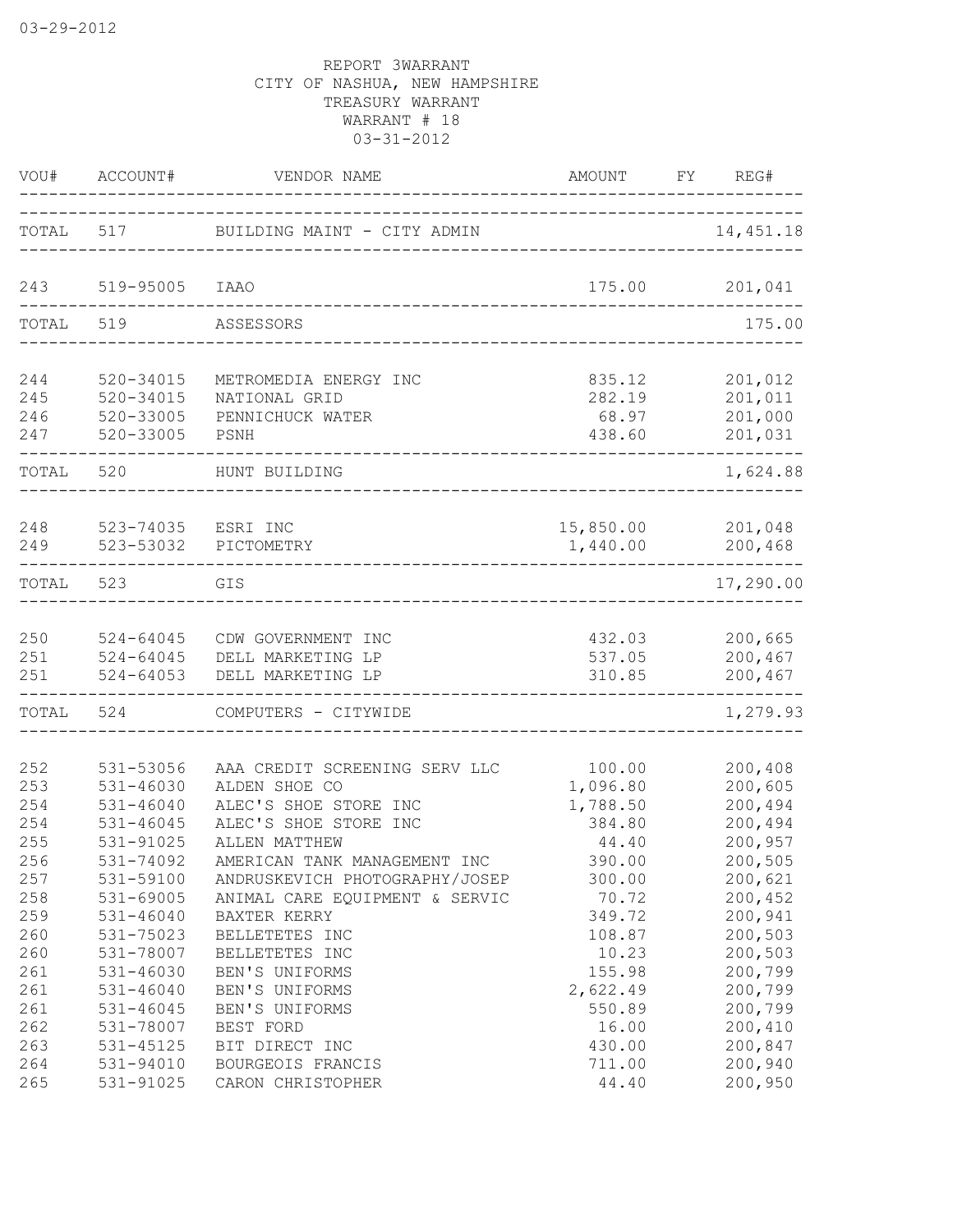03-29-2012

REPORT 3WARRANT
CITY OF NASHUA, NEW HAMPSHIRE
TREASURY WARRANT
WARRANT # 18
03-31-2012

| VOU# | ACCOUNT# | VENDOR NAME | AMOUNT | FY | REG# |
|---|---|---|---|---|---|
| TOTAL | 517 | BUILDING MAINT - CITY ADMIN | | | 14,451.18 |
| 243 | 519-95005 | IAAO | 175.00 | | 201,041 |
| TOTAL | 519 | ASSESSORS | | | 175.00 |
| 244 | 520-34015 | METROMEDIA ENERGY INC | 835.12 | | 201,012 |
| 245 | 520-34015 | NATIONAL GRID | 282.19 | | 201,011 |
| 246 | 520-33005 | PENNICHUCK WATER | 68.97 | | 201,000 |
| 247 | 520-33005 | PSNH | 438.60 | | 201,031 |
| TOTAL | 520 | HUNT BUILDING | | | 1,624.88 |
| 248 | 523-74035 | ESRI INC | 15,850.00 | | 201,048 |
| 249 | 523-53032 | PICTOMETRY | 1,440.00 | | 200,468 |
| TOTAL | 523 | GIS | | | 17,290.00 |
| 250 | 524-64045 | CDW GOVERNMENT INC | 432.03 | | 200,665 |
| 251 | 524-64045 | DELL MARKETING LP | 537.05 | | 200,467 |
| 251 | 524-64053 | DELL MARKETING LP | 310.85 | | 200,467 |
| TOTAL | 524 | COMPUTERS - CITYWIDE | | | 1,279.93 |
| 252 | 531-53056 | AAA CREDIT SCREENING SERV LLC | 100.00 | | 200,408 |
| 253 | 531-46030 | ALDEN SHOE CO | 1,096.80 | | 200,605 |
| 254 | 531-46040 | ALEC'S SHOE STORE INC | 1,788.50 | | 200,494 |
| 254 | 531-46045 | ALEC'S SHOE STORE INC | 384.80 | | 200,494 |
| 255 | 531-91025 | ALLEN MATTHEW | 44.40 | | 200,957 |
| 256 | 531-74092 | AMERICAN TANK MANAGEMENT INC | 390.00 | | 200,505 |
| 257 | 531-59100 | ANDRUSKEVICH PHOTOGRAPHY/JOSEP | 300.00 | | 200,621 |
| 258 | 531-69005 | ANIMAL CARE EQUIPMENT & SERVIC | 70.72 | | 200,452 |
| 259 | 531-46040 | BAXTER KERRY | 349.72 | | 200,941 |
| 260 | 531-75023 | BELLETETES INC | 108.87 | | 200,503 |
| 260 | 531-78007 | BELLETETES INC | 10.23 | | 200,503 |
| 261 | 531-46030 | BEN'S UNIFORMS | 155.98 | | 200,799 |
| 261 | 531-46040 | BEN'S UNIFORMS | 2,622.49 | | 200,799 |
| 261 | 531-46045 | BEN'S UNIFORMS | 550.89 | | 200,799 |
| 262 | 531-78007 | BEST FORD | 16.00 | | 200,410 |
| 263 | 531-45125 | BIT DIRECT INC | 430.00 | | 200,847 |
| 264 | 531-94010 | BOURGEOIS FRANCIS | 711.00 | | 200,940 |
| 265 | 531-91025 | CARON CHRISTOPHER | 44.40 | | 200,950 |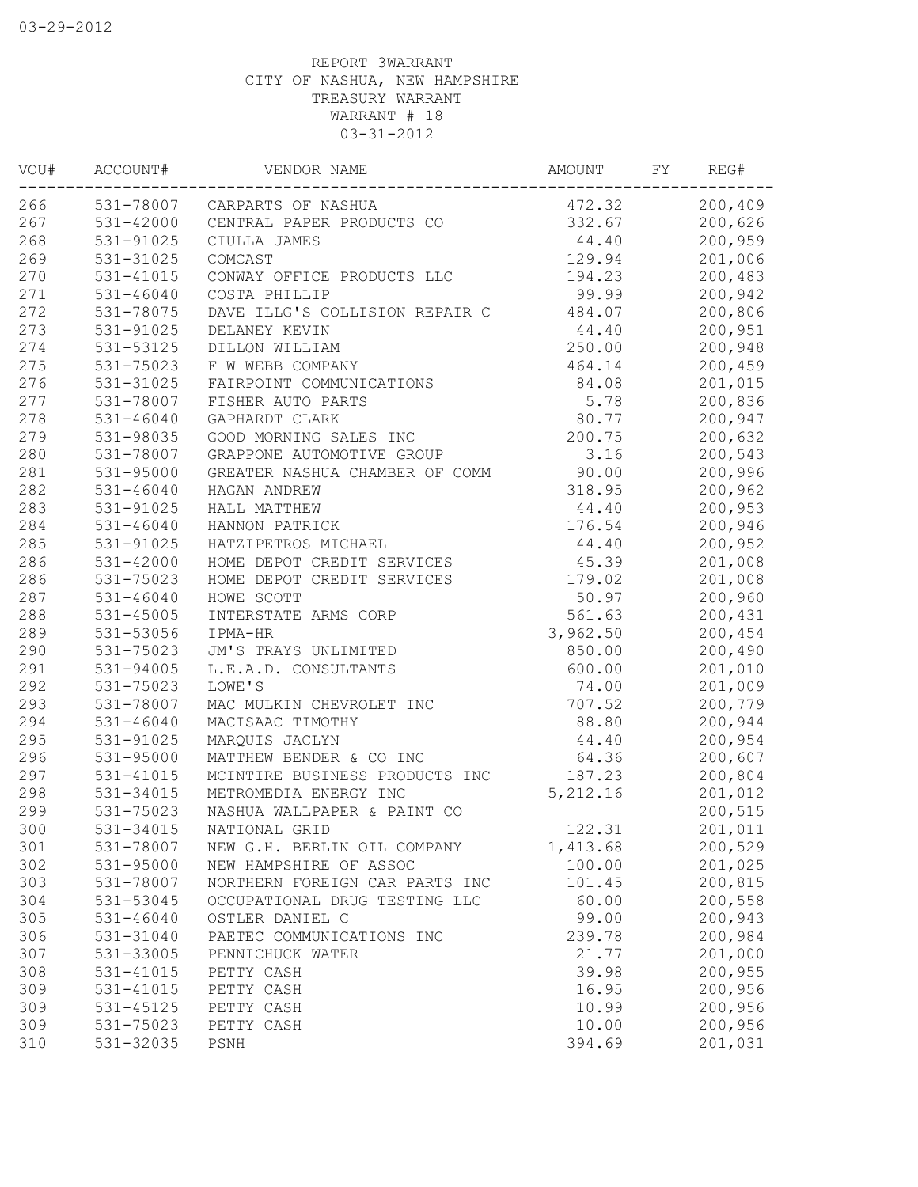REPORT 3WARRANT
CITY OF NASHUA, NEW HAMPSHIRE
TREASURY WARRANT
WARRANT # 18
03-31-2012

| VOU# | ACCOUNT# | VENDOR NAME | AMOUNT | FY | REG# |
|---|---|---|---|---|---|
| 266 | 531-78007 | CARPARTS OF NASHUA | 472.32 | | 200,409 |
| 267 | 531-42000 | CENTRAL PAPER PRODUCTS CO | 332.67 | | 200,626 |
| 268 | 531-91025 | CIULLA JAMES | 44.40 | | 200,959 |
| 269 | 531-31025 | COMCAST | 129.94 | | 201,006 |
| 270 | 531-41015 | CONWAY OFFICE PRODUCTS LLC | 194.23 | | 200,483 |
| 271 | 531-46040 | COSTA PHILLIP | 99.99 | | 200,942 |
| 272 | 531-78075 | DAVE ILLG'S COLLISION REPAIR C | 484.07 | | 200,806 |
| 273 | 531-91025 | DELANEY KEVIN | 44.40 | | 200,951 |
| 274 | 531-53125 | DILLON WILLIAM | 250.00 | | 200,948 |
| 275 | 531-75023 | F W WEBB COMPANY | 464.14 | | 200,459 |
| 276 | 531-31025 | FAIRPOINT COMMUNICATIONS | 84.08 | | 201,015 |
| 277 | 531-78007 | FISHER AUTO PARTS | 5.78 | | 200,836 |
| 278 | 531-46040 | GAPHARDT CLARK | 80.77 | | 200,947 |
| 279 | 531-98035 | GOOD MORNING SALES INC | 200.75 | | 200,632 |
| 280 | 531-78007 | GRAPPONE AUTOMOTIVE GROUP | 3.16 | | 200,543 |
| 281 | 531-95000 | GREATER NASHUA CHAMBER OF COMM | 90.00 | | 200,996 |
| 282 | 531-46040 | HAGAN ANDREW | 318.95 | | 200,962 |
| 283 | 531-91025 | HALL MATTHEW | 44.40 | | 200,953 |
| 284 | 531-46040 | HANNON PATRICK | 176.54 | | 200,946 |
| 285 | 531-91025 | HATZIPETROS MICHAEL | 44.40 | | 200,952 |
| 286 | 531-42000 | HOME DEPOT CREDIT SERVICES | 45.39 | | 201,008 |
| 286 | 531-75023 | HOME DEPOT CREDIT SERVICES | 179.02 | | 201,008 |
| 287 | 531-46040 | HOWE SCOTT | 50.97 | | 200,960 |
| 288 | 531-45005 | INTERSTATE ARMS CORP | 561.63 | | 200,431 |
| 289 | 531-53056 | IPMA-HR | 3,962.50 | | 200,454 |
| 290 | 531-75023 | JM'S TRAYS UNLIMITED | 850.00 | | 200,490 |
| 291 | 531-94005 | L.E.A.D. CONSULTANTS | 600.00 | | 201,010 |
| 292 | 531-75023 | LOWE'S | 74.00 | | 201,009 |
| 293 | 531-78007 | MAC MULKIN CHEVROLET INC | 707.52 | | 200,779 |
| 294 | 531-46040 | MACISAAC TIMOTHY | 88.80 | | 200,944 |
| 295 | 531-91025 | MARQUIS JACLYN | 44.40 | | 200,954 |
| 296 | 531-95000 | MATTHEW BENDER & CO INC | 64.36 | | 200,607 |
| 297 | 531-41015 | MCINTIRE BUSINESS PRODUCTS INC | 187.23 | | 200,804 |
| 298 | 531-34015 | METROMEDIA ENERGY INC | 5,212.16 | | 201,012 |
| 299 | 531-75023 | NASHUA WALLPAPER & PAINT CO | | | 200,515 |
| 300 | 531-34015 | NATIONAL GRID | 122.31 | | 201,011 |
| 301 | 531-78007 | NEW G.H. BERLIN OIL COMPANY | 1,413.68 | | 200,529 |
| 302 | 531-95000 | NEW HAMPSHIRE OF ASSOC | 100.00 | | 201,025 |
| 303 | 531-78007 | NORTHERN FOREIGN CAR PARTS INC | 101.45 | | 200,815 |
| 304 | 531-53045 | OCCUPATIONAL DRUG TESTING LLC | 60.00 | | 200,558 |
| 305 | 531-46040 | OSTLER DANIEL C | 99.00 | | 200,943 |
| 306 | 531-31040 | PAETEC COMMUNICATIONS INC | 239.78 | | 200,984 |
| 307 | 531-33005 | PENNICHUCK WATER | 21.77 | | 201,000 |
| 308 | 531-41015 | PETTY CASH | 39.98 | | 200,955 |
| 309 | 531-41015 | PETTY CASH | 16.95 | | 200,956 |
| 309 | 531-45125 | PETTY CASH | 10.99 | | 200,956 |
| 309 | 531-75023 | PETTY CASH | 10.00 | | 200,956 |
| 310 | 531-32035 | PSNH | 394.69 | | 201,031 |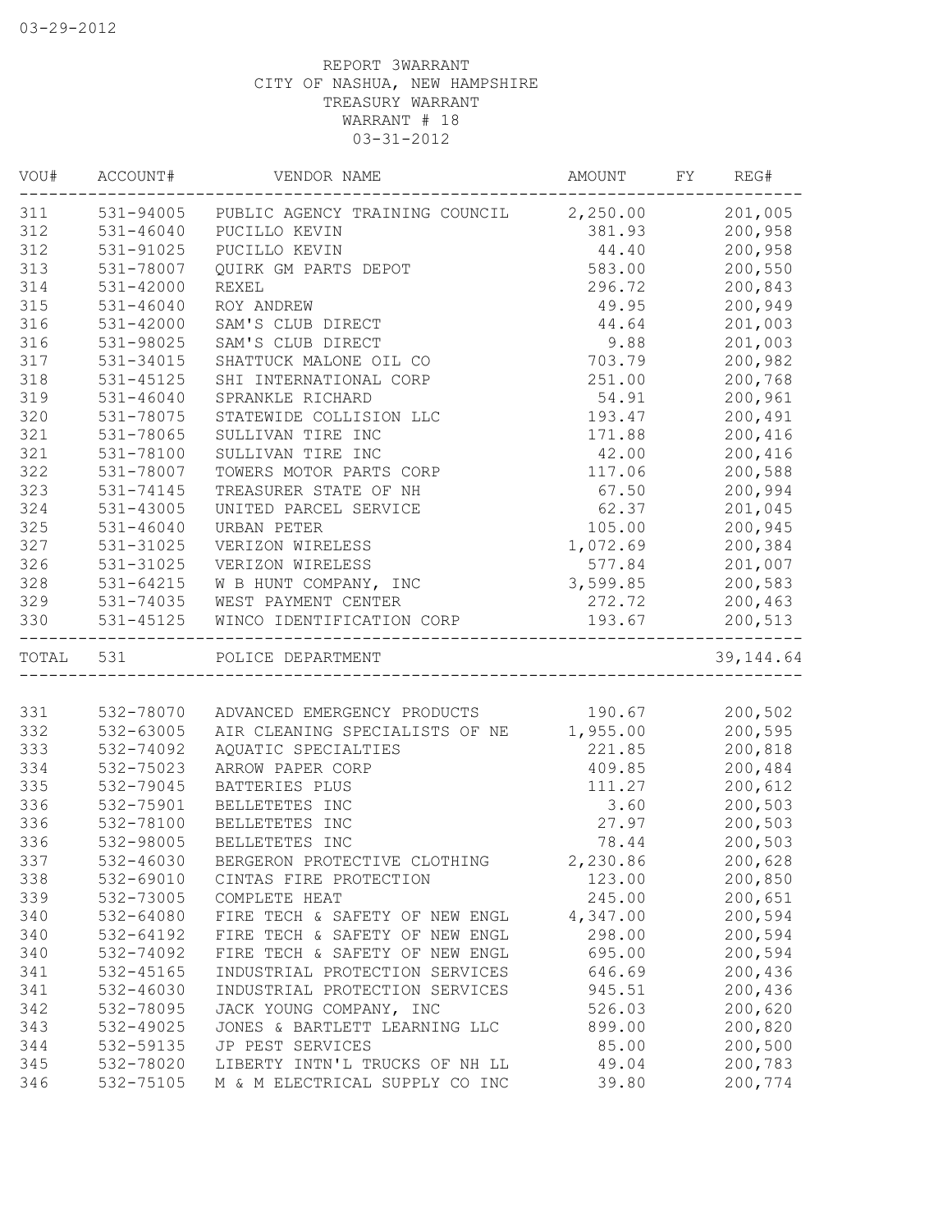REPORT 3WARRANT
CITY OF NASHUA, NEW HAMPSHIRE
TREASURY WARRANT
WARRANT # 18
03-31-2012

| VOU# | ACCOUNT# | VENDOR NAME | AMOUNT | FY | REG# |
|---|---|---|---|---|---|
| 311 | 531-94005 | PUBLIC AGENCY TRAINING COUNCIL | 2,250.00 | | 201,005 |
| 312 | 531-46040 | PUCILLO KEVIN | 381.93 | | 200,958 |
| 312 | 531-91025 | PUCILLO KEVIN | 44.40 | | 200,958 |
| 313 | 531-78007 | QUIRK GM PARTS DEPOT | 583.00 | | 200,550 |
| 314 | 531-42000 | REXEL | 296.72 | | 200,843 |
| 315 | 531-46040 | ROY ANDREW | 49.95 | | 200,949 |
| 316 | 531-42000 | SAM'S CLUB DIRECT | 44.64 | | 201,003 |
| 316 | 531-98025 | SAM'S CLUB DIRECT | 9.88 | | 201,003 |
| 317 | 531-34015 | SHATTUCK MALONE OIL CO | 703.79 | | 200,982 |
| 318 | 531-45125 | SHI INTERNATIONAL CORP | 251.00 | | 200,768 |
| 319 | 531-46040 | SPRANKLE RICHARD | 54.91 | | 200,961 |
| 320 | 531-78075 | STATEWIDE COLLISION LLC | 193.47 | | 200,491 |
| 321 | 531-78065 | SULLIVAN TIRE INC | 171.88 | | 200,416 |
| 321 | 531-78100 | SULLIVAN TIRE INC | 42.00 | | 200,416 |
| 322 | 531-78007 | TOWERS MOTOR PARTS CORP | 117.06 | | 200,588 |
| 323 | 531-74145 | TREASURER STATE OF NH | 67.50 | | 200,994 |
| 324 | 531-43005 | UNITED PARCEL SERVICE | 62.37 | | 201,045 |
| 325 | 531-46040 | URBAN PETER | 105.00 | | 200,945 |
| 327 | 531-31025 | VERIZON WIRELESS | 1,072.69 | | 200,384 |
| 326 | 531-31025 | VERIZON WIRELESS | 577.84 | | 201,007 |
| 328 | 531-64215 | W B HUNT COMPANY, INC | 3,599.85 | | 200,583 |
| 329 | 531-74035 | WEST PAYMENT CENTER | 272.72 | | 200,463 |
| 330 | 531-45125 | WINCO IDENTIFICATION CORP | 193.67 | | 200,513 |
| TOTAL | 531 | POLICE DEPARTMENT | | | 39,144.64 |
| 331 | 532-78070 | ADVANCED EMERGENCY PRODUCTS | 190.67 | | 200,502 |
| 332 | 532-63005 | AIR CLEANING SPECIALISTS OF NE | 1,955.00 | | 200,595 |
| 333 | 532-74092 | AQUATIC SPECIALTIES | 221.85 | | 200,818 |
| 334 | 532-75023 | ARROW PAPER CORP | 409.85 | | 200,484 |
| 335 | 532-79045 | BATTERIES PLUS | 111.27 | | 200,612 |
| 336 | 532-75901 | BELLETETES INC | 3.60 | | 200,503 |
| 336 | 532-78100 | BELLETETES INC | 27.97 | | 200,503 |
| 336 | 532-98005 | BELLETETES INC | 78.44 | | 200,503 |
| 337 | 532-46030 | BERGERON PROTECTIVE CLOTHING | 2,230.86 | | 200,628 |
| 338 | 532-69010 | CINTAS FIRE PROTECTION | 123.00 | | 200,850 |
| 339 | 532-73005 | COMPLETE HEAT | 245.00 | | 200,651 |
| 340 | 532-64080 | FIRE TECH & SAFETY OF NEW ENGL | 4,347.00 | | 200,594 |
| 340 | 532-64192 | FIRE TECH & SAFETY OF NEW ENGL | 298.00 | | 200,594 |
| 340 | 532-74092 | FIRE TECH & SAFETY OF NEW ENGL | 695.00 | | 200,594 |
| 341 | 532-45165 | INDUSTRIAL PROTECTION SERVICES | 646.69 | | 200,436 |
| 341 | 532-46030 | INDUSTRIAL PROTECTION SERVICES | 945.51 | | 200,436 |
| 342 | 532-78095 | JACK YOUNG COMPANY, INC | 526.03 | | 200,620 |
| 343 | 532-49025 | JONES & BARTLETT LEARNING LLC | 899.00 | | 200,820 |
| 344 | 532-59135 | JP PEST SERVICES | 85.00 | | 200,500 |
| 345 | 532-78020 | LIBERTY INTN'L TRUCKS OF NH LL | 49.04 | | 200,783 |
| 346 | 532-75105 | M & M ELECTRICAL SUPPLY CO INC | 39.80 | | 200,774 |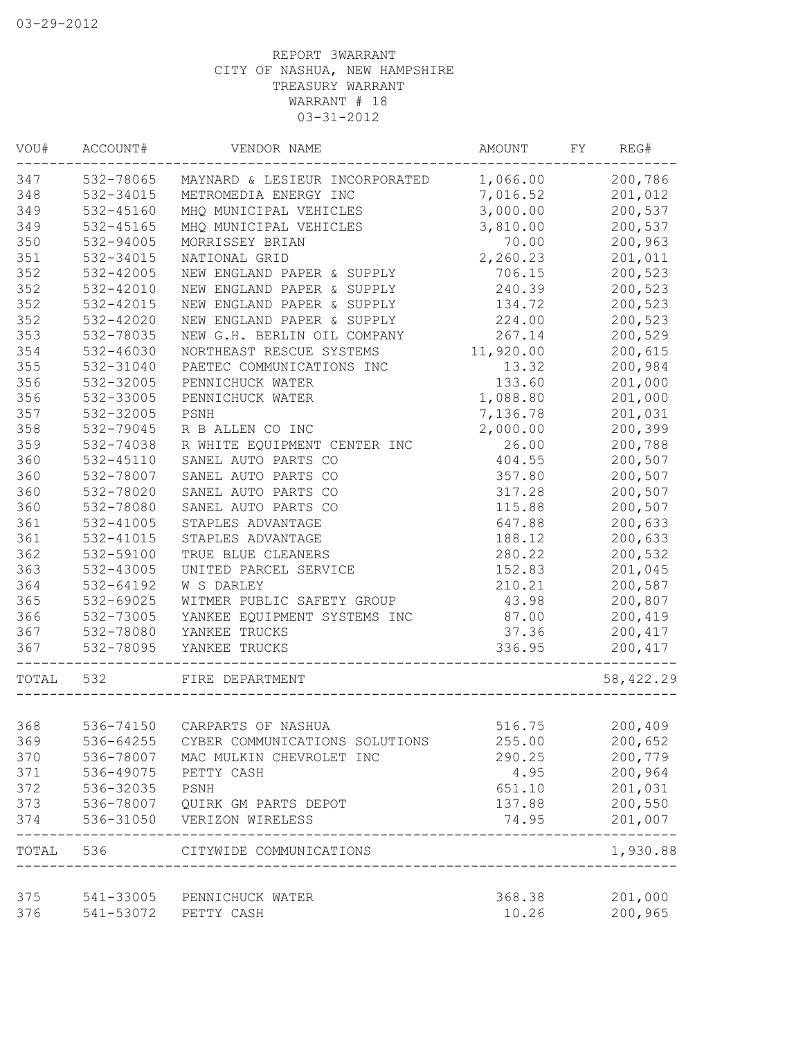03-29-2012

REPORT 3WARRANT
CITY OF NASHUA, NEW HAMPSHIRE
TREASURY WARRANT
WARRANT # 18
03-31-2012

| VOU# | ACCOUNT# | VENDOR NAME | AMOUNT | FY | REG# |
|---|---|---|---|---|---|
| 347 | 532-78065 | MAYNARD & LESIEUR INCORPORATED | 1,066.00 | | 200,786 |
| 348 | 532-34015 | METROMEDIA ENERGY INC | 7,016.52 | | 201,012 |
| 349 | 532-45160 | MHQ MUNICIPAL VEHICLES | 3,000.00 | | 200,537 |
| 349 | 532-45165 | MHQ MUNICIPAL VEHICLES | 3,810.00 | | 200,537 |
| 350 | 532-94005 | MORRISSEY BRIAN | 70.00 | | 200,963 |
| 351 | 532-34015 | NATIONAL GRID | 2,260.23 | | 201,011 |
| 352 | 532-42005 | NEW ENGLAND PAPER & SUPPLY | 706.15 | | 200,523 |
| 352 | 532-42010 | NEW ENGLAND PAPER & SUPPLY | 240.39 | | 200,523 |
| 352 | 532-42015 | NEW ENGLAND PAPER & SUPPLY | 134.72 | | 200,523 |
| 352 | 532-42020 | NEW ENGLAND PAPER & SUPPLY | 224.00 | | 200,523 |
| 353 | 532-78035 | NEW G.H. BERLIN OIL COMPANY | 267.14 | | 200,529 |
| 354 | 532-46030 | NORTHEAST RESCUE SYSTEMS | 11,920.00 | | 200,615 |
| 355 | 532-31040 | PAETEC COMMUNICATIONS INC | 13.32 | | 200,984 |
| 356 | 532-32005 | PENNICHUCK WATER | 133.60 | | 201,000 |
| 356 | 532-33005 | PENNICHUCK WATER | 1,088.80 | | 201,000 |
| 357 | 532-32005 | PSNH | 7,136.78 | | 201,031 |
| 358 | 532-79045 | R B ALLEN CO INC | 2,000.00 | | 200,399 |
| 359 | 532-74038 | R WHITE EQUIPMENT CENTER INC | 26.00 | | 200,788 |
| 360 | 532-45110 | SANEL AUTO PARTS CO | 404.55 | | 200,507 |
| 360 | 532-78007 | SANEL AUTO PARTS CO | 357.80 | | 200,507 |
| 360 | 532-78020 | SANEL AUTO PARTS CO | 317.28 | | 200,507 |
| 360 | 532-78080 | SANEL AUTO PARTS CO | 115.88 | | 200,507 |
| 361 | 532-41005 | STAPLES ADVANTAGE | 647.88 | | 200,633 |
| 361 | 532-41015 | STAPLES ADVANTAGE | 188.12 | | 200,633 |
| 362 | 532-59100 | TRUE BLUE CLEANERS | 280.22 | | 200,532 |
| 363 | 532-43005 | UNITED PARCEL SERVICE | 152.83 | | 201,045 |
| 364 | 532-64192 | W S DARLEY | 210.21 | | 200,587 |
| 365 | 532-69025 | WITMER PUBLIC SAFETY GROUP | 43.98 | | 200,807 |
| 366 | 532-73005 | YANKEE EQUIPMENT SYSTEMS INC | 87.00 | | 200,419 |
| 367 | 532-78080 | YANKEE TRUCKS | 37.36 | | 200,417 |
| 367 | 532-78095 | YANKEE TRUCKS | 336.95 | | 200,417 |
| TOTAL | 532 | FIRE DEPARTMENT | | | 58,422.29 |
| 368 | 536-74150 | CARPARTS OF NASHUA | 516.75 | | 200,409 |
| 369 | 536-64255 | CYBER COMMUNICATIONS SOLUTIONS | 255.00 | | 200,652 |
| 370 | 536-78007 | MAC MULKIN CHEVROLET INC | 290.25 | | 200,779 |
| 371 | 536-49075 | PETTY CASH | 4.95 | | 200,964 |
| 372 | 536-32035 | PSNH | 651.10 | | 201,031 |
| 373 | 536-78007 | QUIRK GM PARTS DEPOT | 137.88 | | 200,550 |
| 374 | 536-31050 | VERIZON WIRELESS | 74.95 | | 201,007 |
| TOTAL | 536 | CITYWIDE COMMUNICATIONS | | | 1,930.88 |
| 375 | 541-33005 | PENNICHUCK WATER | 368.38 | | 201,000 |
| 376 | 541-53072 | PETTY CASH | 10.26 | | 200,965 |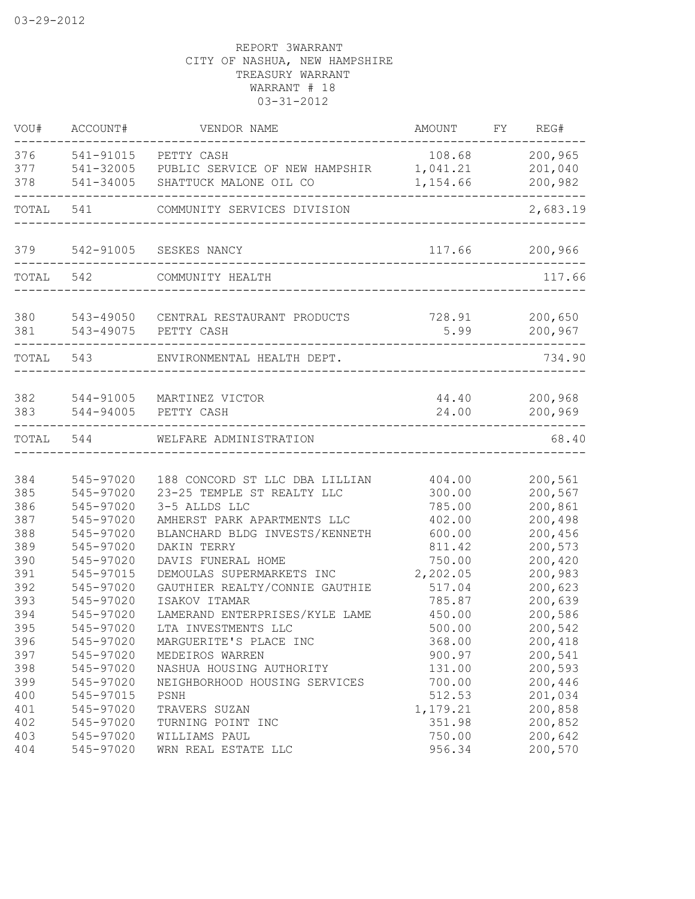03-29-2012

REPORT 3WARRANT
CITY OF NASHUA, NEW HAMPSHIRE
TREASURY WARRANT
WARRANT # 18
03-31-2012

| VOU# | ACCOUNT# | VENDOR NAME | AMOUNT | FY | REG# |
|---|---|---|---|---|---|
| 376 | 541-91015 | PETTY CASH | 108.68 | | 200,965 |
| 377 | 541-32005 | PUBLIC SERVICE OF NEW HAMPSHIR | 1,041.21 | | 201,040 |
| 378 | 541-34005 | SHATTUCK MALONE OIL CO | 1,154.66 | | 200,982 |
| TOTAL | 541 | COMMUNITY SERVICES DIVISION | | | 2,683.19 |
| 379 | 542-91005 | SESKES NANCY | 117.66 | | 200,966 |
| TOTAL | 542 | COMMUNITY HEALTH | | | 117.66 |
| 380 | 543-49050 | CENTRAL RESTAURANT PRODUCTS | 728.91 | | 200,650 |
| 381 | 543-49075 | PETTY CASH | 5.99 | | 200,967 |
| TOTAL | 543 | ENVIRONMENTAL HEALTH DEPT. | | | 734.90 |
| 382 | 544-91005 | MARTINEZ VICTOR | 44.40 | | 200,968 |
| 383 | 544-94005 | PETTY CASH | 24.00 | | 200,969 |
| TOTAL | 544 | WELFARE ADMINISTRATION | | | 68.40 |
| 384 | 545-97020 | 188 CONCORD ST LLC DBA LILLIAN | 404.00 | | 200,561 |
| 385 | 545-97020 | 23-25 TEMPLE ST REALTY LLC | 300.00 | | 200,567 |
| 386 | 545-97020 | 3-5 ALLDS LLC | 785.00 | | 200,861 |
| 387 | 545-97020 | AMHERST PARK APARTMENTS LLC | 402.00 | | 200,498 |
| 388 | 545-97020 | BLANCHARD BLDG INVESTS/KENNETH | 600.00 | | 200,456 |
| 389 | 545-97020 | DAKIN TERRY | 811.42 | | 200,573 |
| 390 | 545-97020 | DAVIS FUNERAL HOME | 750.00 | | 200,420 |
| 391 | 545-97015 | DEMOULAS SUPERMARKETS INC | 2,202.05 | | 200,983 |
| 392 | 545-97020 | GAUTHIER REALTY/CONNIE GAUTHIE | 517.04 | | 200,623 |
| 393 | 545-97020 | ISAKOV ITAMAR | 785.87 | | 200,639 |
| 394 | 545-97020 | LAMERAND ENTERPRISES/KYLE LAME | 450.00 | | 200,586 |
| 395 | 545-97020 | LTA INVESTMENTS LLC | 500.00 | | 200,542 |
| 396 | 545-97020 | MARGUERITE'S PLACE INC | 368.00 | | 200,418 |
| 397 | 545-97020 | MEDEIROS WARREN | 900.97 | | 200,541 |
| 398 | 545-97020 | NASHUA HOUSING AUTHORITY | 131.00 | | 200,593 |
| 399 | 545-97020 | NEIGHBORHOOD HOUSING SERVICES | 700.00 | | 200,446 |
| 400 | 545-97015 | PSNH | 512.53 | | 201,034 |
| 401 | 545-97020 | TRAVERS SUZAN | 1,179.21 | | 200,858 |
| 402 | 545-97020 | TURNING POINT INC | 351.98 | | 200,852 |
| 403 | 545-97020 | WILLIAMS PAUL | 750.00 | | 200,642 |
| 404 | 545-97020 | WRN REAL ESTATE LLC | 956.34 | | 200,570 |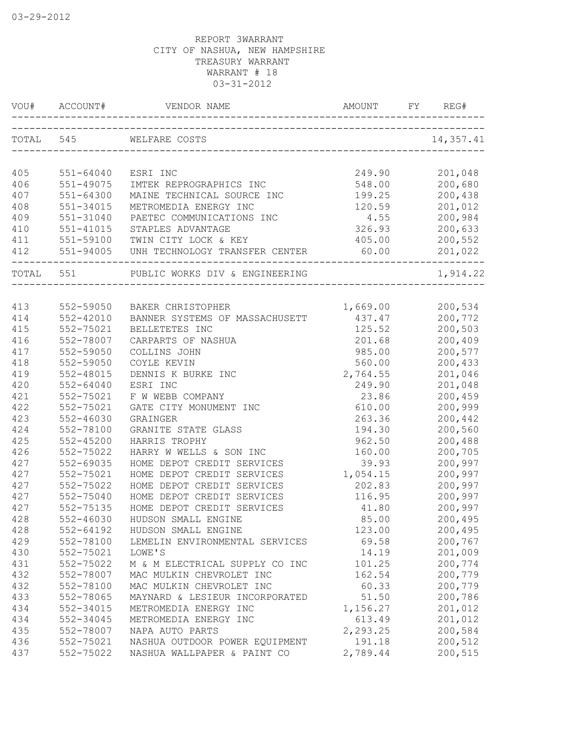03-29-2012

REPORT 3WARRANT
CITY OF NASHUA, NEW HAMPSHIRE
TREASURY WARRANT
WARRANT # 18
03-31-2012

| VOU# | ACCOUNT# | VENDOR NAME | AMOUNT | FY | REG# |
|---|---|---|---|---|---|
| TOTAL | 545 | WELFARE COSTS | | | 14,357.41 |
| 405 | 551-64040 | ESRI INC | 249.90 | | 201,048 |
| 406 | 551-49075 | IMTEK REPROGRAPHICS INC | 548.00 | | 200,680 |
| 407 | 551-64300 | MAINE TECHNICAL SOURCE INC | 199.25 | | 200,438 |
| 408 | 551-34015 | METROMEDIA ENERGY INC | 120.59 | | 201,012 |
| 409 | 551-31040 | PAETEC COMMUNICATIONS INC | 4.55 | | 200,984 |
| 410 | 551-41015 | STAPLES ADVANTAGE | 326.93 | | 200,633 |
| 411 | 551-59100 | TWIN CITY LOCK & KEY | 405.00 | | 200,552 |
| 412 | 551-94005 | UNH TECHNOLOGY TRANSFER CENTER | 60.00 | | 201,022 |
| TOTAL | 551 | PUBLIC WORKS DIV & ENGINEERING | | | 1,914.22 |
| 413 | 552-59050 | BAKER CHRISTOPHER | 1,669.00 | | 200,534 |
| 414 | 552-42010 | BANNER SYSTEMS OF MASSACHUSETT | 437.47 | | 200,772 |
| 415 | 552-75021 | BELLETETES INC | 125.52 | | 200,503 |
| 416 | 552-78007 | CARPARTS OF NASHUA | 201.68 | | 200,409 |
| 417 | 552-59050 | COLLINS JOHN | 985.00 | | 200,577 |
| 418 | 552-59050 | COYLE KEVIN | 560.00 | | 200,433 |
| 419 | 552-48015 | DENNIS K BURKE INC | 2,764.55 | | 201,046 |
| 420 | 552-64040 | ESRI INC | 249.90 | | 201,048 |
| 421 | 552-75021 | F W WEBB COMPANY | 23.86 | | 200,459 |
| 422 | 552-75021 | GATE CITY MONUMENT INC | 610.00 | | 200,999 |
| 423 | 552-46030 | GRAINGER | 263.36 | | 200,442 |
| 424 | 552-78100 | GRANITE STATE GLASS | 194.30 | | 200,560 |
| 425 | 552-45200 | HARRIS TROPHY | 962.50 | | 200,488 |
| 426 | 552-75022 | HARRY W WELLS & SON INC | 160.00 | | 200,705 |
| 427 | 552-69035 | HOME DEPOT CREDIT SERVICES | 39.93 | | 200,997 |
| 427 | 552-75021 | HOME DEPOT CREDIT SERVICES | 1,054.15 | | 200,997 |
| 427 | 552-75022 | HOME DEPOT CREDIT SERVICES | 202.83 | | 200,997 |
| 427 | 552-75040 | HOME DEPOT CREDIT SERVICES | 116.95 | | 200,997 |
| 427 | 552-75135 | HOME DEPOT CREDIT SERVICES | 41.80 | | 200,997 |
| 428 | 552-46030 | HUDSON SMALL ENGINE | 85.00 | | 200,495 |
| 428 | 552-64192 | HUDSON SMALL ENGINE | 123.00 | | 200,495 |
| 429 | 552-78100 | LEMELIN ENVIRONMENTAL SERVICES | 69.58 | | 200,767 |
| 430 | 552-75021 | LOWE'S | 14.19 | | 201,009 |
| 431 | 552-75022 | M & M ELECTRICAL SUPPLY CO INC | 101.25 | | 200,774 |
| 432 | 552-78007 | MAC MULKIN CHEVROLET INC | 162.54 | | 200,779 |
| 432 | 552-78100 | MAC MULKIN CHEVROLET INC | 60.33 | | 200,779 |
| 433 | 552-78065 | MAYNARD & LESIEUR INCORPORATED | 51.50 | | 200,786 |
| 434 | 552-34015 | METROMEDIA ENERGY INC | 1,156.27 | | 201,012 |
| 434 | 552-34045 | METROMEDIA ENERGY INC | 613.49 | | 201,012 |
| 435 | 552-78007 | NAPA AUTO PARTS | 2,293.25 | | 200,584 |
| 436 | 552-75021 | NASHUA OUTDOOR POWER EQUIPMENT | 191.18 | | 200,512 |
| 437 | 552-75022 | NASHUA WALLPAPER & PAINT CO | 2,789.44 | | 200,515 |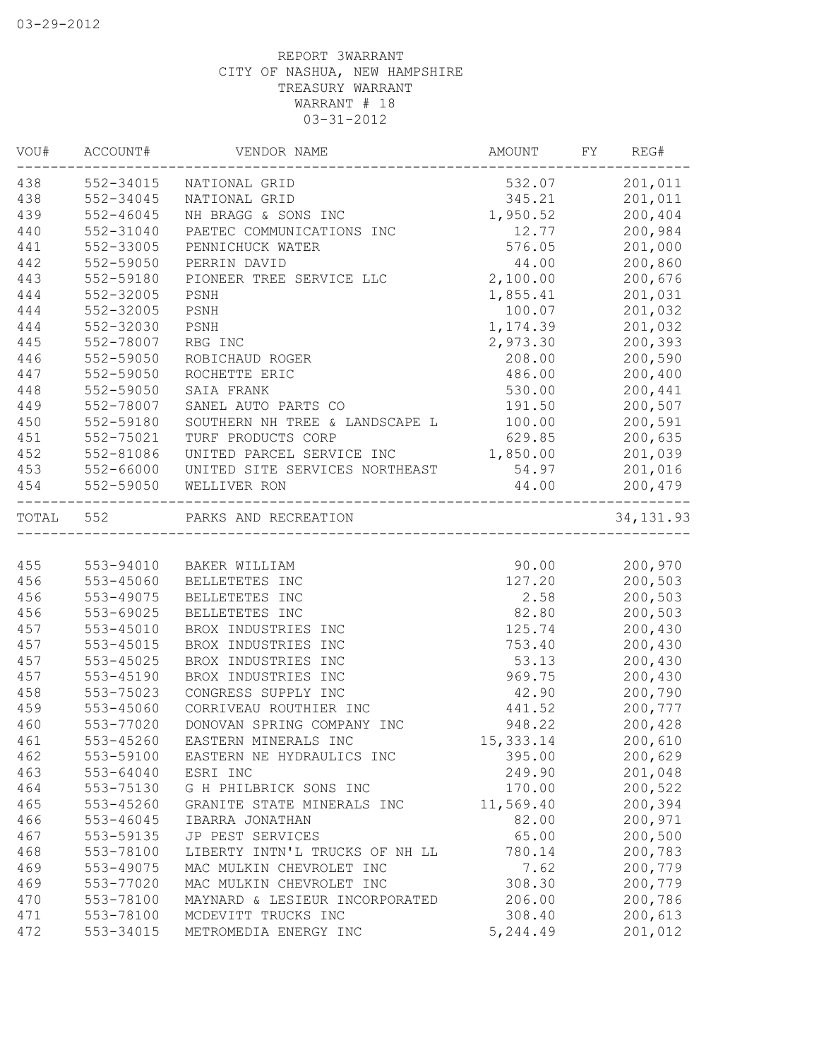03-29-2012

REPORT 3WARRANT
CITY OF NASHUA, NEW HAMPSHIRE
TREASURY WARRANT
WARRANT # 18
03-31-2012

| VOU# | ACCOUNT# | VENDOR NAME | AMOUNT | FY | REG# |
|---|---|---|---|---|---|
| 438 | 552-34015 | NATIONAL GRID | 532.07 | | 201,011 |
| 438 | 552-34045 | NATIONAL GRID | 345.21 | | 201,011 |
| 439 | 552-46045 | NH BRAGG & SONS INC | 1,950.52 | | 200,404 |
| 440 | 552-31040 | PAETEC COMMUNICATIONS INC | 12.77 | | 200,984 |
| 441 | 552-33005 | PENNICHUCK WATER | 576.05 | | 201,000 |
| 442 | 552-59050 | PERRIN DAVID | 44.00 | | 200,860 |
| 443 | 552-59180 | PIONEER TREE SERVICE LLC | 2,100.00 | | 200,676 |
| 444 | 552-32005 | PSNH | 1,855.41 | | 201,031 |
| 444 | 552-32005 | PSNH | 100.07 | | 201,032 |
| 444 | 552-32030 | PSNH | 1,174.39 | | 201,032 |
| 445 | 552-78007 | RBG INC | 2,973.30 | | 200,393 |
| 446 | 552-59050 | ROBICHAUD ROGER | 208.00 | | 200,590 |
| 447 | 552-59050 | ROCHETTE ERIC | 486.00 | | 200,400 |
| 448 | 552-59050 | SAIA FRANK | 530.00 | | 200,441 |
| 449 | 552-78007 | SANEL AUTO PARTS CO | 191.50 | | 200,507 |
| 450 | 552-59180 | SOUTHERN NH TREE & LANDSCAPE L | 100.00 | | 200,591 |
| 451 | 552-75021 | TURF PRODUCTS CORP | 629.85 | | 200,635 |
| 452 | 552-81086 | UNITED PARCEL SERVICE INC | 1,850.00 | | 201,039 |
| 453 | 552-66000 | UNITED SITE SERVICES NORTHEAST | 54.97 | | 201,016 |
| 454 | 552-59050 | WELLIVER RON | 44.00 | | 200,479 |
| TOTAL | 552 | PARKS AND RECREATION | | | 34,131.93 |

| VOU# | ACCOUNT# | VENDOR NAME | AMOUNT | FY | REG# |
|---|---|---|---|---|---|
| 455 | 553-94010 | BAKER WILLIAM | 90.00 | | 200,970 |
| 456 | 553-45060 | BELLETETES INC | 127.20 | | 200,503 |
| 456 | 553-49075 | BELLETETES INC | 2.58 | | 200,503 |
| 456 | 553-69025 | BELLETETES INC | 82.80 | | 200,503 |
| 457 | 553-45010 | BROX INDUSTRIES INC | 125.74 | | 200,430 |
| 457 | 553-45015 | BROX INDUSTRIES INC | 753.40 | | 200,430 |
| 457 | 553-45025 | BROX INDUSTRIES INC | 53.13 | | 200,430 |
| 457 | 553-45190 | BROX INDUSTRIES INC | 969.75 | | 200,430 |
| 458 | 553-75023 | CONGRESS SUPPLY INC | 42.90 | | 200,790 |
| 459 | 553-45060 | CORRIVEAU ROUTHIER INC | 441.52 | | 200,777 |
| 460 | 553-77020 | DONOVAN SPRING COMPANY INC | 948.22 | | 200,428 |
| 461 | 553-45260 | EASTERN MINERALS INC | 15,333.14 | | 200,610 |
| 462 | 553-59100 | EASTERN NE HYDRAULICS INC | 395.00 | | 200,629 |
| 463 | 553-64040 | ESRI INC | 249.90 | | 201,048 |
| 464 | 553-75130 | G H PHILBRICK SONS INC | 170.00 | | 200,522 |
| 465 | 553-45260 | GRANITE STATE MINERALS INC | 11,569.40 | | 200,394 |
| 466 | 553-46045 | IBARRA JONATHAN | 82.00 | | 200,971 |
| 467 | 553-59135 | JP PEST SERVICES | 65.00 | | 200,500 |
| 468 | 553-78100 | LIBERTY INTN'L TRUCKS OF NH LL | 780.14 | | 200,783 |
| 469 | 553-49075 | MAC MULKIN CHEVROLET INC | 7.62 | | 200,779 |
| 469 | 553-77020 | MAC MULKIN CHEVROLET INC | 308.30 | | 200,779 |
| 470 | 553-78100 | MAYNARD & LESIEUR INCORPORATED | 206.00 | | 200,786 |
| 471 | 553-78100 | MCDEVITT TRUCKS INC | 308.40 | | 200,613 |
| 472 | 553-34015 | METROMEDIA ENERGY INC | 5,244.49 | | 201,012 |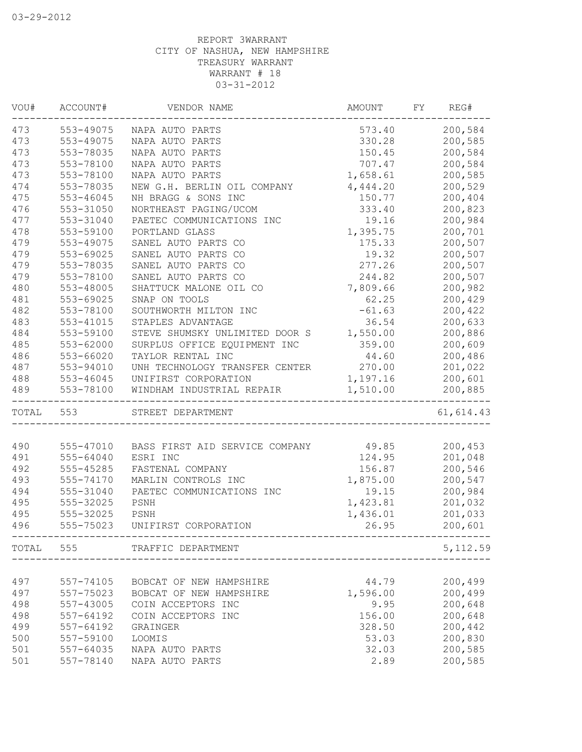REPORT 3WARRANT
CITY OF NASHUA, NEW HAMPSHIRE
TREASURY WARRANT
WARRANT # 18
03-31-2012

| VOU# | ACCOUNT# | VENDOR NAME | AMOUNT | FY | REG# |
|---|---|---|---|---|---|
| 473 | 553-49075 | NAPA AUTO PARTS | 573.40 | | 200,584 |
| 473 | 553-49075 | NAPA AUTO PARTS | 330.28 | | 200,585 |
| 473 | 553-78035 | NAPA AUTO PARTS | 150.45 | | 200,584 |
| 473 | 553-78100 | NAPA AUTO PARTS | 707.47 | | 200,584 |
| 473 | 553-78100 | NAPA AUTO PARTS | 1,658.61 | | 200,585 |
| 474 | 553-78035 | NEW G.H. BERLIN OIL COMPANY | 4,444.20 | | 200,529 |
| 475 | 553-46045 | NH BRAGG & SONS INC | 150.77 | | 200,404 |
| 476 | 553-31050 | NORTHEAST PAGING/UCOM | 333.40 | | 200,823 |
| 477 | 553-31040 | PAETEC COMMUNICATIONS INC | 19.16 | | 200,984 |
| 478 | 553-59100 | PORTLAND GLASS | 1,395.75 | | 200,701 |
| 479 | 553-49075 | SANEL AUTO PARTS CO | 175.33 | | 200,507 |
| 479 | 553-69025 | SANEL AUTO PARTS CO | 19.32 | | 200,507 |
| 479 | 553-78035 | SANEL AUTO PARTS CO | 277.26 | | 200,507 |
| 479 | 553-78100 | SANEL AUTO PARTS CO | 244.82 | | 200,507 |
| 480 | 553-48005 | SHATTUCK MALONE OIL CO | 7,809.66 | | 200,982 |
| 481 | 553-69025 | SNAP ON TOOLS | 62.25 | | 200,429 |
| 482 | 553-78100 | SOUTHWORTH MILTON INC | -61.63 | | 200,422 |
| 483 | 553-41015 | STAPLES ADVANTAGE | 36.54 | | 200,633 |
| 484 | 553-59100 | STEVE SHUMSKY UNLIMITED DOOR S | 1,550.00 | | 200,886 |
| 485 | 553-62000 | SURPLUS OFFICE EQUIPMENT INC | 359.00 | | 200,609 |
| 486 | 553-66020 | TAYLOR RENTAL INC | 44.60 | | 200,486 |
| 487 | 553-94010 | UNH TECHNOLOGY TRANSFER CENTER | 270.00 | | 201,022 |
| 488 | 553-46045 | UNIFIRST CORPORATION | 1,197.16 | | 200,601 |
| 489 | 553-78100 | WINDHAM INDUSTRIAL REPAIR | 1,510.00 | | 200,885 |
| TOTAL | 553 | STREET DEPARTMENT | | | 61,614.43 |
| 490 | 555-47010 | BASS FIRST AID SERVICE COMPANY | 49.85 | | 200,453 |
| 491 | 555-64040 | ESRI INC | 124.95 | | 201,048 |
| 492 | 555-45285 | FASTENAL COMPANY | 156.87 | | 200,546 |
| 493 | 555-74170 | MARLIN CONTROLS INC | 1,875.00 | | 200,547 |
| 494 | 555-31040 | PAETEC COMMUNICATIONS INC | 19.15 | | 200,984 |
| 495 | 555-32025 | PSNH | 1,423.81 | | 201,032 |
| 495 | 555-32025 | PSNH | 1,436.01 | | 201,033 |
| 496 | 555-75023 | UNIFIRST CORPORATION | 26.95 | | 200,601 |
| TOTAL | 555 | TRAFFIC DEPARTMENT | | | 5,112.59 |
| 497 | 557-74105 | BOBCAT OF NEW HAMPSHIRE | 44.79 | | 200,499 |
| 497 | 557-75023 | BOBCAT OF NEW HAMPSHIRE | 1,596.00 | | 200,499 |
| 498 | 557-43005 | COIN ACCEPTORS INC | 9.95 | | 200,648 |
| 498 | 557-64192 | COIN ACCEPTORS INC | 156.00 | | 200,648 |
| 499 | 557-64192 | GRAINGER | 328.50 | | 200,442 |
| 500 | 557-59100 | LOOMIS | 53.03 | | 200,830 |
| 501 | 557-64035 | NAPA AUTO PARTS | 32.03 | | 200,585 |
| 501 | 557-78140 | NAPA AUTO PARTS | 2.89 | | 200,585 |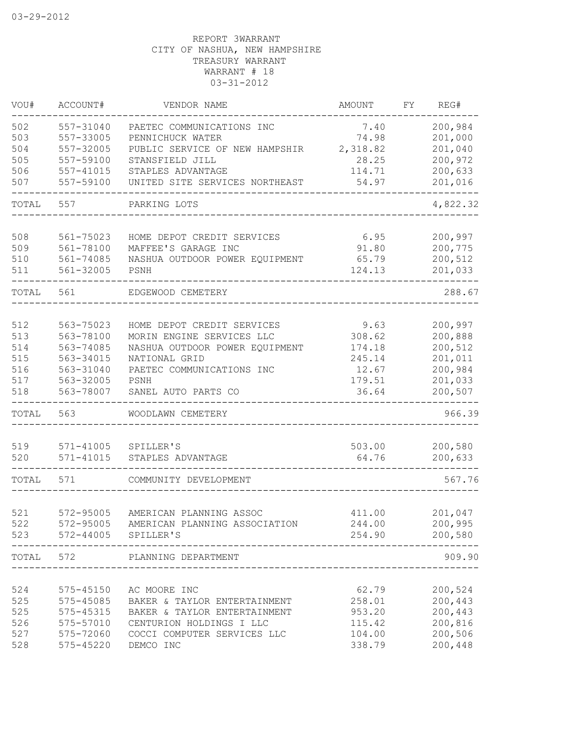03-29-2012

REPORT 3WARRANT
CITY OF NASHUA, NEW HAMPSHIRE
TREASURY WARRANT
WARRANT # 18
03-31-2012

| VOU# | ACCOUNT# | VENDOR NAME | AMOUNT | FY | REG# |
|---|---|---|---|---|---|
| 502 | 557-31040 | PAETEC COMMUNICATIONS INC | 7.40 | | 200,984 |
| 503 | 557-33005 | PENNICHUCK WATER | 74.98 | | 201,000 |
| 504 | 557-32005 | PUBLIC SERVICE OF NEW HAMPSHIR | 2,318.82 | | 201,040 |
| 505 | 557-59100 | STANSFIELD JILL | 28.25 | | 200,972 |
| 506 | 557-41015 | STAPLES ADVANTAGE | 114.71 | | 200,633 |
| 507 | 557-59100 | UNITED SITE SERVICES NORTHEAST | 54.97 | | 201,016 |
| TOTAL | 557 | PARKING LOTS | | | 4,822.32 |
| 508 | 561-75023 | HOME DEPOT CREDIT SERVICES | 6.95 | | 200,997 |
| 509 | 561-78100 | MAFFEE'S GARAGE INC | 91.80 | | 200,775 |
| 510 | 561-74085 | NASHUA OUTDOOR POWER EQUIPMENT | 65.79 | | 200,512 |
| 511 | 561-32005 | PSNH | 124.13 | | 201,033 |
| TOTAL | 561 | EDGEWOOD CEMETERY | | | 288.67 |
| 512 | 563-75023 | HOME DEPOT CREDIT SERVICES | 9.63 | | 200,997 |
| 513 | 563-78100 | MORIN ENGINE SERVICES LLC | 308.62 | | 200,888 |
| 514 | 563-74085 | NASHUA OUTDOOR POWER EQUIPMENT | 174.18 | | 200,512 |
| 515 | 563-34015 | NATIONAL GRID | 245.14 | | 201,011 |
| 516 | 563-31040 | PAETEC COMMUNICATIONS INC | 12.67 | | 200,984 |
| 517 | 563-32005 | PSNH | 179.51 | | 201,033 |
| 518 | 563-78007 | SANEL AUTO PARTS CO | 36.64 | | 200,507 |
| TOTAL | 563 | WOODLAWN CEMETERY | | | 966.39 |
| 519 | 571-41005 | SPILLER'S | 503.00 | | 200,580 |
| 520 | 571-41015 | STAPLES ADVANTAGE | 64.76 | | 200,633 |
| TOTAL | 571 | COMMUNITY DEVELOPMENT | | | 567.76 |
| 521 | 572-95005 | AMERICAN PLANNING ASSOC | 411.00 | | 201,047 |
| 522 | 572-95005 | AMERICAN PLANNING ASSOCIATION | 244.00 | | 200,995 |
| 523 | 572-44005 | SPILLER'S | 254.90 | | 200,580 |
| TOTAL | 572 | PLANNING DEPARTMENT | | | 909.90 |
| 524 | 575-45150 | AC MOORE INC | 62.79 | | 200,524 |
| 525 | 575-45085 | BAKER & TAYLOR ENTERTAINMENT | 258.01 | | 200,443 |
| 525 | 575-45315 | BAKER & TAYLOR ENTERTAINMENT | 953.20 | | 200,443 |
| 526 | 575-57010 | CENTURION HOLDINGS I LLC | 115.42 | | 200,816 |
| 527 | 575-72060 | COCCI COMPUTER SERVICES LLC | 104.00 | | 200,506 |
| 528 | 575-45220 | DEMCO INC | 338.79 | | 200,448 |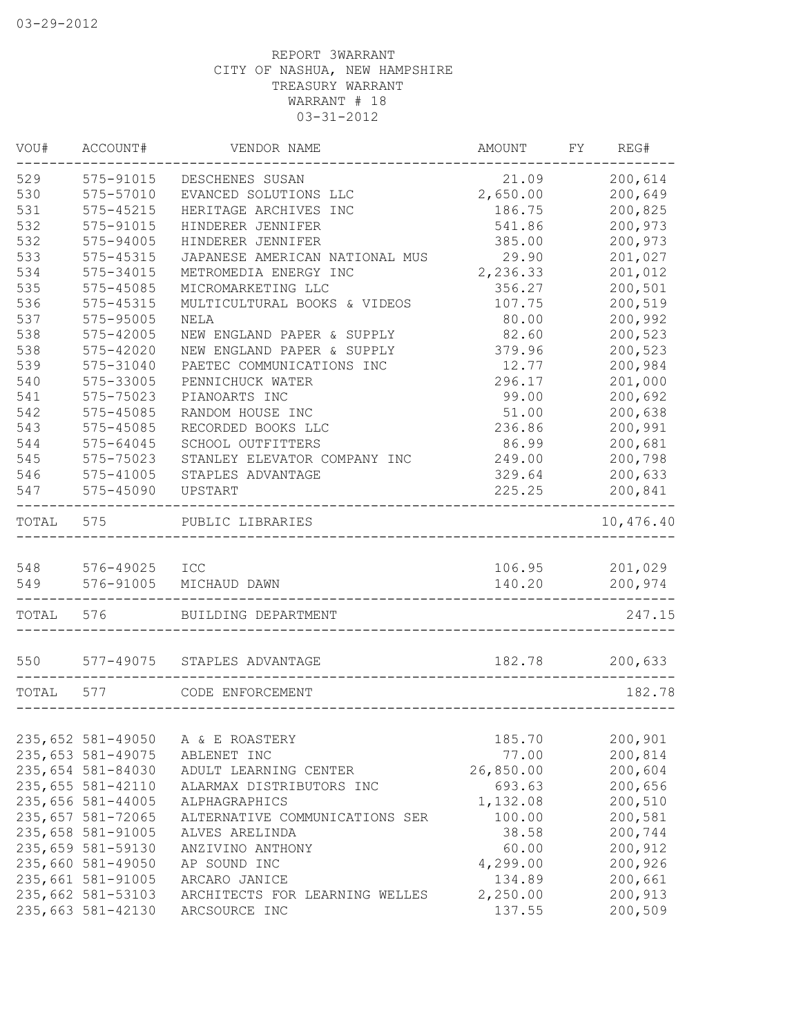03-29-2012

REPORT 3WARRANT
CITY OF NASHUA, NEW HAMPSHIRE
TREASURY WARRANT
WARRANT # 18
03-31-2012

| VOU# | ACCOUNT# | VENDOR NAME | AMOUNT | FY | REG# |
|---|---|---|---|---|---|
| 529 | 575-91015 | DESCHENES SUSAN | 21.09 | | 200,614 |
| 530 | 575-57010 | EVANCED SOLUTIONS LLC | 2,650.00 | | 200,649 |
| 531 | 575-45215 | HERITAGE ARCHIVES INC | 186.75 | | 200,825 |
| 532 | 575-91015 | HINDERER JENNIFER | 541.86 | | 200,973 |
| 532 | 575-94005 | HINDERER JENNIFER | 385.00 | | 200,973 |
| 533 | 575-45315 | JAPANESE AMERICAN NATIONAL MUS | 29.90 | | 201,027 |
| 534 | 575-34015 | METROMEDIA ENERGY INC | 2,236.33 | | 201,012 |
| 535 | 575-45085 | MICROMARKETING LLC | 356.27 | | 200,501 |
| 536 | 575-45315 | MULTICULTURAL BOOKS & VIDEOS | 107.75 | | 200,519 |
| 537 | 575-95005 | NELA | 80.00 | | 200,992 |
| 538 | 575-42005 | NEW ENGLAND PAPER & SUPPLY | 82.60 | | 200,523 |
| 538 | 575-42020 | NEW ENGLAND PAPER & SUPPLY | 379.96 | | 200,523 |
| 539 | 575-31040 | PAETEC COMMUNICATIONS INC | 12.77 | | 200,984 |
| 540 | 575-33005 | PENNICHUCK WATER | 296.17 | | 201,000 |
| 541 | 575-75023 | PIANOARTS INC | 99.00 | | 200,692 |
| 542 | 575-45085 | RANDOM HOUSE INC | 51.00 | | 200,638 |
| 543 | 575-45085 | RECORDED BOOKS LLC | 236.86 | | 200,991 |
| 544 | 575-64045 | SCHOOL OUTFITTERS | 86.99 | | 200,681 |
| 545 | 575-75023 | STANLEY ELEVATOR COMPANY INC | 249.00 | | 200,798 |
| 546 | 575-41005 | STAPLES ADVANTAGE | 329.64 | | 200,633 |
| 547 | 575-45090 | UPSTART | 225.25 | | 200,841 |
| TOTAL | 575 | PUBLIC LIBRARIES | | | 10,476.40 |
| 548 | 576-49025 | ICC | 106.95 | | 201,029 |
| 549 | 576-91005 | MICHAUD DAWN | 140.20 | | 200,974 |
| TOTAL | 576 | BUILDING DEPARTMENT | | | 247.15 |
| 550 | 577-49075 | STAPLES ADVANTAGE | 182.78 | | 200,633 |
| TOTAL | 577 | CODE ENFORCEMENT | | | 182.78 |
| 235,652 | 581-49050 | A & E ROASTERY | 185.70 | | 200,901 |
| 235,653 | 581-49075 | ABLENET INC | 77.00 | | 200,814 |
| 235,654 | 581-84030 | ADULT LEARNING CENTER | 26,850.00 | | 200,604 |
| 235,655 | 581-42110 | ALARMAX DISTRIBUTORS INC | 693.63 | | 200,656 |
| 235,656 | 581-44005 | ALPHAGRAPHICS | 1,132.08 | | 200,510 |
| 235,657 | 581-72065 | ALTERNATIVE COMMUNICATIONS SER | 100.00 | | 200,581 |
| 235,658 | 581-91005 | ALVES ARELINDA | 38.58 | | 200,744 |
| 235,659 | 581-59130 | ANZIVINO ANTHONY | 60.00 | | 200,912 |
| 235,660 | 581-49050 | AP SOUND INC | 4,299.00 | | 200,926 |
| 235,661 | 581-91005 | ARCARO JANICE | 134.89 | | 200,661 |
| 235,662 | 581-53103 | ARCHITECTS FOR LEARNING WELLES | 2,250.00 | | 200,913 |
| 235,663 | 581-42130 | ARCSOURCE INC | 137.55 | | 200,509 |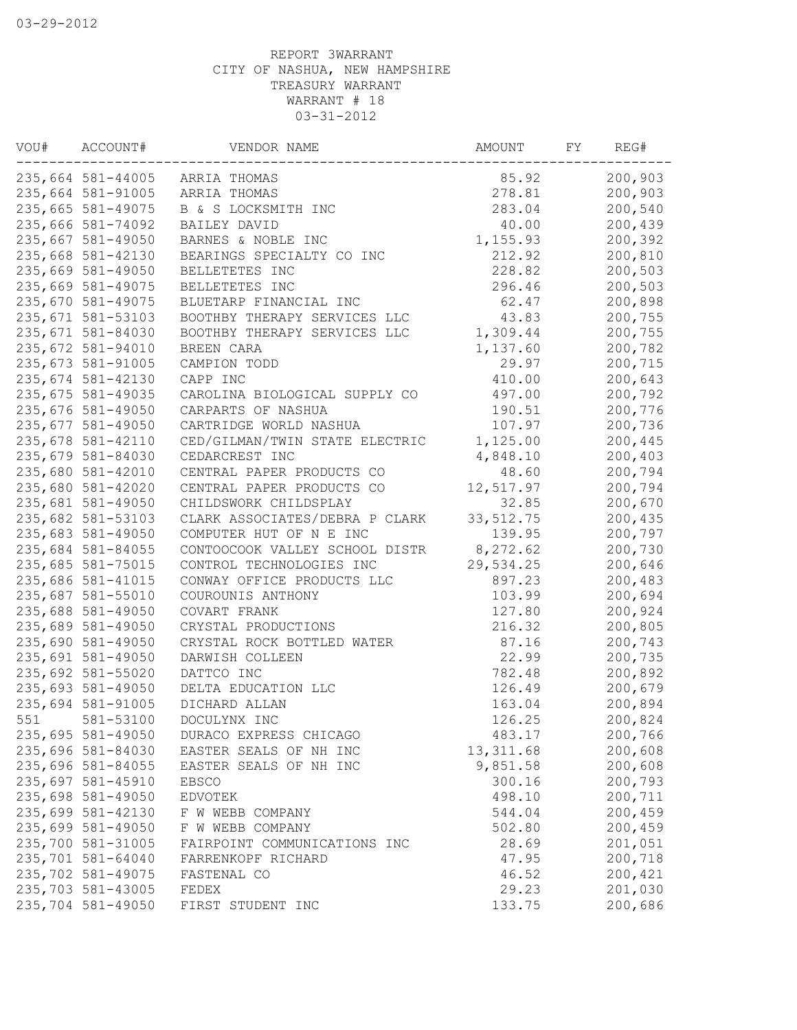03-29-2012

REPORT 3WARRANT
CITY OF NASHUA, NEW HAMPSHIRE
TREASURY WARRANT
WARRANT # 18
03-31-2012

| VOU# | ACCOUNT# | VENDOR NAME | AMOUNT | FY | REG# |
|---|---|---|---|---|---|
| 235,664 | 581-44005 | ARRIA THOMAS | 85.92 | | 200,903 |
| 235,664 | 581-91005 | ARRIA THOMAS | 278.81 | | 200,903 |
| 235,665 | 581-49075 | B & S LOCKSMITH INC | 283.04 | | 200,540 |
| 235,666 | 581-74092 | BAILEY DAVID | 40.00 | | 200,439 |
| 235,667 | 581-49050 | BARNES & NOBLE INC | 1,155.93 | | 200,392 |
| 235,668 | 581-42130 | BEARINGS SPECIALTY CO INC | 212.92 | | 200,810 |
| 235,669 | 581-49050 | BELLETETES INC | 228.82 | | 200,503 |
| 235,669 | 581-49075 | BELLETETES INC | 296.46 | | 200,503 |
| 235,670 | 581-49075 | BLUETARP FINANCIAL INC | 62.47 | | 200,898 |
| 235,671 | 581-53103 | BOOTHBY THERAPY SERVICES LLC | 43.83 | | 200,755 |
| 235,671 | 581-84030 | BOOTHBY THERAPY SERVICES LLC | 1,309.44 | | 200,755 |
| 235,672 | 581-94010 | BREEN CARA | 1,137.60 | | 200,782 |
| 235,673 | 581-91005 | CAMPION TODD | 29.97 | | 200,715 |
| 235,674 | 581-42130 | CAPP INC | 410.00 | | 200,643 |
| 235,675 | 581-49035 | CAROLINA BIOLOGICAL SUPPLY CO | 497.00 | | 200,792 |
| 235,676 | 581-49050 | CARPARTS OF NASHUA | 190.51 | | 200,776 |
| 235,677 | 581-49050 | CARTRIDGE WORLD NASHUA | 107.97 | | 200,736 |
| 235,678 | 581-42110 | CED/GILMAN/TWIN STATE ELECTRIC | 1,125.00 | | 200,445 |
| 235,679 | 581-84030 | CEDARCREST INC | 4,848.10 | | 200,403 |
| 235,680 | 581-42010 | CENTRAL PAPER PRODUCTS CO | 48.60 | | 200,794 |
| 235,680 | 581-42020 | CENTRAL PAPER PRODUCTS CO | 12,517.97 | | 200,794 |
| 235,681 | 581-49050 | CHILDSWORK CHILDSPLAY | 32.85 | | 200,670 |
| 235,682 | 581-53103 | CLARK ASSOCIATES/DEBRA P CLARK | 33,512.75 | | 200,435 |
| 235,683 | 581-49050 | COMPUTER HUT OF N E INC | 139.95 | | 200,797 |
| 235,684 | 581-84055 | CONTOOCOOK VALLEY SCHOOL DISTR | 8,272.62 | | 200,730 |
| 235,685 | 581-75015 | CONTROL TECHNOLOGIES INC | 29,534.25 | | 200,646 |
| 235,686 | 581-41015 | CONWAY OFFICE PRODUCTS LLC | 897.23 | | 200,483 |
| 235,687 | 581-55010 | COUROUNIS ANTHONY | 103.99 | | 200,694 |
| 235,688 | 581-49050 | COVART FRANK | 127.80 | | 200,924 |
| 235,689 | 581-49050 | CRYSTAL PRODUCTIONS | 216.32 | | 200,805 |
| 235,690 | 581-49050 | CRYSTAL ROCK BOTTLED WATER | 87.16 | | 200,743 |
| 235,691 | 581-49050 | DARWISH COLLEEN | 22.99 | | 200,735 |
| 235,692 | 581-55020 | DATTCO INC | 782.48 | | 200,892 |
| 235,693 | 581-49050 | DELTA EDUCATION LLC | 126.49 | | 200,679 |
| 235,694 | 581-91005 | DICHARD ALLAN | 163.04 | | 200,894 |
| 551 | 581-53100 | DOCULYNX INC | 126.25 | | 200,824 |
| 235,695 | 581-49050 | DURACO EXPRESS CHICAGO | 483.17 | | 200,766 |
| 235,696 | 581-84030 | EASTER SEALS OF NH INC | 13,311.68 | | 200,608 |
| 235,696 | 581-84055 | EASTER SEALS OF NH INC | 9,851.58 | | 200,608 |
| 235,697 | 581-45910 | EBSCO | 300.16 | | 200,793 |
| 235,698 | 581-49050 | EDVOTEK | 498.10 | | 200,711 |
| 235,699 | 581-42130 | F W WEBB COMPANY | 544.04 | | 200,459 |
| 235,699 | 581-49050 | F W WEBB COMPANY | 502.80 | | 200,459 |
| 235,700 | 581-31005 | FAIRPOINT COMMUNICATIONS INC | 28.69 | | 201,051 |
| 235,701 | 581-64040 | FARRENKOPF RICHARD | 47.95 | | 200,718 |
| 235,702 | 581-49075 | FASTENAL CO | 46.52 | | 200,421 |
| 235,703 | 581-43005 | FEDEX | 29.23 | | 201,030 |
| 235,704 | 581-49050 | FIRST STUDENT INC | 133.75 | | 200,686 |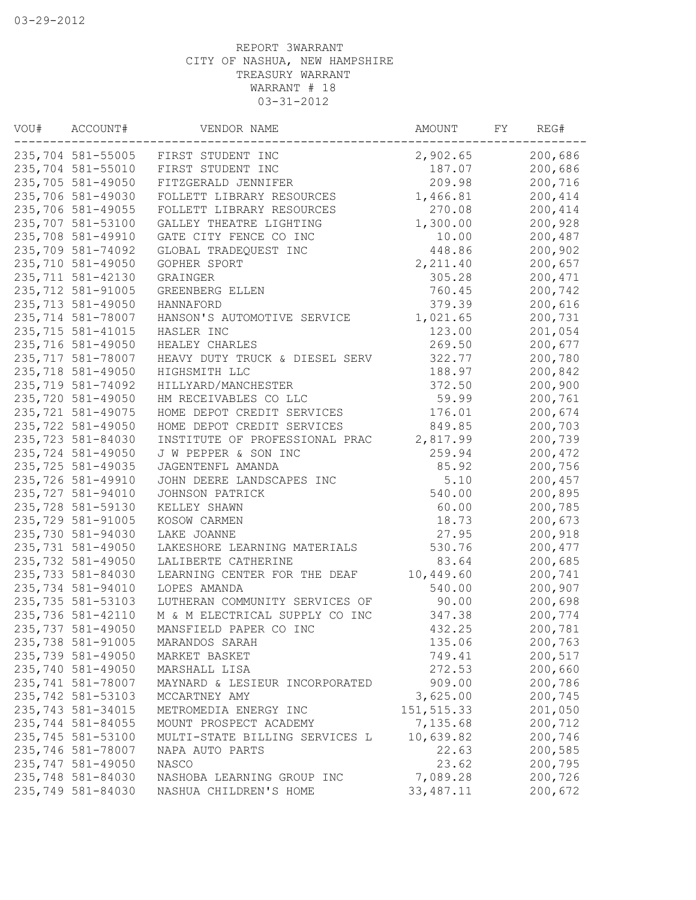03-29-2012

REPORT 3WARRANT
CITY OF NASHUA, NEW HAMPSHIRE
TREASURY WARRANT
WARRANT # 18
03-31-2012

| VOU# | ACCOUNT# | VENDOR NAME | AMOUNT | FY | REG# |
|---|---|---|---|---|---|
| 235,704 | 581-55005 | FIRST STUDENT INC | 2,902.65 | | 200,686 |
| 235,704 | 581-55010 | FIRST STUDENT INC | 187.07 | | 200,686 |
| 235,705 | 581-49050 | FITZGERALD JENNIFER | 209.98 | | 200,716 |
| 235,706 | 581-49030 | FOLLETT LIBRARY RESOURCES | 1,466.81 | | 200,414 |
| 235,706 | 581-49055 | FOLLETT LIBRARY RESOURCES | 270.08 | | 200,414 |
| 235,707 | 581-53100 | GALLEY THEATRE LIGHTING | 1,300.00 | | 200,928 |
| 235,708 | 581-49910 | GATE CITY FENCE CO INC | 10.00 | | 200,487 |
| 235,709 | 581-74092 | GLOBAL TRADEQUEST INC | 448.86 | | 200,902 |
| 235,710 | 581-49050 | GOPHER SPORT | 2,211.40 | | 200,657 |
| 235,711 | 581-42130 | GRAINGER | 305.28 | | 200,471 |
| 235,712 | 581-91005 | GREENBERG ELLEN | 760.45 | | 200,742 |
| 235,713 | 581-49050 | HANNAFORD | 379.39 | | 200,616 |
| 235,714 | 581-78007 | HANSON'S AUTOMOTIVE SERVICE | 1,021.65 | | 200,731 |
| 235,715 | 581-41015 | HASLER INC | 123.00 | | 201,054 |
| 235,716 | 581-49050 | HEALEY CHARLES | 269.50 | | 200,677 |
| 235,717 | 581-78007 | HEAVY DUTY TRUCK & DIESEL SERV | 322.77 | | 200,780 |
| 235,718 | 581-49050 | HIGHSMITH LLC | 188.97 | | 200,842 |
| 235,719 | 581-74092 | HILLYARD/MANCHESTER | 372.50 | | 200,900 |
| 235,720 | 581-49050 | HM RECEIVABLES CO LLC | 59.99 | | 200,761 |
| 235,721 | 581-49075 | HOME DEPOT CREDIT SERVICES | 176.01 | | 200,674 |
| 235,722 | 581-49050 | HOME DEPOT CREDIT SERVICES | 849.85 | | 200,703 |
| 235,723 | 581-84030 | INSTITUTE OF PROFESSIONAL PRAC | 2,817.99 | | 200,739 |
| 235,724 | 581-49050 | J W PEPPER & SON INC | 259.94 | | 200,472 |
| 235,725 | 581-49035 | JAGENTENFL AMANDA | 85.92 | | 200,756 |
| 235,726 | 581-49910 | JOHN DEERE LANDSCAPES INC | 5.10 | | 200,457 |
| 235,727 | 581-94010 | JOHNSON PATRICK | 540.00 | | 200,895 |
| 235,728 | 581-59130 | KELLEY SHAWN | 60.00 | | 200,785 |
| 235,729 | 581-91005 | KOSOW CARMEN | 18.73 | | 200,673 |
| 235,730 | 581-94030 | LAKE JOANNE | 27.95 | | 200,918 |
| 235,731 | 581-49050 | LAKESHORE LEARNING MATERIALS | 530.76 | | 200,477 |
| 235,732 | 581-49050 | LALIBERTE CATHERINE | 83.64 | | 200,685 |
| 235,733 | 581-84030 | LEARNING CENTER FOR THE DEAF | 10,449.60 | | 200,741 |
| 235,734 | 581-94010 | LOPES AMANDA | 540.00 | | 200,907 |
| 235,735 | 581-53103 | LUTHERAN COMMUNITY SERVICES OF | 90.00 | | 200,698 |
| 235,736 | 581-42110 | M & M ELECTRICAL SUPPLY CO INC | 347.38 | | 200,774 |
| 235,737 | 581-49050 | MANSFIELD PAPER CO INC | 432.25 | | 200,781 |
| 235,738 | 581-91005 | MARANDOS SARAH | 135.06 | | 200,763 |
| 235,739 | 581-49050 | MARKET BASKET | 749.41 | | 200,517 |
| 235,740 | 581-49050 | MARSHALL LISA | 272.53 | | 200,660 |
| 235,741 | 581-78007 | MAYNARD & LESIEUR INCORPORATED | 909.00 | | 200,786 |
| 235,742 | 581-53103 | MCCARTNEY AMY | 3,625.00 | | 200,745 |
| 235,743 | 581-34015 | METROMEDIA ENERGY INC | 151,515.33 | | 201,050 |
| 235,744 | 581-84055 | MOUNT PROSPECT ACADEMY | 7,135.68 | | 200,712 |
| 235,745 | 581-53100 | MULTI-STATE BILLING SERVICES L | 10,639.82 | | 200,746 |
| 235,746 | 581-78007 | NAPA AUTO PARTS | 22.63 | | 200,585 |
| 235,747 | 581-49050 | NASCO | 23.62 | | 200,795 |
| 235,748 | 581-84030 | NASHOBA LEARNING GROUP INC | 7,089.28 | | 200,726 |
| 235,749 | 581-84030 | NASHUA CHILDREN'S HOME | 33,487.11 | | 200,672 |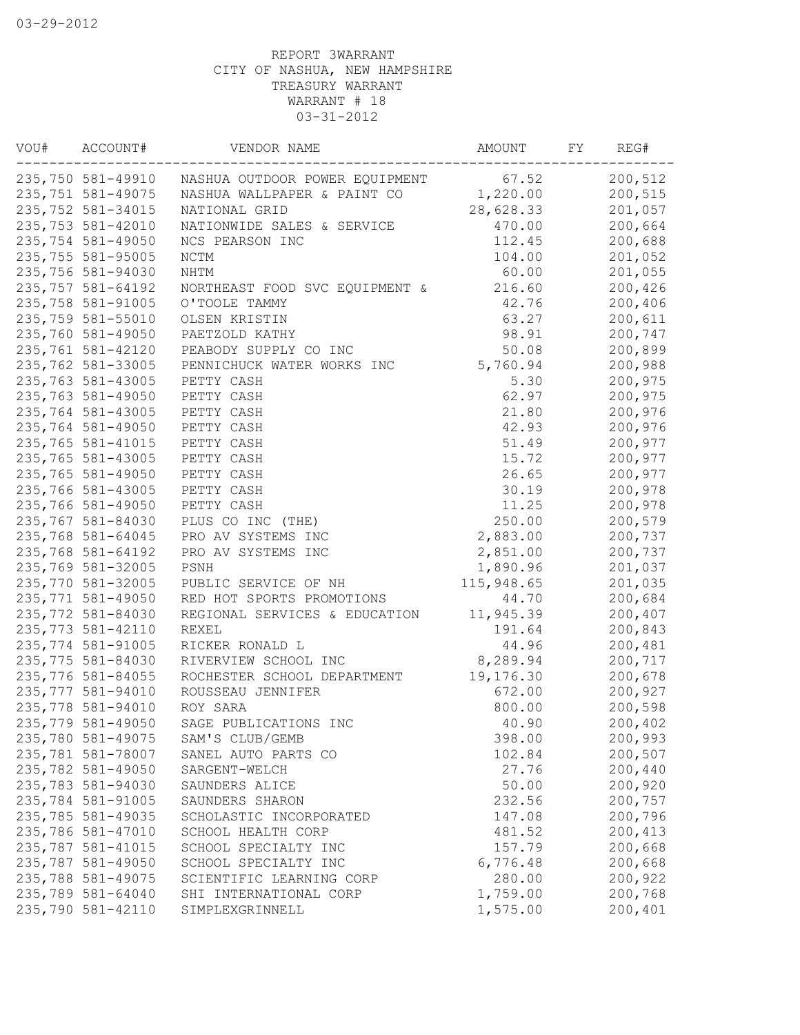03-29-2012

REPORT 3WARRANT
CITY OF NASHUA, NEW HAMPSHIRE
TREASURY WARRANT
WARRANT # 18
03-31-2012

| VOU# | ACCOUNT# | VENDOR NAME | AMOUNT | FY | REG# |
|---|---|---|---|---|---|
| 235,750 | 581-49910 | NASHUA OUTDOOR POWER EQUIPMENT | 67.52 | | 200,512 |
| 235,751 | 581-49075 | NASHUA WALLPAPER & PAINT CO | 1,220.00 | | 200,515 |
| 235,752 | 581-34015 | NATIONAL GRID | 28,628.33 | | 201,057 |
| 235,753 | 581-42010 | NATIONWIDE SALES & SERVICE | 470.00 | | 200,664 |
| 235,754 | 581-49050 | NCS PEARSON INC | 112.45 | | 200,688 |
| 235,755 | 581-95005 | NCTM | 104.00 | | 201,052 |
| 235,756 | 581-94030 | NHTM | 60.00 | | 201,055 |
| 235,757 | 581-64192 | NORTHEAST FOOD SVC EQUIPMENT & | 216.60 | | 200,426 |
| 235,758 | 581-91005 | O'TOOLE TAMMY | 42.76 | | 200,406 |
| 235,759 | 581-55010 | OLSEN KRISTIN | 63.27 | | 200,611 |
| 235,760 | 581-49050 | PAETZOLD KATHY | 98.91 | | 200,747 |
| 235,761 | 581-42120 | PEABODY SUPPLY CO INC | 50.08 | | 200,899 |
| 235,762 | 581-33005 | PENNICHUCK WATER WORKS INC | 5,760.94 | | 200,988 |
| 235,763 | 581-43005 | PETTY CASH | 5.30 | | 200,975 |
| 235,763 | 581-49050 | PETTY CASH | 62.97 | | 200,975 |
| 235,764 | 581-43005 | PETTY CASH | 21.80 | | 200,976 |
| 235,764 | 581-49050 | PETTY CASH | 42.93 | | 200,976 |
| 235,765 | 581-41015 | PETTY CASH | 51.49 | | 200,977 |
| 235,765 | 581-43005 | PETTY CASH | 15.72 | | 200,977 |
| 235,765 | 581-49050 | PETTY CASH | 26.65 | | 200,977 |
| 235,766 | 581-43005 | PETTY CASH | 30.19 | | 200,978 |
| 235,766 | 581-49050 | PETTY CASH | 11.25 | | 200,978 |
| 235,767 | 581-84030 | PLUS CO INC (THE) | 250.00 | | 200,579 |
| 235,768 | 581-64045 | PRO AV SYSTEMS INC | 2,883.00 | | 200,737 |
| 235,768 | 581-64192 | PRO AV SYSTEMS INC | 2,851.00 | | 200,737 |
| 235,769 | 581-32005 | PSNH | 1,890.96 | | 201,037 |
| 235,770 | 581-32005 | PUBLIC SERVICE OF NH | 115,948.65 | | 201,035 |
| 235,771 | 581-49050 | RED HOT SPORTS PROMOTIONS | 44.70 | | 200,684 |
| 235,772 | 581-84030 | REGIONAL SERVICES & EDUCATION | 11,945.39 | | 200,407 |
| 235,773 | 581-42110 | REXEL | 191.64 | | 200,843 |
| 235,774 | 581-91005 | RICKER RONALD L | 44.96 | | 200,481 |
| 235,775 | 581-84030 | RIVERVIEW SCHOOL INC | 8,289.94 | | 200,717 |
| 235,776 | 581-84055 | ROCHESTER SCHOOL DEPARTMENT | 19,176.30 | | 200,678 |
| 235,777 | 581-94010 | ROUSSEAU JENNIFER | 672.00 | | 200,927 |
| 235,778 | 581-94010 | ROY SARA | 800.00 | | 200,598 |
| 235,779 | 581-49050 | SAGE PUBLICATIONS INC | 40.90 | | 200,402 |
| 235,780 | 581-49075 | SAM'S CLUB/GEMB | 398.00 | | 200,993 |
| 235,781 | 581-78007 | SANEL AUTO PARTS CO | 102.84 | | 200,507 |
| 235,782 | 581-49050 | SARGENT-WELCH | 27.76 | | 200,440 |
| 235,783 | 581-94030 | SAUNDERS ALICE | 50.00 | | 200,920 |
| 235,784 | 581-91005 | SAUNDERS SHARON | 232.56 | | 200,757 |
| 235,785 | 581-49035 | SCHOLASTIC INCORPORATED | 147.08 | | 200,796 |
| 235,786 | 581-47010 | SCHOOL HEALTH CORP | 481.52 | | 200,413 |
| 235,787 | 581-41015 | SCHOOL SPECIALTY INC | 157.79 | | 200,668 |
| 235,787 | 581-49050 | SCHOOL SPECIALTY INC | 6,776.48 | | 200,668 |
| 235,788 | 581-49075 | SCIENTIFIC LEARNING CORP | 280.00 | | 200,922 |
| 235,789 | 581-64040 | SHI INTERNATIONAL CORP | 1,759.00 | | 200,768 |
| 235,790 | 581-42110 | SIMPLEXGRINNELL | 1,575.00 | | 200,401 |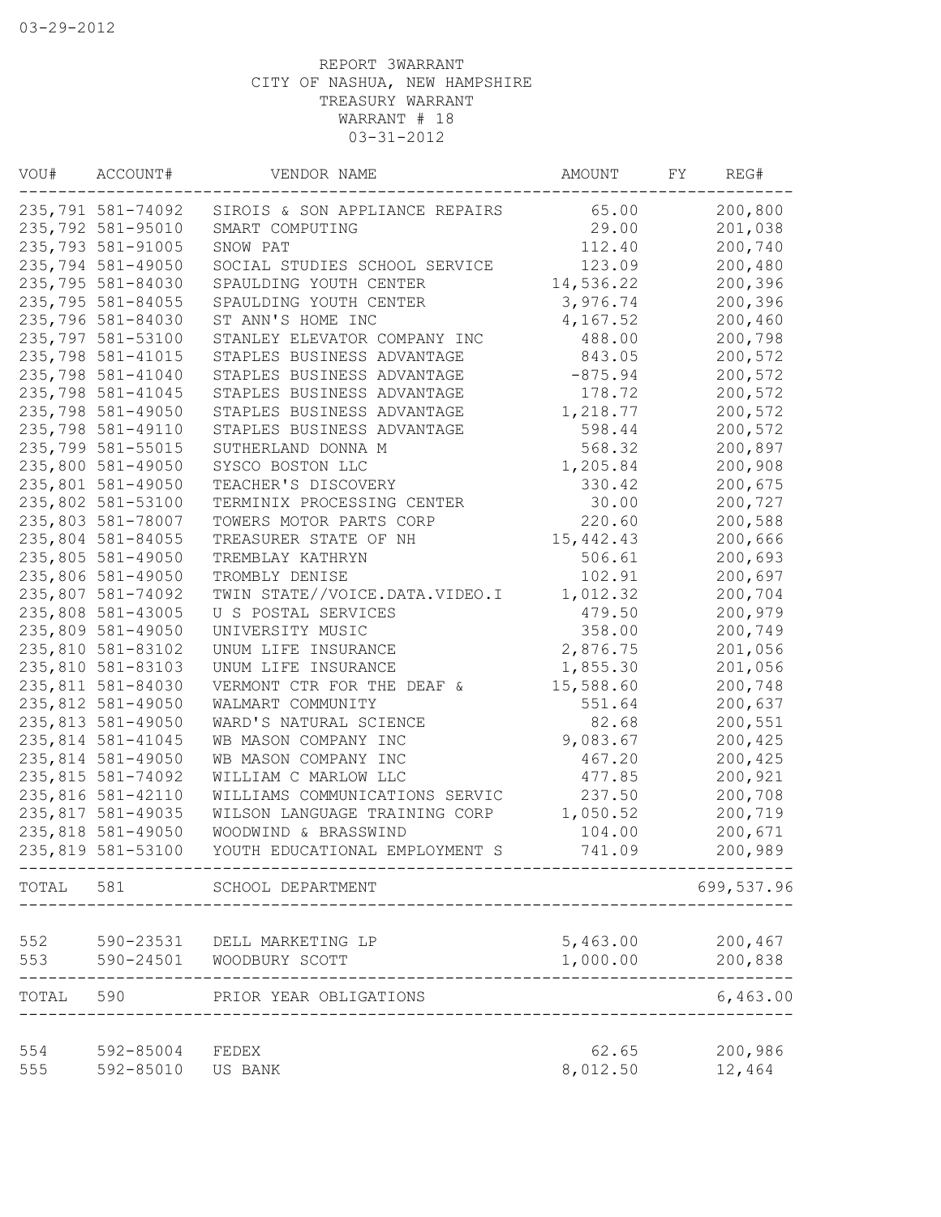03-29-2012

REPORT 3WARRANT
CITY OF NASHUA, NEW HAMPSHIRE
TREASURY WARRANT
WARRANT # 18
03-31-2012

| VOU# | ACCOUNT# | VENDOR NAME | AMOUNT | FY | REG# |
|---|---|---|---|---|---|
| 235,791 | 581-74092 | SIROIS & SON APPLIANCE REPAIRS | 65.00 | | 200,800 |
| 235,792 | 581-95010 | SMART COMPUTING | 29.00 | | 201,038 |
| 235,793 | 581-91005 | SNOW PAT | 112.40 | | 200,740 |
| 235,794 | 581-49050 | SOCIAL STUDIES SCHOOL SERVICE | 123.09 | | 200,480 |
| 235,795 | 581-84030 | SPAULDING YOUTH CENTER | 14,536.22 | | 200,396 |
| 235,795 | 581-84055 | SPAULDING YOUTH CENTER | 3,976.74 | | 200,396 |
| 235,796 | 581-84030 | ST ANN'S HOME INC | 4,167.52 | | 200,460 |
| 235,797 | 581-53100 | STANLEY ELEVATOR COMPANY INC | 488.00 | | 200,798 |
| 235,798 | 581-41015 | STAPLES BUSINESS ADVANTAGE | 843.05 | | 200,572 |
| 235,798 | 581-41040 | STAPLES BUSINESS ADVANTAGE | -875.94 | | 200,572 |
| 235,798 | 581-41045 | STAPLES BUSINESS ADVANTAGE | 178.72 | | 200,572 |
| 235,798 | 581-49050 | STAPLES BUSINESS ADVANTAGE | 1,218.77 | | 200,572 |
| 235,798 | 581-49110 | STAPLES BUSINESS ADVANTAGE | 598.44 | | 200,572 |
| 235,799 | 581-55015 | SUTHERLAND DONNA M | 568.32 | | 200,897 |
| 235,800 | 581-49050 | SYSCO BOSTON LLC | 1,205.84 | | 200,908 |
| 235,801 | 581-49050 | TEACHER'S DISCOVERY | 330.42 | | 200,675 |
| 235,802 | 581-53100 | TERMINIX PROCESSING CENTER | 30.00 | | 200,727 |
| 235,803 | 581-78007 | TOWERS MOTOR PARTS CORP | 220.60 | | 200,588 |
| 235,804 | 581-84055 | TREASURER STATE OF NH | 15,442.43 | | 200,666 |
| 235,805 | 581-49050 | TREMBLAY KATHRYN | 506.61 | | 200,693 |
| 235,806 | 581-49050 | TROMBLY DENISE | 102.91 | | 200,697 |
| 235,807 | 581-74092 | TWIN STATE//VOICE.DATA.VIDEO.I | 1,012.32 | | 200,704 |
| 235,808 | 581-43005 | U S POSTAL SERVICES | 479.50 | | 200,979 |
| 235,809 | 581-49050 | UNIVERSITY MUSIC | 358.00 | | 200,749 |
| 235,810 | 581-83102 | UNUM LIFE INSURANCE | 2,876.75 | | 201,056 |
| 235,810 | 581-83103 | UNUM LIFE INSURANCE | 1,855.30 | | 201,056 |
| 235,811 | 581-84030 | VERMONT CTR FOR THE DEAF & | 15,588.60 | | 200,748 |
| 235,812 | 581-49050 | WALMART COMMUNITY | 551.64 | | 200,637 |
| 235,813 | 581-49050 | WARD'S NATURAL SCIENCE | 82.68 | | 200,551 |
| 235,814 | 581-41045 | WB MASON COMPANY INC | 9,083.67 | | 200,425 |
| 235,814 | 581-49050 | WB MASON COMPANY INC | 467.20 | | 200,425 |
| 235,815 | 581-74092 | WILLIAM C MARLOW LLC | 477.85 | | 200,921 |
| 235,816 | 581-42110 | WILLIAMS COMMUNICATIONS SERVIC | 237.50 | | 200,708 |
| 235,817 | 581-49035 | WILSON LANGUAGE TRAINING CORP | 1,050.52 | | 200,719 |
| 235,818 | 581-49050 | WOODWIND & BRASSWIND | 104.00 | | 200,671 |
| 235,819 | 581-53100 | YOUTH EDUCATIONAL EMPLOYMENT S | 741.09 | | 200,989 |
| TOTAL | 581 | SCHOOL DEPARTMENT | | | 699,537.96 |
| 552 | 590-23531 | DELL MARKETING LP | 5,463.00 | | 200,467 |
| 553 | 590-24501 | WOODBURY SCOTT | 1,000.00 | | 200,838 |
| TOTAL | 590 | PRIOR YEAR OBLIGATIONS | | | 6,463.00 |
| 554 | 592-85004 | FEDEX | 62.65 | | 200,986 |
| 555 | 592-85010 | US BANK | 8,012.50 | | 12,464 |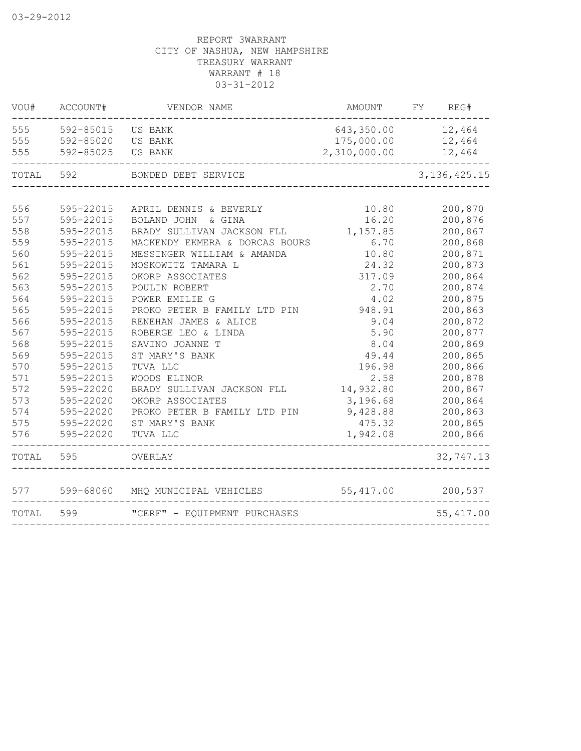03-29-2012

REPORT 3WARRANT
CITY OF NASHUA, NEW HAMPSHIRE
TREASURY WARRANT
WARRANT # 18
03-31-2012

| VOU# | ACCOUNT# | VENDOR NAME | AMOUNT | FY | REG# |
|---|---|---|---|---|---|
| 555 | 592-85015 | US BANK | 643,350.00 | | 12,464 |
| 555 | 592-85020 | US BANK | 175,000.00 | | 12,464 |
| 555 | 592-85025 | US BANK | 2,310,000.00 | | 12,464 |
| TOTAL | 592 | BONDED DEBT SERVICE | | | 3,136,425.15 |
| 556 | 595-22015 | APRIL DENNIS & BEVERLY | 10.80 | | 200,870 |
| 557 | 595-22015 | BOLAND JOHN & GINA | 16.20 | | 200,876 |
| 558 | 595-22015 | BRADY SULLIVAN JACKSON FLL | 1,157.85 | | 200,867 |
| 559 | 595-22015 | MACKENDY EKMERA & DORCAS BOURS | 6.70 | | 200,868 |
| 560 | 595-22015 | MESSINGER WILLIAM & AMANDA | 10.80 | | 200,871 |
| 561 | 595-22015 | MOSKOWITZ TAMARA L | 24.32 | | 200,873 |
| 562 | 595-22015 | OKORP ASSOCIATES | 317.09 | | 200,864 |
| 563 | 595-22015 | POULIN ROBERT | 2.70 | | 200,874 |
| 564 | 595-22015 | POWER EMILIE G | 4.02 | | 200,875 |
| 565 | 595-22015 | PROKO PETER B FAMILY LTD PIN | 948.91 | | 200,863 |
| 566 | 595-22015 | RENEHAN JAMES & ALICE | 9.04 | | 200,872 |
| 567 | 595-22015 | ROBERGE LEO & LINDA | 5.90 | | 200,877 |
| 568 | 595-22015 | SAVINO JOANNE T | 8.04 | | 200,869 |
| 569 | 595-22015 | ST MARY'S BANK | 49.44 | | 200,865 |
| 570 | 595-22015 | TUVA LLC | 196.98 | | 200,866 |
| 571 | 595-22015 | WOODS ELINOR | 2.58 | | 200,878 |
| 572 | 595-22020 | BRADY SULLIVAN JACKSON FLL | 14,932.80 | | 200,867 |
| 573 | 595-22020 | OKORP ASSOCIATES | 3,196.68 | | 200,864 |
| 574 | 595-22020 | PROKO PETER B FAMILY LTD PIN | 9,428.88 | | 200,863 |
| 575 | 595-22020 | ST MARY'S BANK | 475.32 | | 200,865 |
| 576 | 595-22020 | TUVA LLC | 1,942.08 | | 200,866 |
| TOTAL | 595 | OVERLAY | | | 32,747.13 |
| 577 | 599-68060 | MHQ MUNICIPAL VEHICLES | 55,417.00 | | 200,537 |
| TOTAL | 599 | "CERF" - EQUIPMENT PURCHASES | | | 55,417.00 |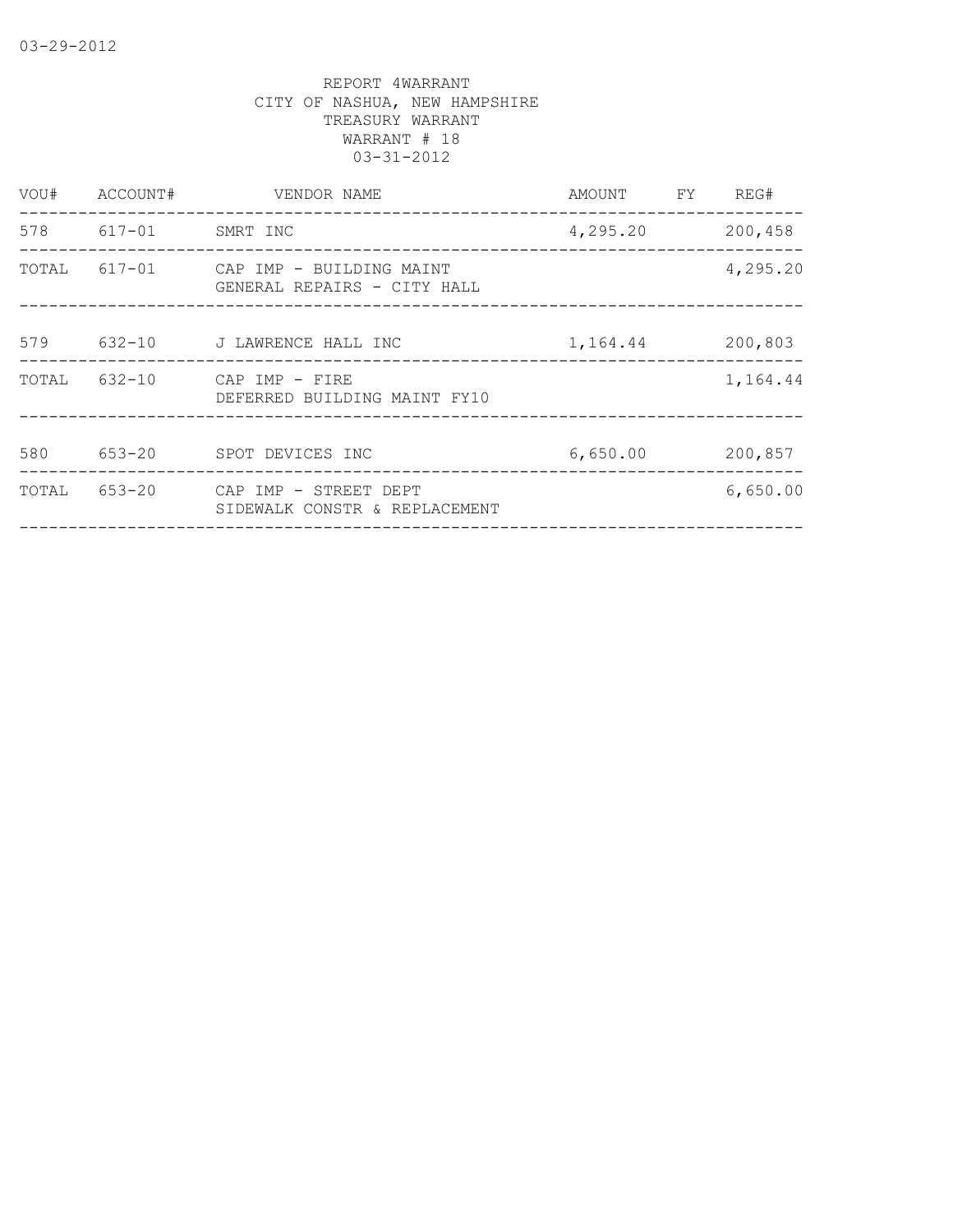03-29-2012

REPORT 4WARRANT
CITY OF NASHUA, NEW HAMPSHIRE
TREASURY WARRANT
WARRANT # 18
03-31-2012

| VOU# | ACCOUNT# | VENDOR NAME | AMOUNT | FY | REG# |
|---|---|---|---|---|---|
| 578 | 617-01 | SMRT INC | 4,295.20 | | 200,458 |
| TOTAL | 617-01 | CAP IMP - BUILDING MAINT<br>GENERAL REPAIRS - CITY HALL | | | 4,295.20 |
| 579 | 632-10 | J LAWRENCE HALL INC | 1,164.44 | | 200,803 |
| TOTAL | 632-10 | CAP IMP - FIRE<br>DEFERRED BUILDING MAINT FY10 | | | 1,164.44 |
| 580 | 653-20 | SPOT DEVICES INC | 6,650.00 | | 200,857 |
| TOTAL | 653-20 | CAP IMP - STREET DEPT<br>SIDEWALK CONSTR & REPLACEMENT | | | 6,650.00 |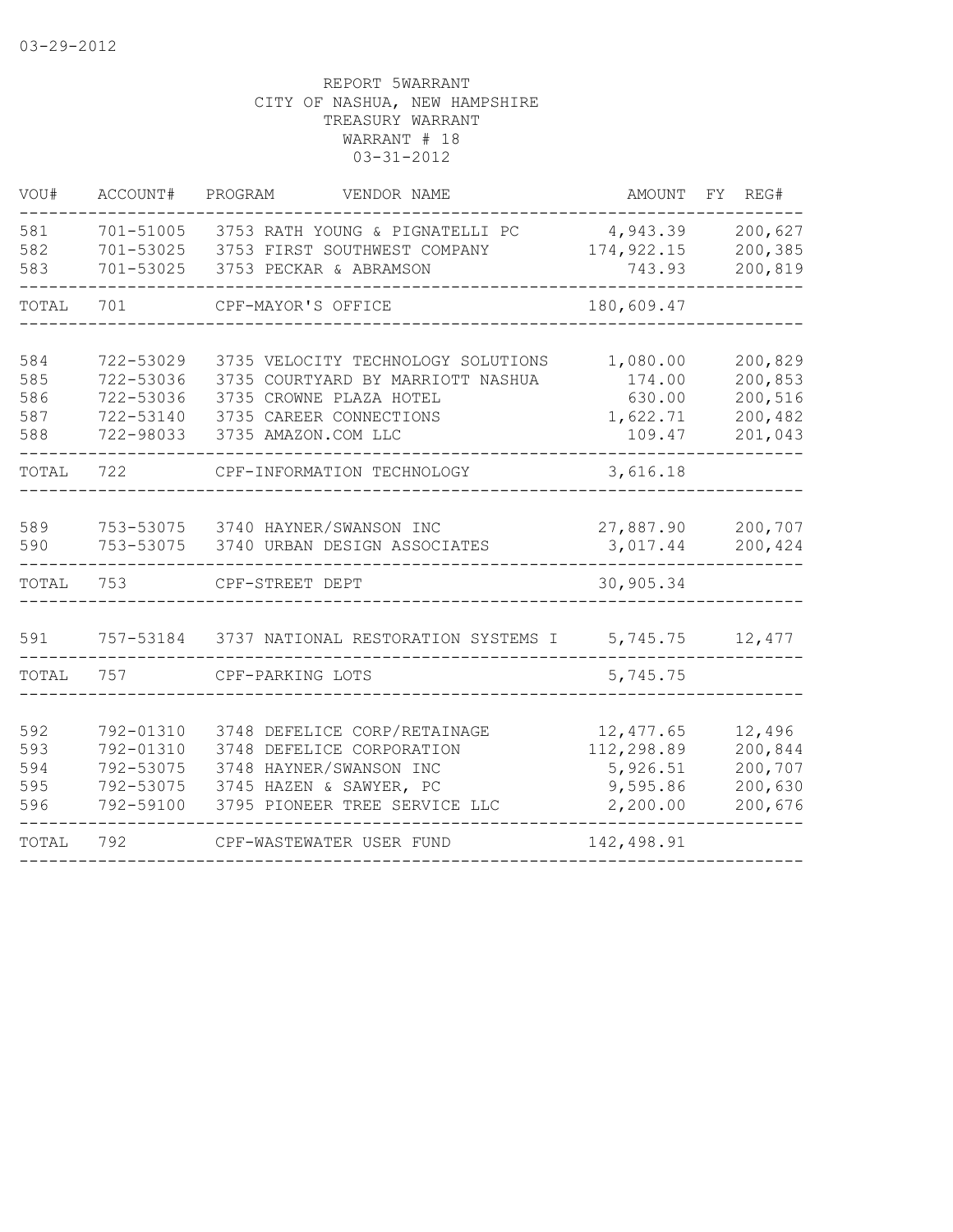03-29-2012

REPORT 5WARRANT
CITY OF NASHUA, NEW HAMPSHIRE
TREASURY WARRANT
WARRANT # 18
03-31-2012

| VOU# | ACCOUNT# | PROGRAM | VENDOR NAME | AMOUNT | FY | REG# |
|---|---|---|---|---|---|---|
| 581 | 701-51005 | 3753 | RATH YOUNG & PIGNATELLI PC | 4,943.39 | | 200,627 |
| 582 | 701-53025 | 3753 | FIRST SOUTHWEST COMPANY | 174,922.15 | | 200,385 |
| 583 | 701-53025 | 3753 | PECKAR & ABRAMSON | 743.93 | | 200,819 |
| TOTAL | 701 | | CPF-MAYOR'S OFFICE | 180,609.47 | | |
| 584 | 722-53029 | 3735 | VELOCITY TECHNOLOGY SOLUTIONS | 1,080.00 | | 200,829 |
| 585 | 722-53036 | 3735 | COURTYARD BY MARRIOTT NASHUA | 174.00 | | 200,853 |
| 586 | 722-53036 | 3735 | CROWNE PLAZA HOTEL | 630.00 | | 200,516 |
| 587 | 722-53140 | 3735 | CAREER CONNECTIONS | 1,622.71 | | 200,482 |
| 588 | 722-98033 | 3735 | AMAZON.COM LLC | 109.47 | | 201,043 |
| TOTAL | 722 | | CPF-INFORMATION TECHNOLOGY | 3,616.18 | | |
| 589 | 753-53075 | 3740 | HAYNER/SWANSON INC | 27,887.90 | | 200,707 |
| 590 | 753-53075 | 3740 | URBAN DESIGN ASSOCIATES | 3,017.44 | | 200,424 |
| TOTAL | 753 | | CPF-STREET DEPT | 30,905.34 | | |
| 591 | 757-53184 | 3737 | NATIONAL RESTORATION SYSTEMS I | 5,745.75 | | 12,477 |
| TOTAL | 757 | | CPF-PARKING LOTS | 5,745.75 | | |
| 592 | 792-01310 | 3748 | DEFELICE CORP/RETAINAGE | 12,477.65 | | 12,496 |
| 593 | 792-01310 | 3748 | DEFELICE CORPORATION | 112,298.89 | | 200,844 |
| 594 | 792-53075 | 3748 | HAYNER/SWANSON INC | 5,926.51 | | 200,707 |
| 595 | 792-53075 | 3745 | HAZEN & SAWYER, PC | 9,595.86 | | 200,630 |
| 596 | 792-59100 | 3795 | PIONEER TREE SERVICE LLC | 2,200.00 | | 200,676 |
| TOTAL | 792 | | CPF-WASTEWATER USER FUND | 142,498.91 | | |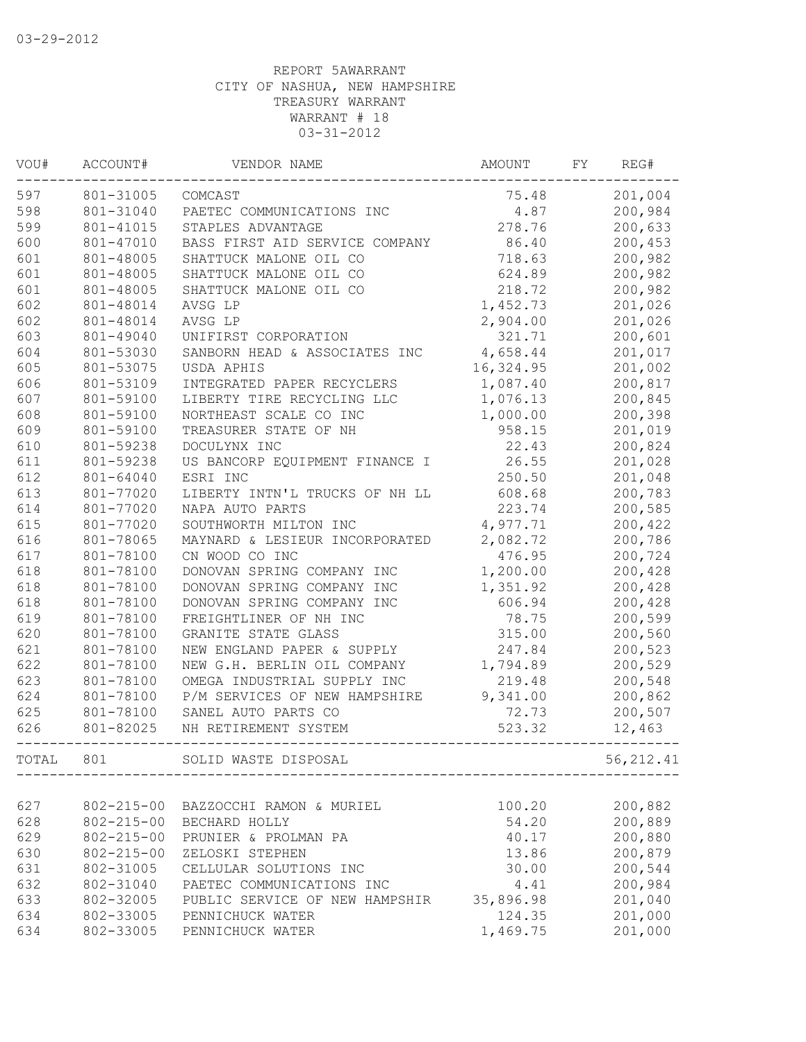03-29-2012

REPORT 5AWARRANT
CITY OF NASHUA, NEW HAMPSHIRE
TREASURY WARRANT
WARRANT # 18
03-31-2012

| VOU# | ACCOUNT# | VENDOR NAME | AMOUNT | FY | REG# |
|---|---|---|---|---|---|
| 597 | 801-31005 | COMCAST | 75.48 | | 201,004 |
| 598 | 801-31040 | PAETEC COMMUNICATIONS INC | 4.87 | | 200,984 |
| 599 | 801-41015 | STAPLES ADVANTAGE | 278.76 | | 200,633 |
| 600 | 801-47010 | BASS FIRST AID SERVICE COMPANY | 86.40 | | 200,453 |
| 601 | 801-48005 | SHATTUCK MALONE OIL CO | 718.63 | | 200,982 |
| 601 | 801-48005 | SHATTUCK MALONE OIL CO | 624.89 | | 200,982 |
| 601 | 801-48005 | SHATTUCK MALONE OIL CO | 218.72 | | 200,982 |
| 602 | 801-48014 | AVSG LP | 1,452.73 | | 201,026 |
| 602 | 801-48014 | AVSG LP | 2,904.00 | | 201,026 |
| 603 | 801-49040 | UNIFIRST CORPORATION | 321.71 | | 200,601 |
| 604 | 801-53030 | SANBORN HEAD & ASSOCIATES INC | 4,658.44 | | 201,017 |
| 605 | 801-53075 | USDA APHIS | 16,324.95 | | 201,002 |
| 606 | 801-53109 | INTEGRATED PAPER RECYCLERS | 1,087.40 | | 200,817 |
| 607 | 801-59100 | LIBERTY TIRE RECYCLING LLC | 1,076.13 | | 200,845 |
| 608 | 801-59100 | NORTHEAST SCALE CO INC | 1,000.00 | | 200,398 |
| 609 | 801-59100 | TREASURER STATE OF NH | 958.15 | | 201,019 |
| 610 | 801-59238 | DOCULYNX INC | 22.43 | | 200,824 |
| 611 | 801-59238 | US BANCORP EQUIPMENT FINANCE I | 26.55 | | 201,028 |
| 612 | 801-64040 | ESRI INC | 250.50 | | 201,048 |
| 613 | 801-77020 | LIBERTY INTN'L TRUCKS OF NH LL | 608.68 | | 200,783 |
| 614 | 801-77020 | NAPA AUTO PARTS | 223.74 | | 200,585 |
| 615 | 801-77020 | SOUTHWORTH MILTON INC | 4,977.71 | | 200,422 |
| 616 | 801-78065 | MAYNARD & LESIEUR INCORPORATED | 2,082.72 | | 200,786 |
| 617 | 801-78100 | CN WOOD CO INC | 476.95 | | 200,724 |
| 618 | 801-78100 | DONOVAN SPRING COMPANY INC | 1,200.00 | | 200,428 |
| 618 | 801-78100 | DONOVAN SPRING COMPANY INC | 1,351.92 | | 200,428 |
| 618 | 801-78100 | DONOVAN SPRING COMPANY INC | 606.94 | | 200,428 |
| 619 | 801-78100 | FREIGHTLINER OF NH INC | 78.75 | | 200,599 |
| 620 | 801-78100 | GRANITE STATE GLASS | 315.00 | | 200,560 |
| 621 | 801-78100 | NEW ENGLAND PAPER & SUPPLY | 247.84 | | 200,523 |
| 622 | 801-78100 | NEW G.H. BERLIN OIL COMPANY | 1,794.89 | | 200,529 |
| 623 | 801-78100 | OMEGA INDUSTRIAL SUPPLY INC | 219.48 | | 200,548 |
| 624 | 801-78100 | P/M SERVICES OF NEW HAMPSHIRE | 9,341.00 | | 200,862 |
| 625 | 801-78100 | SANEL AUTO PARTS CO | 72.73 | | 200,507 |
| 626 | 801-82025 | NH RETIREMENT SYSTEM | 523.32 | | 12,463 |
| TOTAL | 801 | SOLID WASTE DISPOSAL | | | 56,212.41 |
| 627 | 802-215-00 | BAZZOCCHI RAMON & MURIEL | 100.20 | | 200,882 |
| 628 | 802-215-00 | BECHARD HOLLY | 54.20 | | 200,889 |
| 629 | 802-215-00 | PRUNIER & PROLMAN PA | 40.17 | | 200,880 |
| 630 | 802-215-00 | ZELOSKI STEPHEN | 13.86 | | 200,879 |
| 631 | 802-31005 | CELLULAR SOLUTIONS INC | 30.00 | | 200,544 |
| 632 | 802-31040 | PAETEC COMMUNICATIONS INC | 4.41 | | 200,984 |
| 633 | 802-32005 | PUBLIC SERVICE OF NEW HAMPSHIR | 35,896.98 | | 201,040 |
| 634 | 802-33005 | PENNICHUCK WATER | 124.35 | | 201,000 |
| 634 | 802-33005 | PENNICHUCK WATER | 1,469.75 | | 201,000 |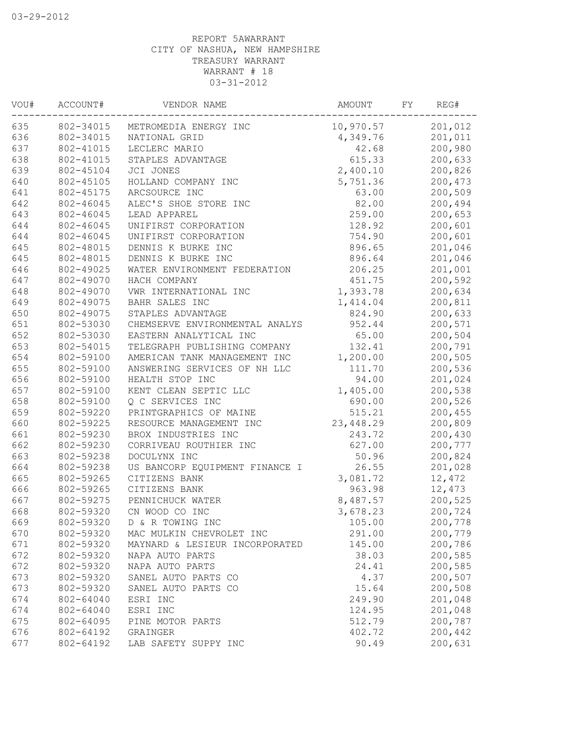03-29-2012

REPORT 5AWARRANT
CITY OF NASHUA, NEW HAMPSHIRE
TREASURY WARRANT
WARRANT # 18
03-31-2012

| VOU# | ACCOUNT# | VENDOR NAME | AMOUNT | FY | REG# |
|---|---|---|---|---|---|
| 635 | 802-34015 | METROMEDIA ENERGY INC | 10,970.57 | | 201,012 |
| 636 | 802-34015 | NATIONAL GRID | 4,349.76 | | 201,011 |
| 637 | 802-41015 | LECLERC MARIO | 42.68 | | 200,980 |
| 638 | 802-41015 | STAPLES ADVANTAGE | 615.33 | | 200,633 |
| 639 | 802-45104 | JCI JONES | 2,400.10 | | 200,826 |
| 640 | 802-45105 | HOLLAND COMPANY INC | 5,751.36 | | 200,473 |
| 641 | 802-45175 | ARCSOURCE INC | 63.00 | | 200,509 |
| 642 | 802-46045 | ALEC'S SHOE STORE INC | 82.00 | | 200,494 |
| 643 | 802-46045 | LEAD APPAREL | 259.00 | | 200,653 |
| 644 | 802-46045 | UNIFIRST CORPORATION | 128.92 | | 200,601 |
| 644 | 802-46045 | UNIFIRST CORPORATION | 754.90 | | 200,601 |
| 645 | 802-48015 | DENNIS K BURKE INC | 896.65 | | 201,046 |
| 645 | 802-48015 | DENNIS K BURKE INC | 896.64 | | 201,046 |
| 646 | 802-49025 | WATER ENVIRONMENT FEDERATION | 206.25 | | 201,001 |
| 647 | 802-49070 | HACH COMPANY | 451.75 | | 200,592 |
| 648 | 802-49070 | VWR INTERNATIONAL INC | 1,393.78 | | 200,634 |
| 649 | 802-49075 | BAHR SALES INC | 1,414.04 | | 200,811 |
| 650 | 802-49075 | STAPLES ADVANTAGE | 824.90 | | 200,633 |
| 651 | 802-53030 | CHEMSERVE ENVIRONMENTAL ANALYS | 952.44 | | 200,571 |
| 652 | 802-53030 | EASTERN ANALYTICAL INC | 65.00 | | 200,504 |
| 653 | 802-54015 | TELEGRAPH PUBLISHING COMPANY | 132.41 | | 200,791 |
| 654 | 802-59100 | AMERICAN TANK MANAGEMENT INC | 1,200.00 | | 200,505 |
| 655 | 802-59100 | ANSWERING SERVICES OF NH LLC | 111.70 | | 200,536 |
| 656 | 802-59100 | HEALTH STOP INC | 94.00 | | 201,024 |
| 657 | 802-59100 | KENT CLEAN SEPTIC LLC | 1,405.00 | | 200,538 |
| 658 | 802-59100 | Q C SERVICES INC | 690.00 | | 200,526 |
| 659 | 802-59220 | PRINTGRAPHICS OF MAINE | 515.21 | | 200,455 |
| 660 | 802-59225 | RESOURCE MANAGEMENT INC | 23,448.29 | | 200,809 |
| 661 | 802-59230 | BROX INDUSTRIES INC | 243.72 | | 200,430 |
| 662 | 802-59230 | CORRIVEAU ROUTHIER INC | 627.00 | | 200,777 |
| 663 | 802-59238 | DOCULYNX INC | 50.96 | | 200,824 |
| 664 | 802-59238 | US BANCORP EQUIPMENT FINANCE I | 26.55 | | 201,028 |
| 665 | 802-59265 | CITIZENS BANK | 3,081.72 | | 12,472 |
| 666 | 802-59265 | CITIZENS BANK | 963.98 | | 12,473 |
| 667 | 802-59275 | PENNICHUCK WATER | 8,487.57 | | 200,525 |
| 668 | 802-59320 | CN WOOD CO INC | 3,678.23 | | 200,724 |
| 669 | 802-59320 | D & R TOWING INC | 105.00 | | 200,778 |
| 670 | 802-59320 | MAC MULKIN CHEVROLET INC | 291.00 | | 200,779 |
| 671 | 802-59320 | MAYNARD & LESIEUR INCORPORATED | 145.00 | | 200,786 |
| 672 | 802-59320 | NAPA AUTO PARTS | 38.03 | | 200,585 |
| 672 | 802-59320 | NAPA AUTO PARTS | 24.41 | | 200,585 |
| 673 | 802-59320 | SANEL AUTO PARTS CO | 4.37 | | 200,507 |
| 673 | 802-59320 | SANEL AUTO PARTS CO | 15.64 | | 200,508 |
| 674 | 802-64040 | ESRI INC | 249.90 | | 201,048 |
| 674 | 802-64040 | ESRI INC | 124.95 | | 201,048 |
| 675 | 802-64095 | PINE MOTOR PARTS | 512.79 | | 200,787 |
| 676 | 802-64192 | GRAINGER | 402.72 | | 200,442 |
| 677 | 802-64192 | LAB SAFETY SUPPY INC | 90.49 | | 200,631 |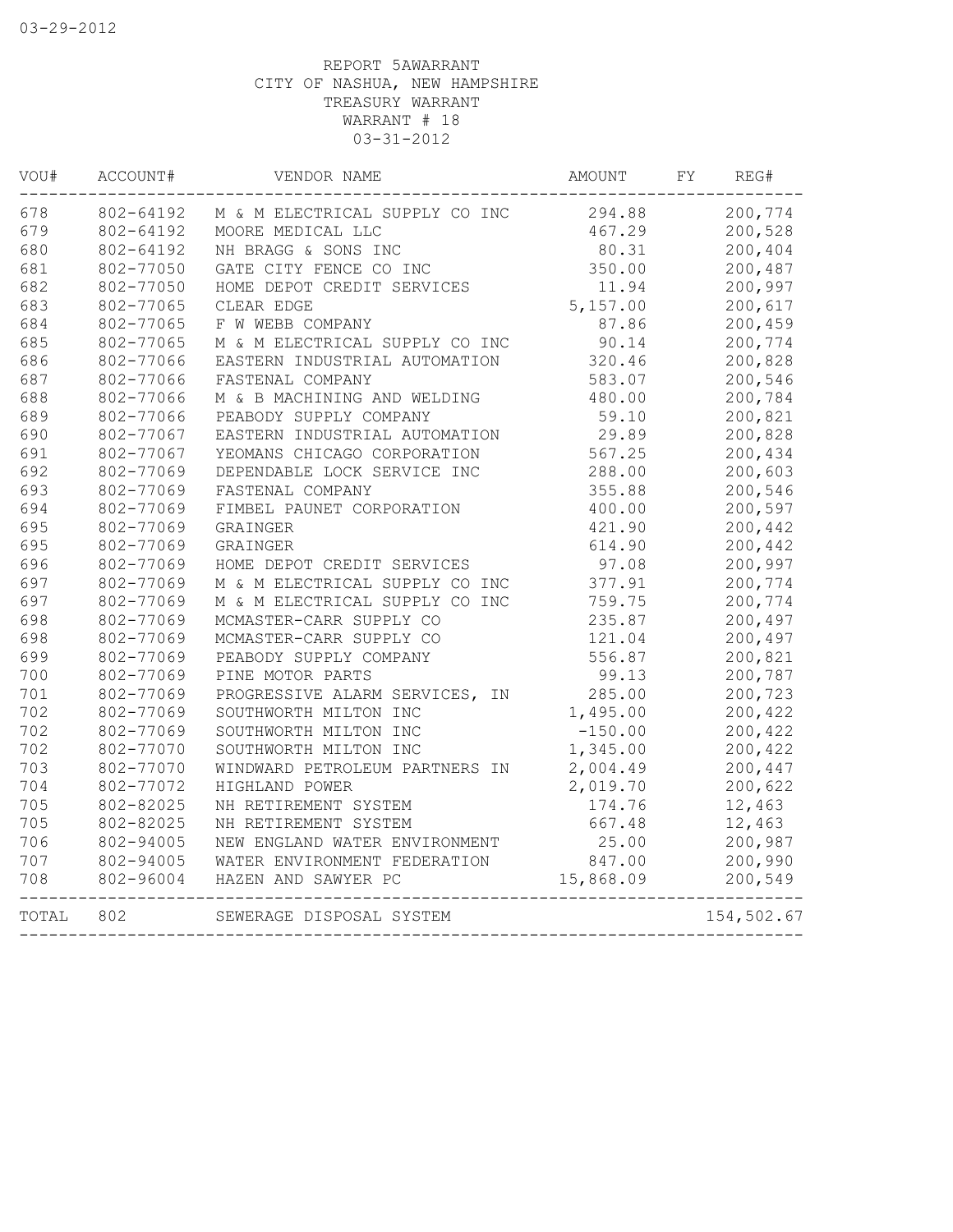REPORT 5AWARRANT
CITY OF NASHUA, NEW HAMPSHIRE
TREASURY WARRANT
WARRANT # 18
03-31-2012

| VOU# | ACCOUNT# | VENDOR NAME | AMOUNT | FY | REG# |
|---|---|---|---|---|---|
| 678 | 802-64192 | M & M ELECTRICAL SUPPLY CO INC | 294.88 | | 200,774 |
| 679 | 802-64192 | MOORE MEDICAL LLC | 467.29 | | 200,528 |
| 680 | 802-64192 | NH BRAGG & SONS INC | 80.31 | | 200,404 |
| 681 | 802-77050 | GATE CITY FENCE CO INC | 350.00 | | 200,487 |
| 682 | 802-77050 | HOME DEPOT CREDIT SERVICES | 11.94 | | 200,997 |
| 683 | 802-77065 | CLEAR EDGE | 5,157.00 | | 200,617 |
| 684 | 802-77065 | F W WEBB COMPANY | 87.86 | | 200,459 |
| 685 | 802-77065 | M & M ELECTRICAL SUPPLY CO INC | 90.14 | | 200,774 |
| 686 | 802-77066 | EASTERN INDUSTRIAL AUTOMATION | 320.46 | | 200,828 |
| 687 | 802-77066 | FASTENAL COMPANY | 583.07 | | 200,546 |
| 688 | 802-77066 | M & B MACHINING AND WELDING | 480.00 | | 200,784 |
| 689 | 802-77066 | PEABODY SUPPLY COMPANY | 59.10 | | 200,821 |
| 690 | 802-77067 | EASTERN INDUSTRIAL AUTOMATION | 29.89 | | 200,828 |
| 691 | 802-77067 | YEOMANS CHICAGO CORPORATION | 567.25 | | 200,434 |
| 692 | 802-77069 | DEPENDABLE LOCK SERVICE INC | 288.00 | | 200,603 |
| 693 | 802-77069 | FASTENAL COMPANY | 355.88 | | 200,546 |
| 694 | 802-77069 | FIMBEL PAUNET CORPORATION | 400.00 | | 200,597 |
| 695 | 802-77069 | GRAINGER | 421.90 | | 200,442 |
| 695 | 802-77069 | GRAINGER | 614.90 | | 200,442 |
| 696 | 802-77069 | HOME DEPOT CREDIT SERVICES | 97.08 | | 200,997 |
| 697 | 802-77069 | M & M ELECTRICAL SUPPLY CO INC | 377.91 | | 200,774 |
| 697 | 802-77069 | M & M ELECTRICAL SUPPLY CO INC | 759.75 | | 200,774 |
| 698 | 802-77069 | MCMASTER-CARR SUPPLY CO | 235.87 | | 200,497 |
| 698 | 802-77069 | MCMASTER-CARR SUPPLY CO | 121.04 | | 200,497 |
| 699 | 802-77069 | PEABODY SUPPLY COMPANY | 556.87 | | 200,821 |
| 700 | 802-77069 | PINE MOTOR PARTS | 99.13 | | 200,787 |
| 701 | 802-77069 | PROGRESSIVE ALARM SERVICES, IN | 285.00 | | 200,723 |
| 702 | 802-77069 | SOUTHWORTH MILTON INC | 1,495.00 | | 200,422 |
| 702 | 802-77069 | SOUTHWORTH MILTON INC | -150.00 | | 200,422 |
| 702 | 802-77070 | SOUTHWORTH MILTON INC | 1,345.00 | | 200,422 |
| 703 | 802-77070 | WINDWARD PETROLEUM PARTNERS IN | 2,004.49 | | 200,447 |
| 704 | 802-77072 | HIGHLAND POWER | 2,019.70 | | 200,622 |
| 705 | 802-82025 | NH RETIREMENT SYSTEM | 174.76 | | 12,463 |
| 705 | 802-82025 | NH RETIREMENT SYSTEM | 667.48 | | 12,463 |
| 706 | 802-94005 | NEW ENGLAND WATER ENVIRONMENT | 25.00 | | 200,987 |
| 707 | 802-94005 | WATER ENVIRONMENT FEDERATION | 847.00 | | 200,990 |
| 708 | 802-96004 | HAZEN AND SAWYER PC | 15,868.09 | | 200,549 |
| TOTAL | 802 | SEWERAGE DISPOSAL SYSTEM | | | 154,502.67 |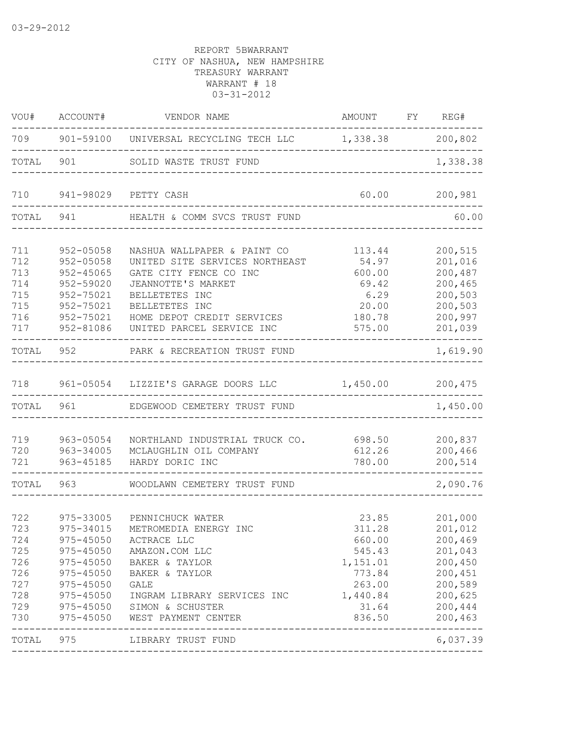03-29-2012

REPORT 5BWARRANT
CITY OF NASHUA, NEW HAMPSHIRE
TREASURY WARRANT
WARRANT # 18
03-31-2012

| VOU# | ACCOUNT# | VENDOR NAME | AMOUNT | FY | REG# |
|---|---|---|---|---|---|
| 709 | 901-59100 | UNIVERSAL RECYCLING TECH LLC | 1,338.38 | | 200,802 |
| TOTAL | 901 | SOLID WASTE TRUST FUND | | | 1,338.38 |
| 710 | 941-98029 | PETTY CASH | 60.00 | | 200,981 |
| TOTAL | 941 | HEALTH & COMM SVCS TRUST FUND | | | 60.00 |
| 711 | 952-05058 | NASHUA WALLPAPER & PAINT CO | 113.44 | | 200,515 |
| 712 | 952-05058 | UNITED SITE SERVICES NORTHEAST | 54.97 | | 201,016 |
| 713 | 952-45065 | GATE CITY FENCE CO INC | 600.00 | | 200,487 |
| 714 | 952-59020 | JEANNOTTE'S MARKET | 69.42 | | 200,465 |
| 715 | 952-75021 | BELLETETES INC | 6.29 | | 200,503 |
| 715 | 952-75021 | BELLETETES INC | 20.00 | | 200,503 |
| 716 | 952-75021 | HOME DEPOT CREDIT SERVICES | 180.78 | | 200,997 |
| 717 | 952-81086 | UNITED PARCEL SERVICE INC | 575.00 | | 201,039 |
| TOTAL | 952 | PARK & RECREATION TRUST FUND | | | 1,619.90 |
| 718 | 961-05054 | LIZZIE'S GARAGE DOORS LLC | 1,450.00 | | 200,475 |
| TOTAL | 961 | EDGEWOOD CEMETERY TRUST FUND | | | 1,450.00 |
| 719 | 963-05054 | NORTHLAND INDUSTRIAL TRUCK CO. | 698.50 | | 200,837 |
| 720 | 963-34005 | MCLAUGHLIN OIL COMPANY | 612.26 | | 200,466 |
| 721 | 963-45185 | HARDY DORIC INC | 780.00 | | 200,514 |
| TOTAL | 963 | WOODLAWN CEMETERY TRUST FUND | | | 2,090.76 |
| 722 | 975-33005 | PENNICHUCK WATER | 23.85 | | 201,000 |
| 723 | 975-34015 | METROMEDIA ENERGY INC | 311.28 | | 201,012 |
| 724 | 975-45050 | ACTRACE LLC | 660.00 | | 200,469 |
| 725 | 975-45050 | AMAZON.COM LLC | 545.43 | | 201,043 |
| 726 | 975-45050 | BAKER & TAYLOR | 1,151.01 | | 200,450 |
| 726 | 975-45050 | BAKER & TAYLOR | 773.84 | | 200,451 |
| 727 | 975-45050 | GALE | 263.00 | | 200,589 |
| 728 | 975-45050 | INGRAM LIBRARY SERVICES INC | 1,440.84 | | 200,625 |
| 729 | 975-45050 | SIMON & SCHUSTER | 31.64 | | 200,444 |
| 730 | 975-45050 | WEST PAYMENT CENTER | 836.50 | | 200,463 |
| TOTAL | 975 | LIBRARY TRUST FUND | | | 6,037.39 |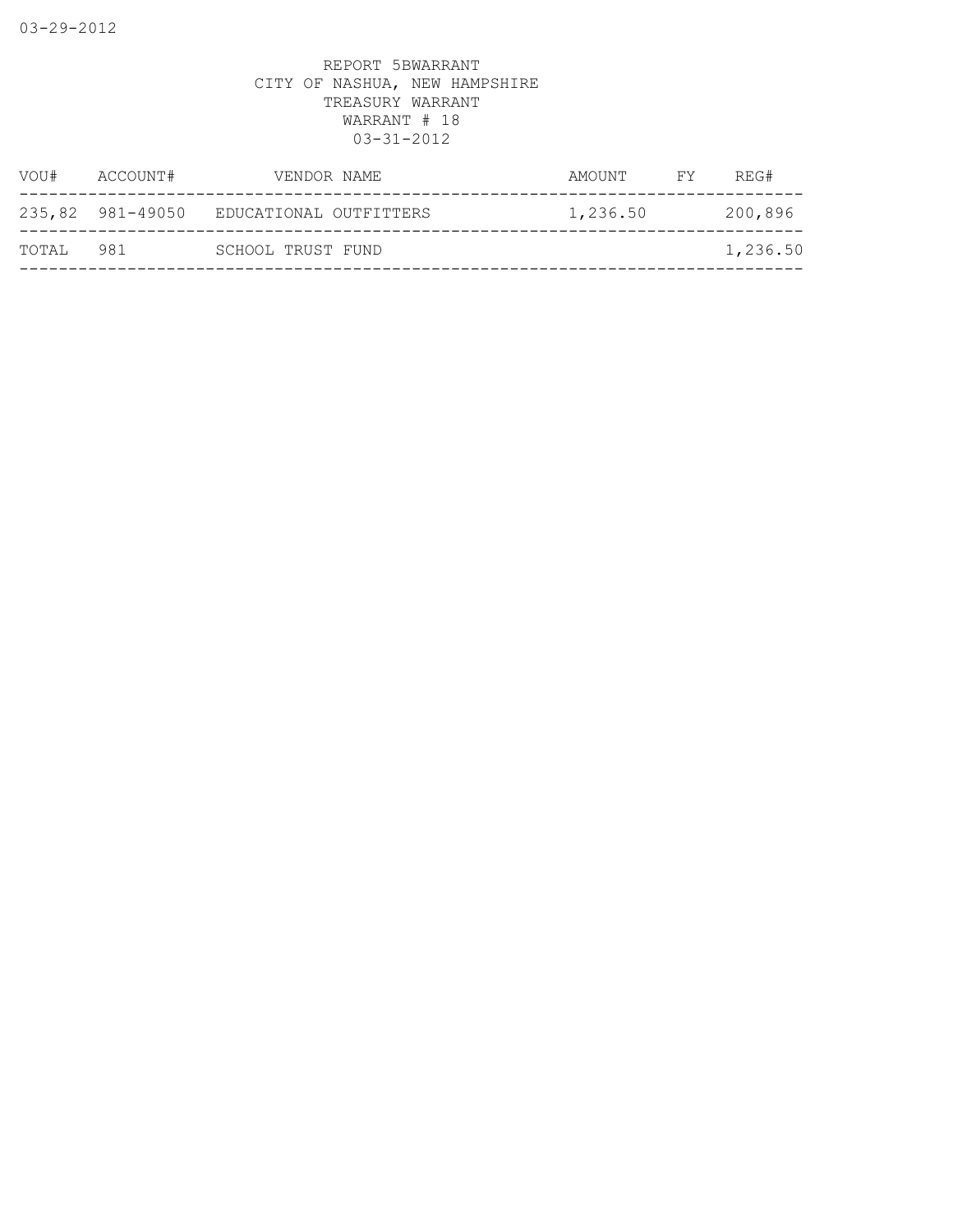REPORT 5BWARRANT
CITY OF NASHUA, NEW HAMPSHIRE
TREASURY WARRANT
WARRANT # 18
03-31-2012

| VOU# | ACCOUNT# | VENDOR NAME | AMOUNT | FY | REG# |
|---|---|---|---|---|---|
| 235,82 | 981-49050 | EDUCATIONAL OUTFITTERS | 1,236.50 | | 200,896 |
| TOTAL | 981 | SCHOOL TRUST FUND | | | 1,236.50 |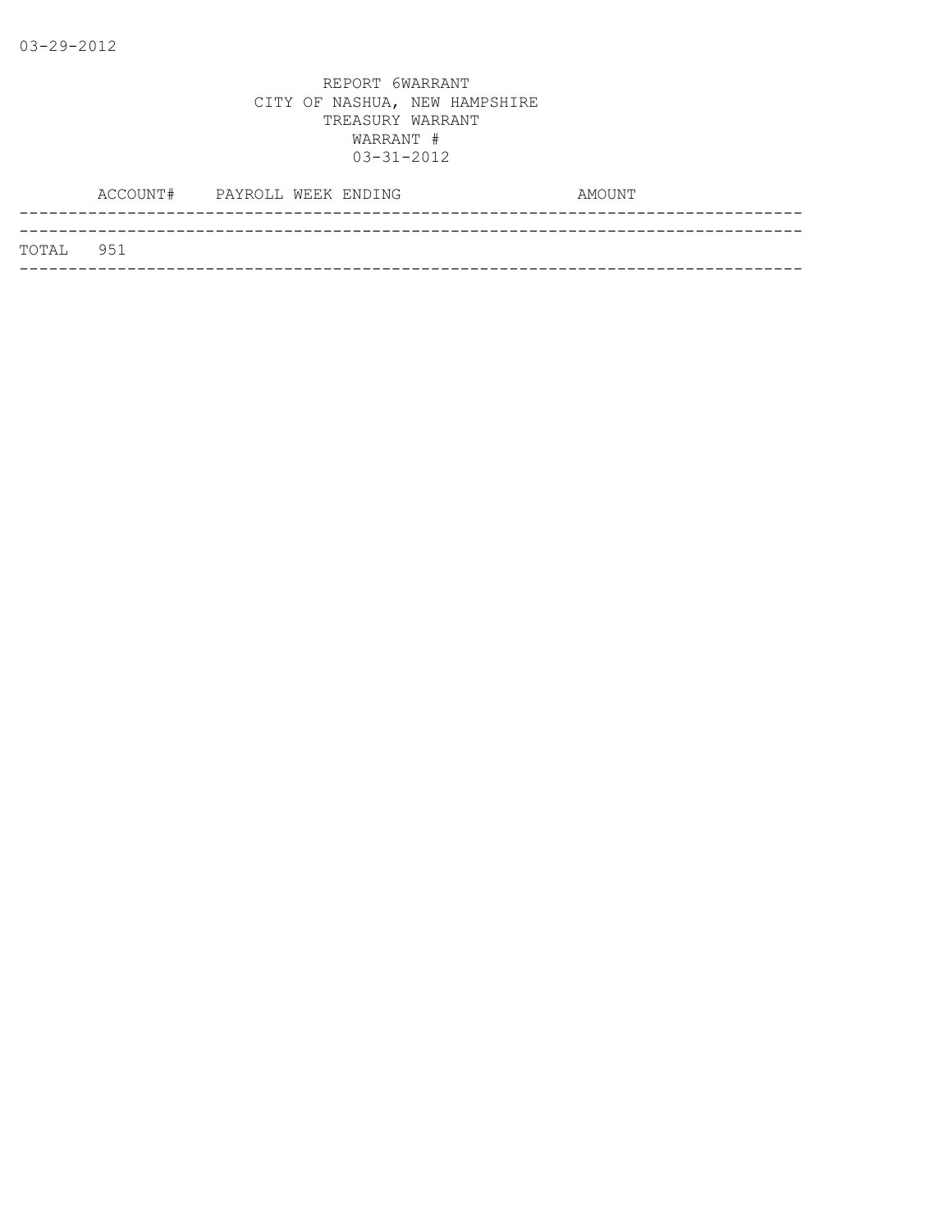03-29-2012

REPORT 6WARRANT
CITY OF NASHUA, NEW HAMPSHIRE
TREASURY WARRANT
WARRANT #
03-31-2012

| | ACCOUNT# | PAYROLL WEEK ENDING | AMOUNT |
|---|---|---|---|
| TOTAL | 951 | | |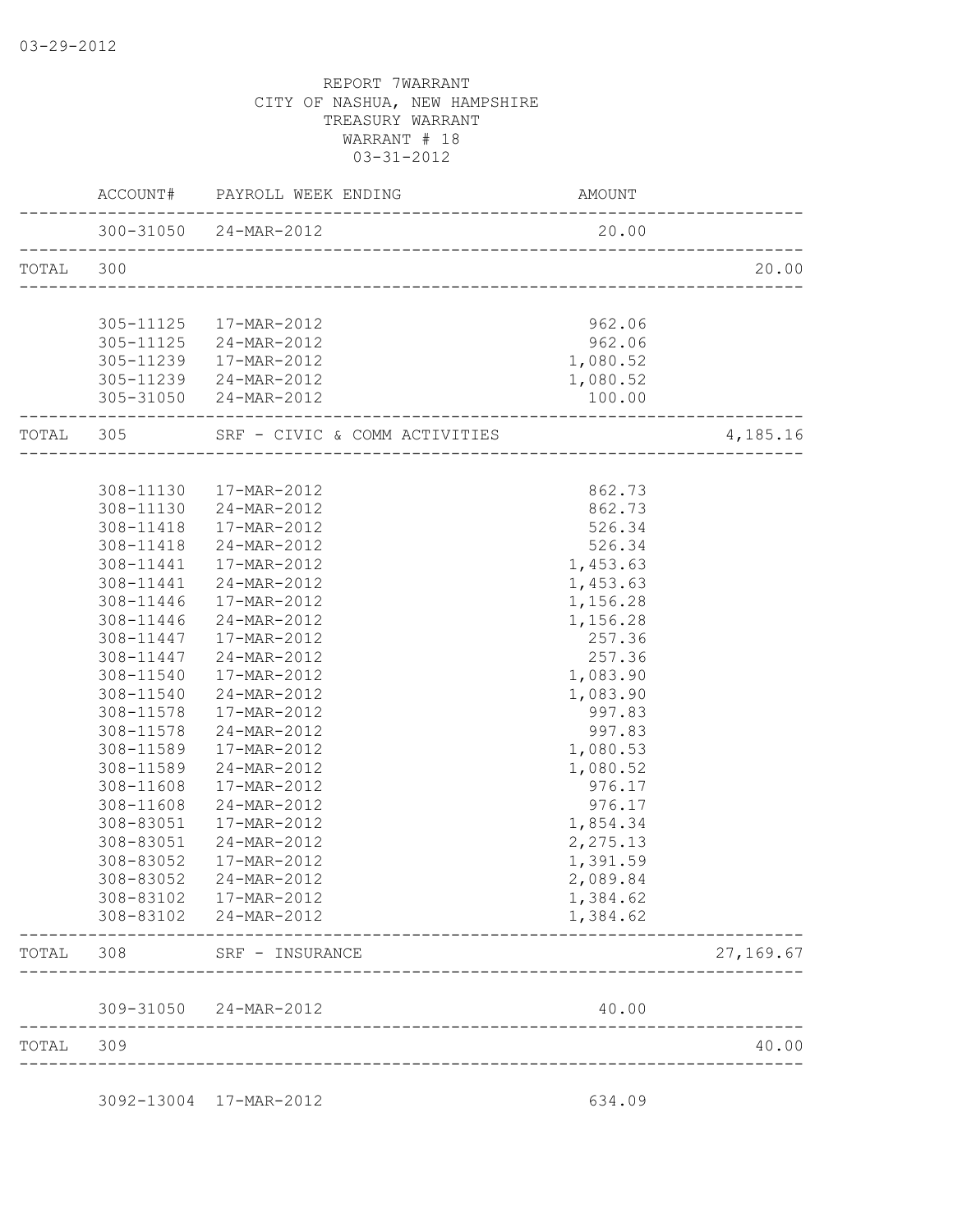03-29-2012

REPORT 7WARRANT
CITY OF NASHUA, NEW HAMPSHIRE
TREASURY WARRANT
WARRANT # 18
03-31-2012

| | ACCOUNT# | PAYROLL WEEK ENDING | AMOUNT | |
|---|---|---|---|---|
| | 300-31050 | 24-MAR-2012 | 20.00 | |
| TOTAL | 300 | | | 20.00 |
| | 305-11125 | 17-MAR-2012 | 962.06 | |
| | 305-11125 | 24-MAR-2012 | 962.06 | |
| | 305-11239 | 17-MAR-2012 | 1,080.52 | |
| | 305-11239 | 24-MAR-2012 | 1,080.52 | |
| | 305-31050 | 24-MAR-2012 | 100.00 | |
| TOTAL | 305 | SRF - CIVIC & COMM ACTIVITIES | | 4,185.16 |
| | 308-11130 | 17-MAR-2012 | 862.73 | |
| | 308-11130 | 24-MAR-2012 | 862.73 | |
| | 308-11418 | 17-MAR-2012 | 526.34 | |
| | 308-11418 | 24-MAR-2012 | 526.34 | |
| | 308-11441 | 17-MAR-2012 | 1,453.63 | |
| | 308-11441 | 24-MAR-2012 | 1,453.63 | |
| | 308-11446 | 17-MAR-2012 | 1,156.28 | |
| | 308-11446 | 24-MAR-2012 | 1,156.28 | |
| | 308-11447 | 17-MAR-2012 | 257.36 | |
| | 308-11447 | 24-MAR-2012 | 257.36 | |
| | 308-11540 | 17-MAR-2012 | 1,083.90 | |
| | 308-11540 | 24-MAR-2012 | 1,083.90 | |
| | 308-11578 | 17-MAR-2012 | 997.83 | |
| | 308-11578 | 24-MAR-2012 | 997.83 | |
| | 308-11589 | 17-MAR-2012 | 1,080.53 | |
| | 308-11589 | 24-MAR-2012 | 1,080.52 | |
| | 308-11608 | 17-MAR-2012 | 976.17 | |
| | 308-11608 | 24-MAR-2012 | 976.17 | |
| | 308-83051 | 17-MAR-2012 | 1,854.34 | |
| | 308-83051 | 24-MAR-2012 | 2,275.13 | |
| | 308-83052 | 17-MAR-2012 | 1,391.59 | |
| | 308-83052 | 24-MAR-2012 | 2,089.84 | |
| | 308-83102 | 17-MAR-2012 | 1,384.62 | |
| | 308-83102 | 24-MAR-2012 | 1,384.62 | |
| TOTAL | 308 | SRF - INSURANCE | | 27,169.67 |
| | 309-31050 | 24-MAR-2012 | 40.00 | |
| TOTAL | 309 | | | 40.00 |
| | 3092-13004 | 17-MAR-2012 | 634.09 | |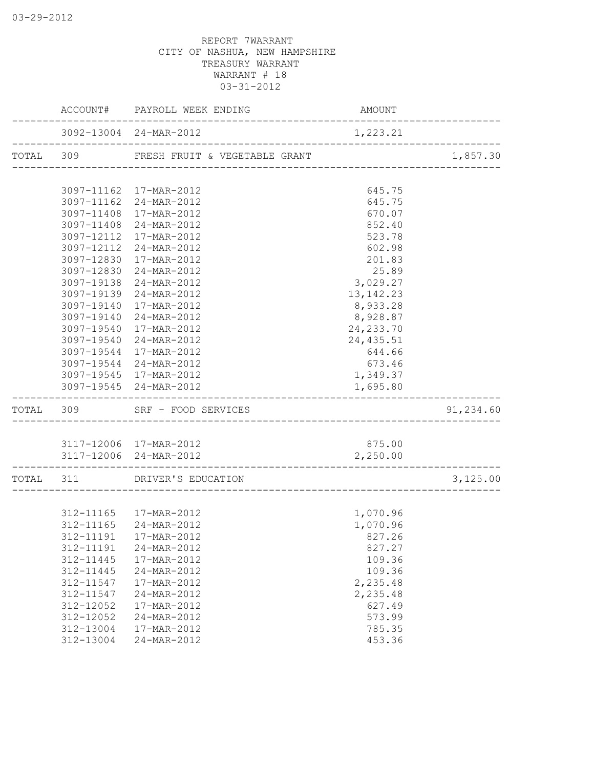REPORT 7WARRANT
CITY OF NASHUA, NEW HAMPSHIRE
TREASURY WARRANT
WARRANT # 18
03-31-2012

| | ACCOUNT# | PAYROLL WEEK ENDING | AMOUNT | |
|---|---|---|---|---|
| | 3092-13004 | 24-MAR-2012 | 1,223.21 | |
| TOTAL | 309 | FRESH FRUIT & VEGETABLE GRANT | | 1,857.30 |
| | 3097-11162 | 17-MAR-2012 | 645.75 | |
| | 3097-11162 | 24-MAR-2012 | 645.75 | |
| | 3097-11408 | 17-MAR-2012 | 670.07 | |
| | 3097-11408 | 24-MAR-2012 | 852.40 | |
| | 3097-12112 | 17-MAR-2012 | 523.78 | |
| | 3097-12112 | 24-MAR-2012 | 602.98 | |
| | 3097-12830 | 17-MAR-2012 | 201.83 | |
| | 3097-12830 | 24-MAR-2012 | 25.89 | |
| | 3097-19138 | 24-MAR-2012 | 3,029.27 | |
| | 3097-19139 | 24-MAR-2012 | 13,142.23 | |
| | 3097-19140 | 17-MAR-2012 | 8,933.28 | |
| | 3097-19140 | 24-MAR-2012 | 8,928.87 | |
| | 3097-19540 | 17-MAR-2012 | 24,233.70 | |
| | 3097-19540 | 24-MAR-2012 | 24,435.51 | |
| | 3097-19544 | 17-MAR-2012 | 644.66 | |
| | 3097-19544 | 24-MAR-2012 | 673.46 | |
| | 3097-19545 | 17-MAR-2012 | 1,349.37 | |
| | 3097-19545 | 24-MAR-2012 | 1,695.80 | |
| TOTAL | 309 | SRF - FOOD SERVICES | | 91,234.60 |
| | 3117-12006 | 17-MAR-2012 | 875.00 | |
| | 3117-12006 | 24-MAR-2012 | 2,250.00 | |
| TOTAL | 311 | DRIVER'S EDUCATION | | 3,125.00 |
| | 312-11165 | 17-MAR-2012 | 1,070.96 | |
| | 312-11165 | 24-MAR-2012 | 1,070.96 | |
| | 312-11191 | 17-MAR-2012 | 827.26 | |
| | 312-11191 | 24-MAR-2012 | 827.27 | |
| | 312-11445 | 17-MAR-2012 | 109.36 | |
| | 312-11445 | 24-MAR-2012 | 109.36 | |
| | 312-11547 | 17-MAR-2012 | 2,235.48 | |
| | 312-11547 | 24-MAR-2012 | 2,235.48 | |
| | 312-12052 | 17-MAR-2012 | 627.49 | |
| | 312-12052 | 24-MAR-2012 | 573.99 | |
| | 312-13004 | 17-MAR-2012 | 785.35 | |
| | 312-13004 | 24-MAR-2012 | 453.36 | |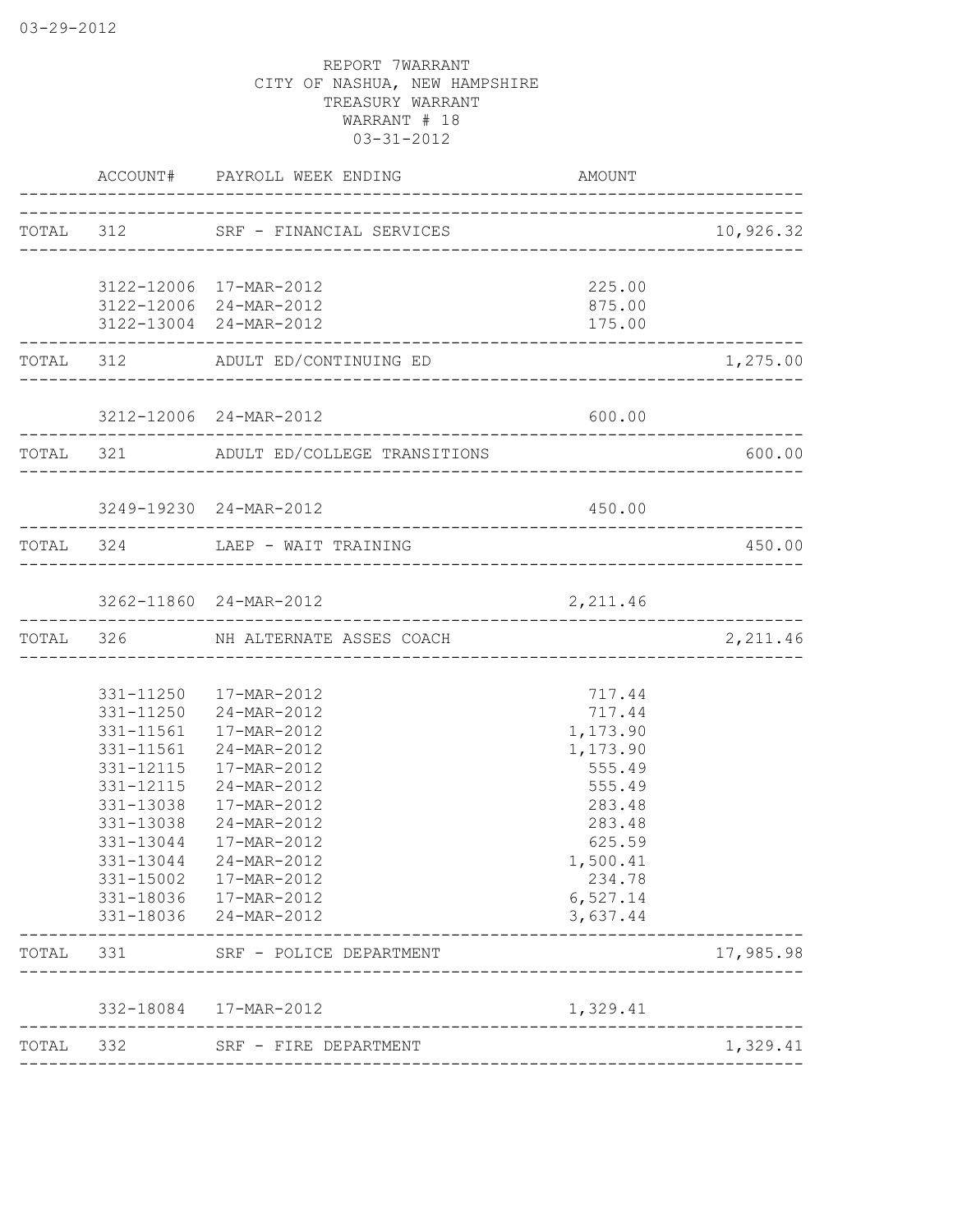REPORT 7WARRANT
CITY OF NASHUA, NEW HAMPSHIRE
TREASURY WARRANT
WARRANT # 18
03-31-2012

| | ACCOUNT# | PAYROLL WEEK ENDING | AMOUNT | |
|---|---|---|---|---|
| TOTAL | 312 | SRF - FINANCIAL SERVICES | | 10,926.32 |
| | 3122-12006 | 17-MAR-2012 | 225.00 | |
| | 3122-12006 | 24-MAR-2012 | 875.00 | |
| | 3122-13004 | 24-MAR-2012 | 175.00 | |
| TOTAL | 312 | ADULT ED/CONTINUING ED | | 1,275.00 |
| | 3212-12006 | 24-MAR-2012 | 600.00 | |
| TOTAL | 321 | ADULT ED/COLLEGE TRANSITIONS | | 600.00 |
| | 3249-19230 | 24-MAR-2012 | 450.00 | |
| TOTAL | 324 | LAEP - WAIT TRAINING | | 450.00 |
| | 3262-11860 | 24-MAR-2012 | 2,211.46 | |
| TOTAL | 326 | NH ALTERNATE ASSES COACH | | 2,211.46 |
| | 331-11250 | 17-MAR-2012 | 717.44 | |
| | 331-11250 | 24-MAR-2012 | 717.44 | |
| | 331-11561 | 17-MAR-2012 | 1,173.90 | |
| | 331-11561 | 24-MAR-2012 | 1,173.90 | |
| | 331-12115 | 17-MAR-2012 | 555.49 | |
| | 331-12115 | 24-MAR-2012 | 555.49 | |
| | 331-13038 | 17-MAR-2012 | 283.48 | |
| | 331-13038 | 24-MAR-2012 | 283.48 | |
| | 331-13044 | 17-MAR-2012 | 625.59 | |
| | 331-13044 | 24-MAR-2012 | 1,500.41 | |
| | 331-15002 | 17-MAR-2012 | 234.78 | |
| | 331-18036 | 17-MAR-2012 | 6,527.14 | |
| | 331-18036 | 24-MAR-2012 | 3,637.44 | |
| TOTAL | 331 | SRF - POLICE DEPARTMENT | | 17,985.98 |
| | 332-18084 | 17-MAR-2012 | 1,329.41 | |
| TOTAL | 332 | SRF - FIRE DEPARTMENT | | 1,329.41 |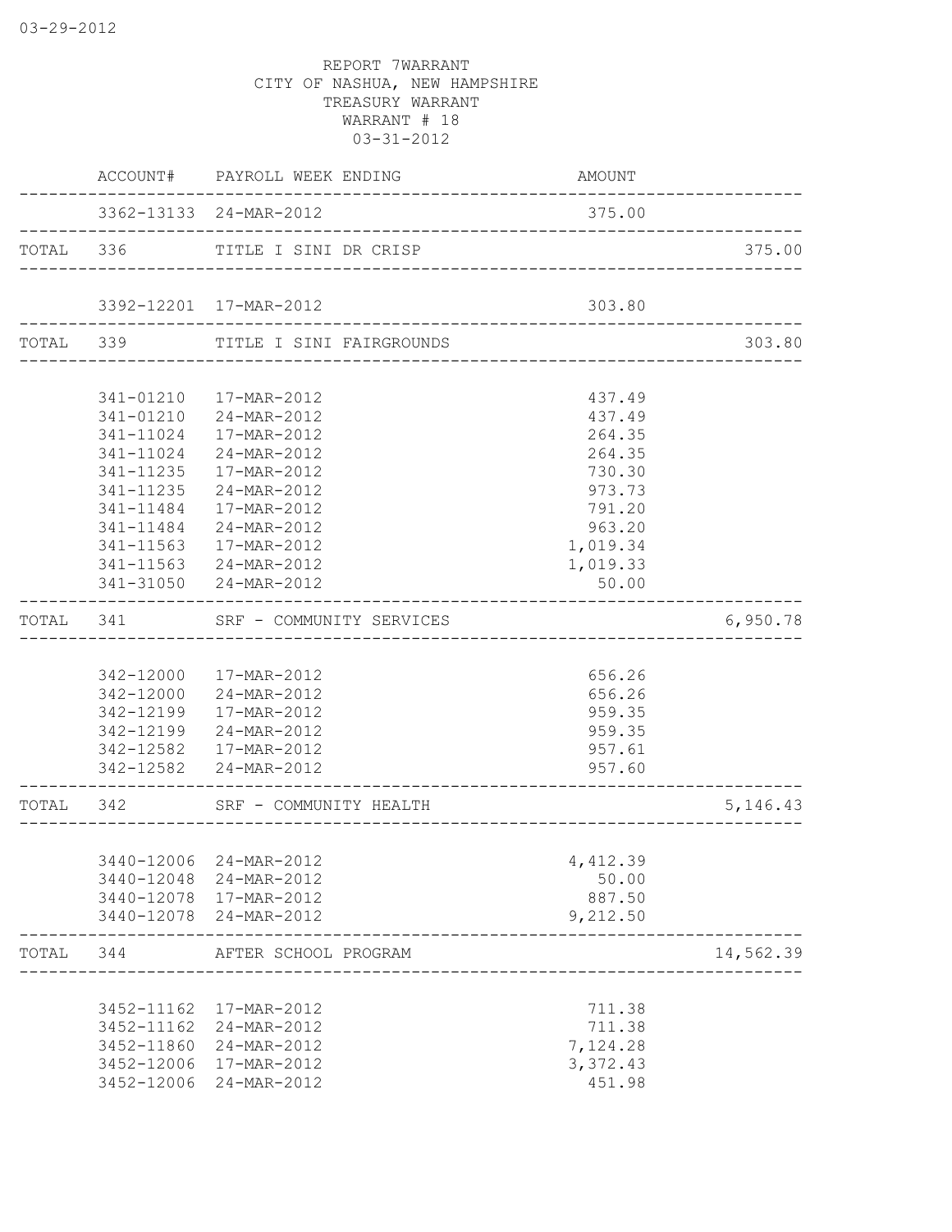03-29-2012

REPORT 7WARRANT
CITY OF NASHUA, NEW HAMPSHIRE
TREASURY WARRANT
WARRANT # 18
03-31-2012

| | ACCOUNT# | PAYROLL WEEK ENDING | AMOUNT | |
|---|---|---|---|---|
| | 3362-13133 | 24-MAR-2012 | 375.00 | |
| TOTAL | 336 | TITLE I SINI DR CRISP | | 375.00 |
| | 3392-12201 | 17-MAR-2012 | 303.80 | |
| TOTAL | 339 | TITLE I SINI FAIRGROUNDS | | 303.80 |
| | 341-01210 | 17-MAR-2012 | 437.49 | |
| | 341-01210 | 24-MAR-2012 | 437.49 | |
| | 341-11024 | 17-MAR-2012 | 264.35 | |
| | 341-11024 | 24-MAR-2012 | 264.35 | |
| | 341-11235 | 17-MAR-2012 | 730.30 | |
| | 341-11235 | 24-MAR-2012 | 973.73 | |
| | 341-11484 | 17-MAR-2012 | 791.20 | |
| | 341-11484 | 24-MAR-2012 | 963.20 | |
| | 341-11563 | 17-MAR-2012 | 1,019.34 | |
| | 341-11563 | 24-MAR-2012 | 1,019.33 | |
| | 341-31050 | 24-MAR-2012 | 50.00 | |
| TOTAL | 341 | SRF - COMMUNITY SERVICES | | 6,950.78 |
| | 342-12000 | 17-MAR-2012 | 656.26 | |
| | 342-12000 | 24-MAR-2012 | 656.26 | |
| | 342-12199 | 17-MAR-2012 | 959.35 | |
| | 342-12199 | 24-MAR-2012 | 959.35 | |
| | 342-12582 | 17-MAR-2012 | 957.61 | |
| | 342-12582 | 24-MAR-2012 | 957.60 | |
| TOTAL | 342 | SRF - COMMUNITY HEALTH | | 5,146.43 |
| | 3440-12006 | 24-MAR-2012 | 4,412.39 | |
| | 3440-12048 | 24-MAR-2012 | 50.00 | |
| | 3440-12078 | 17-MAR-2012 | 887.50 | |
| | 3440-12078 | 24-MAR-2012 | 9,212.50 | |
| TOTAL | 344 | AFTER SCHOOL PROGRAM | | 14,562.39 |
| | 3452-11162 | 17-MAR-2012 | 711.38 | |
| | 3452-11162 | 24-MAR-2012 | 711.38 | |
| | 3452-11860 | 24-MAR-2012 | 7,124.28 | |
| | 3452-12006 | 17-MAR-2012 | 3,372.43 | |
| | 3452-12006 | 24-MAR-2012 | 451.98 | |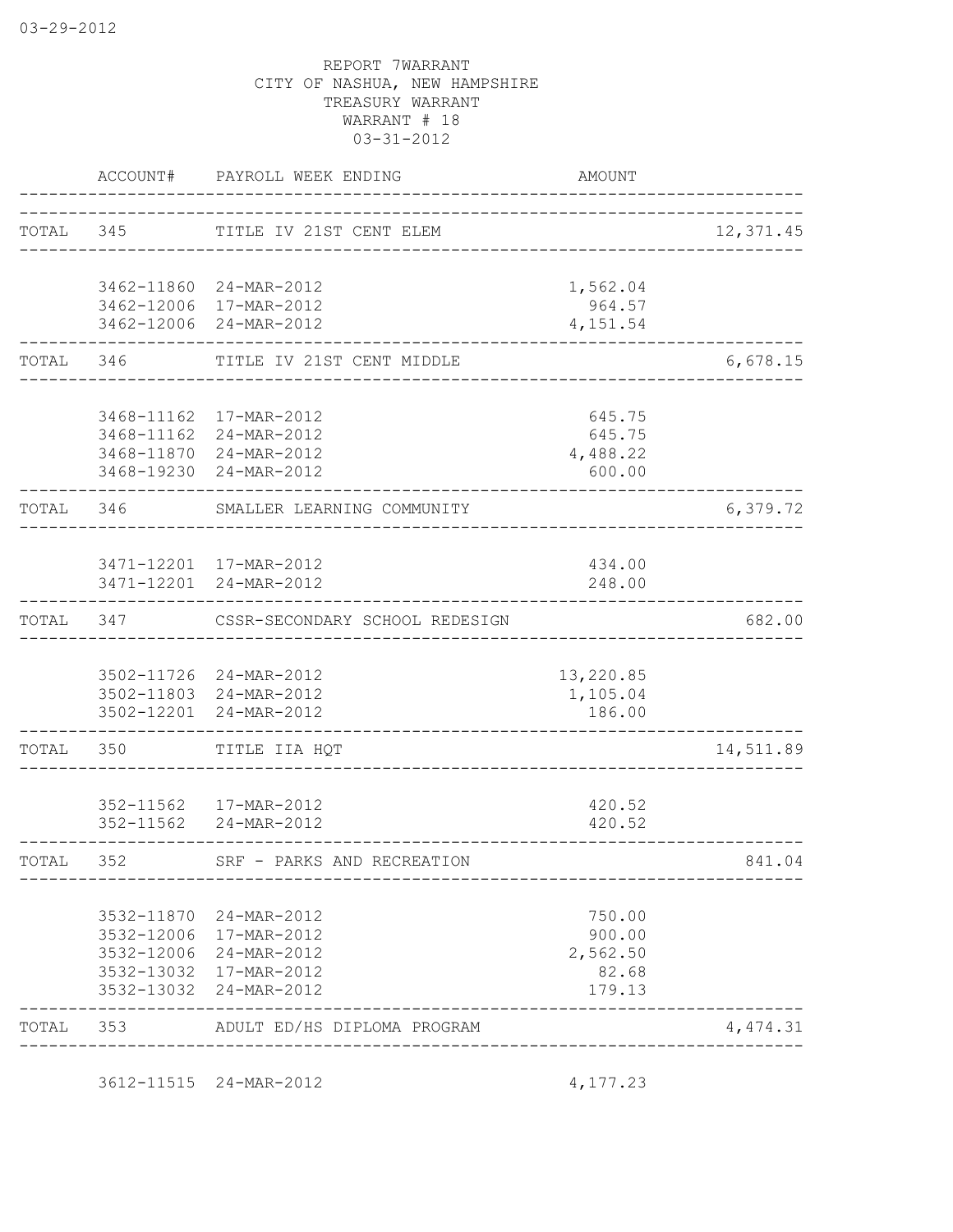REPORT 7WARRANT
CITY OF NASHUA, NEW HAMPSHIRE
TREASURY WARRANT
WARRANT # 18
03-31-2012

| | ACCOUNT# | PAYROLL WEEK ENDING | AMOUNT | |
|---|---|---|---|---|
| TOTAL | 345 | TITLE IV 21ST CENT ELEM | | 12,371.45 |
| | 3462-11860 | 24-MAR-2012 | 1,562.04 | |
| | 3462-12006 | 17-MAR-2012 | 964.57 | |
| | 3462-12006 | 24-MAR-2012 | 4,151.54 | |
| TOTAL | 346 | TITLE IV 21ST CENT MIDDLE | | 6,678.15 |
| | 3468-11162 | 17-MAR-2012 | 645.75 | |
| | 3468-11162 | 24-MAR-2012 | 645.75 | |
| | 3468-11870 | 24-MAR-2012 | 4,488.22 | |
| | 3468-19230 | 24-MAR-2012 | 600.00 | |
| TOTAL | 346 | SMALLER LEARNING COMMUNITY | | 6,379.72 |
| | 3471-12201 | 17-MAR-2012 | 434.00 | |
| | 3471-12201 | 24-MAR-2012 | 248.00 | |
| TOTAL | 347 | CSSR-SECONDARY SCHOOL REDESIGN | | 682.00 |
| | 3502-11726 | 24-MAR-2012 | 13,220.85 | |
| | 3502-11803 | 24-MAR-2012 | 1,105.04 | |
| | 3502-12201 | 24-MAR-2012 | 186.00 | |
| TOTAL | 350 | TITLE IIA HQT | | 14,511.89 |
| | 352-11562 | 17-MAR-2012 | 420.52 | |
| | 352-11562 | 24-MAR-2012 | 420.52 | |
| TOTAL | 352 | SRF - PARKS AND RECREATION | | 841.04 |
| | 3532-11870 | 24-MAR-2012 | 750.00 | |
| | 3532-12006 | 17-MAR-2012 | 900.00 | |
| | 3532-12006 | 24-MAR-2012 | 2,562.50 | |
| | 3532-13032 | 17-MAR-2012 | 82.68 | |
| | 3532-13032 | 24-MAR-2012 | 179.13 | |
| TOTAL | 353 | ADULT ED/HS DIPLOMA PROGRAM | | 4,474.31 |
| | 3612-11515 | 24-MAR-2012 | 4,177.23 | |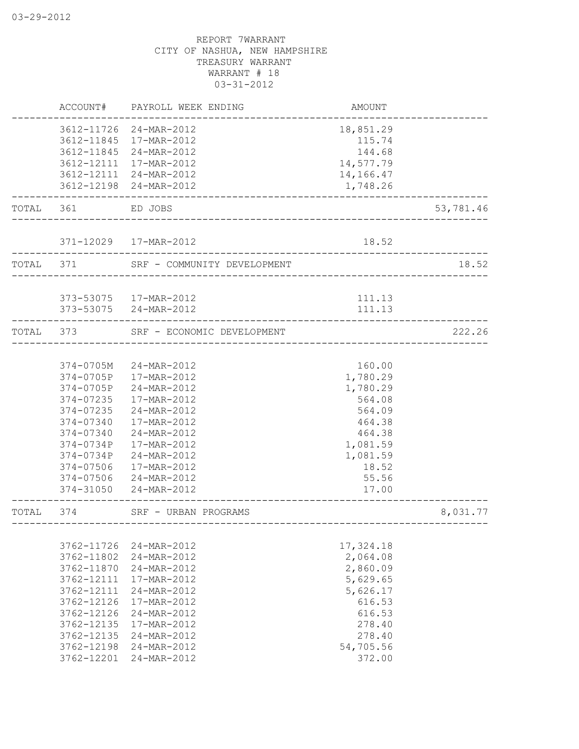REPORT 7WARRANT
CITY OF NASHUA, NEW HAMPSHIRE
TREASURY WARRANT
WARRANT # 18
03-31-2012

| | ACCOUNT# | PAYROLL WEEK ENDING | AMOUNT | |
|---|---|---|---|---|
| | 3612-11726 | 24-MAR-2012 | 18,851.29 | |
| | 3612-11845 | 17-MAR-2012 | 115.74 | |
| | 3612-11845 | 24-MAR-2012 | 144.68 | |
| | 3612-12111 | 17-MAR-2012 | 14,577.79 | |
| | 3612-12111 | 24-MAR-2012 | 14,166.47 | |
| | 3612-12198 | 24-MAR-2012 | 1,748.26 | |
| TOTAL | 361 | ED JOBS | | 53,781.46 |
| | 371-12029 | 17-MAR-2012 | 18.52 | |
| TOTAL | 371 | SRF - COMMUNITY DEVELOPMENT | | 18.52 |
| | 373-53075 | 17-MAR-2012 | 111.13 | |
| | 373-53075 | 24-MAR-2012 | 111.13 | |
| TOTAL | 373 | SRF - ECONOMIC DEVELOPMENT | | 222.26 |
| | 374-0705M | 24-MAR-2012 | 160.00 | |
| | 374-0705P | 17-MAR-2012 | 1,780.29 | |
| | 374-0705P | 24-MAR-2012 | 1,780.29 | |
| | 374-07235 | 17-MAR-2012 | 564.08 | |
| | 374-07235 | 24-MAR-2012 | 564.09 | |
| | 374-07340 | 17-MAR-2012 | 464.38 | |
| | 374-07340 | 24-MAR-2012 | 464.38 | |
| | 374-0734P | 17-MAR-2012 | 1,081.59 | |
| | 374-0734P | 24-MAR-2012 | 1,081.59 | |
| | 374-07506 | 17-MAR-2012 | 18.52 | |
| | 374-07506 | 24-MAR-2012 | 55.56 | |
| | 374-31050 | 24-MAR-2012 | 17.00 | |
| TOTAL | 374 | SRF - URBAN PROGRAMS | | 8,031.77 |
| | 3762-11726 | 24-MAR-2012 | 17,324.18 | |
| | 3762-11802 | 24-MAR-2012 | 2,064.08 | |
| | 3762-11870 | 24-MAR-2012 | 2,860.09 | |
| | 3762-12111 | 17-MAR-2012 | 5,629.65 | |
| | 3762-12111 | 24-MAR-2012 | 5,626.17 | |
| | 3762-12126 | 17-MAR-2012 | 616.53 | |
| | 3762-12126 | 24-MAR-2012 | 616.53 | |
| | 3762-12135 | 17-MAR-2012 | 278.40 | |
| | 3762-12135 | 24-MAR-2012 | 278.40 | |
| | 3762-12198 | 24-MAR-2012 | 54,705.56 | |
| | 3762-12201 | 24-MAR-2012 | 372.00 | |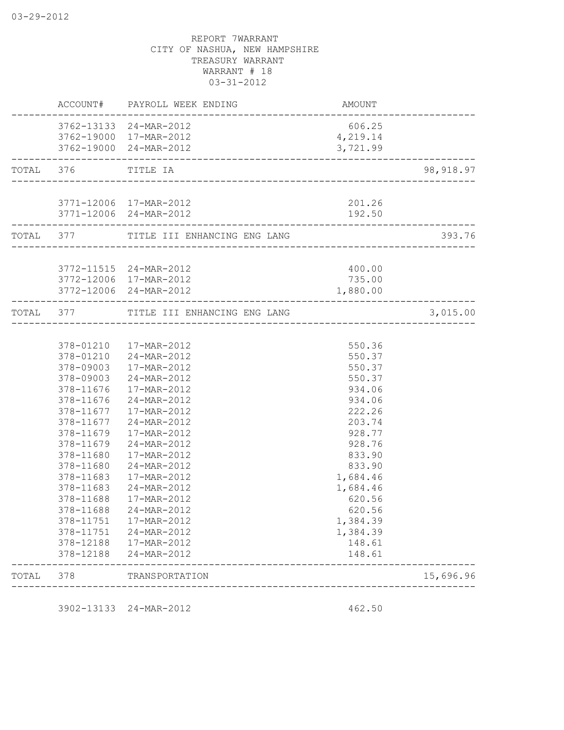REPORT 7WARRANT
CITY OF NASHUA, NEW HAMPSHIRE
TREASURY WARRANT
WARRANT # 18
03-31-2012

| | ACCOUNT# | PAYROLL WEEK ENDING | AMOUNT | |
|---|---|---|---|---|
| | 3762-13133 | 24-MAR-2012 | 606.25 | |
| | 3762-19000 | 17-MAR-2012 | 4,219.14 | |
| | 3762-19000 | 24-MAR-2012 | 3,721.99 | |
| TOTAL | 376 | TITLE IA | | 98,918.97 |
| | 3771-12006 | 17-MAR-2012 | 201.26 | |
| | 3771-12006 | 24-MAR-2012 | 192.50 | |
| TOTAL | 377 | TITLE III ENHANCING ENG LANG | | 393.76 |
| | 3772-11515 | 24-MAR-2012 | 400.00 | |
| | 3772-12006 | 17-MAR-2012 | 735.00 | |
| | 3772-12006 | 24-MAR-2012 | 1,880.00 | |
| TOTAL | 377 | TITLE III ENHANCING ENG LANG | | 3,015.00 |
| | 378-01210 | 17-MAR-2012 | 550.36 | |
| | 378-01210 | 24-MAR-2012 | 550.37 | |
| | 378-09003 | 17-MAR-2012 | 550.37 | |
| | 378-09003 | 24-MAR-2012 | 550.37 | |
| | 378-11676 | 17-MAR-2012 | 934.06 | |
| | 378-11676 | 24-MAR-2012 | 934.06 | |
| | 378-11677 | 17-MAR-2012 | 222.26 | |
| | 378-11677 | 24-MAR-2012 | 203.74 | |
| | 378-11679 | 17-MAR-2012 | 928.77 | |
| | 378-11679 | 24-MAR-2012 | 928.76 | |
| | 378-11680 | 17-MAR-2012 | 833.90 | |
| | 378-11680 | 24-MAR-2012 | 833.90 | |
| | 378-11683 | 17-MAR-2012 | 1,684.46 | |
| | 378-11683 | 24-MAR-2012 | 1,684.46 | |
| | 378-11688 | 17-MAR-2012 | 620.56 | |
| | 378-11688 | 24-MAR-2012 | 620.56 | |
| | 378-11751 | 17-MAR-2012 | 1,384.39 | |
| | 378-11751 | 24-MAR-2012 | 1,384.39 | |
| | 378-12188 | 17-MAR-2012 | 148.61 | |
| | 378-12188 | 24-MAR-2012 | 148.61 | |
| TOTAL | 378 | TRANSPORTATION | | 15,696.96 |
| | 3902-13133 | 24-MAR-2012 | 462.50 | |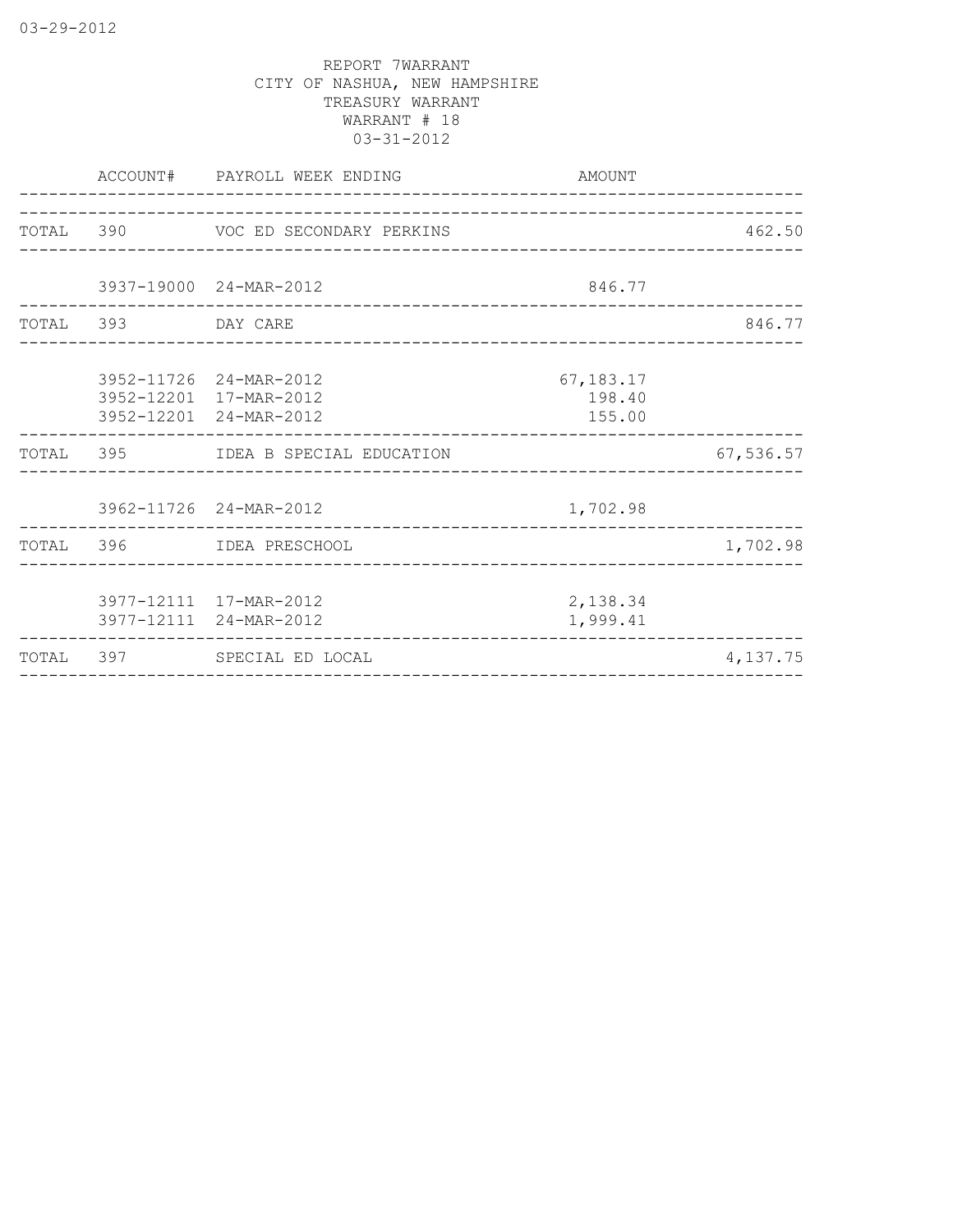REPORT 7WARRANT
CITY OF NASHUA, NEW HAMPSHIRE
TREASURY WARRANT
WARRANT # 18
03-31-2012

| | ACCOUNT# | PAYROLL WEEK ENDING | AMOUNT | |
|---|---|---|---|---|
| TOTAL | 390 | VOC ED SECONDARY PERKINS | | 462.50 |
| | 3937-19000 | 24-MAR-2012 | 846.77 | |
| TOTAL | 393 | DAY CARE | | 846.77 |
| | 3952-11726 | 24-MAR-2012 | 67,183.17 | |
| | 3952-12201 | 17-MAR-2012 | 198.40 | |
| | 3952-12201 | 24-MAR-2012 | 155.00 | |
| TOTAL | 395 | IDEA B SPECIAL EDUCATION | | 67,536.57 |
| | 3962-11726 | 24-MAR-2012 | 1,702.98 | |
| TOTAL | 396 | IDEA PRESCHOOL | | 1,702.98 |
| | 3977-12111 | 17-MAR-2012 | 2,138.34 | |
| | 3977-12111 | 24-MAR-2012 | 1,999.41 | |
| TOTAL | 397 | SPECIAL ED LOCAL | | 4,137.75 |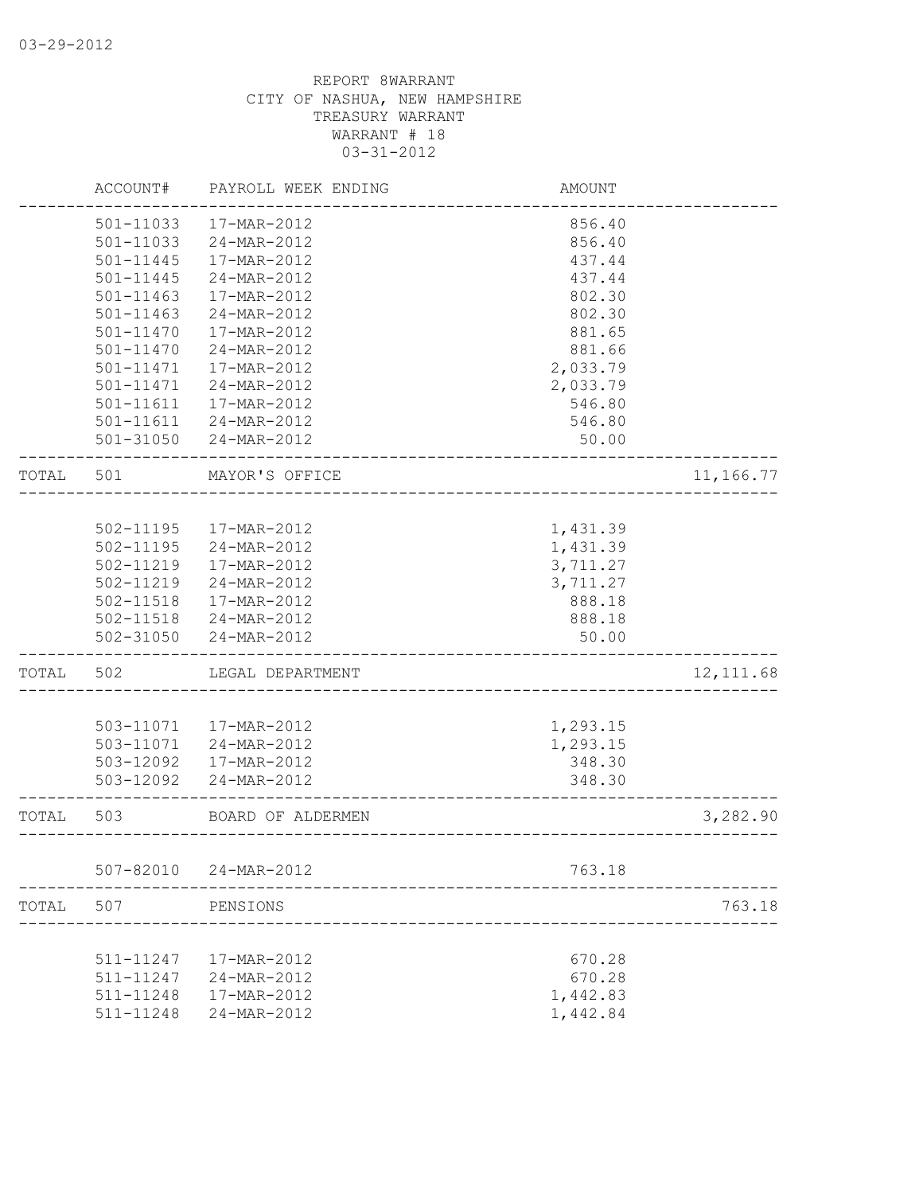03-29-2012

REPORT 8WARRANT
CITY OF NASHUA, NEW HAMPSHIRE
TREASURY WARRANT
WARRANT # 18
03-31-2012

| | ACCOUNT# | PAYROLL WEEK ENDING | AMOUNT | |
|---|---|---|---|---|
| | 501-11033 | 17-MAR-2012 | 856.40 | |
| | 501-11033 | 24-MAR-2012 | 856.40 | |
| | 501-11445 | 17-MAR-2012 | 437.44 | |
| | 501-11445 | 24-MAR-2012 | 437.44 | |
| | 501-11463 | 17-MAR-2012 | 802.30 | |
| | 501-11463 | 24-MAR-2012 | 802.30 | |
| | 501-11470 | 17-MAR-2012 | 881.65 | |
| | 501-11470 | 24-MAR-2012 | 881.66 | |
| | 501-11471 | 17-MAR-2012 | 2,033.79 | |
| | 501-11471 | 24-MAR-2012 | 2,033.79 | |
| | 501-11611 | 17-MAR-2012 | 546.80 | |
| | 501-11611 | 24-MAR-2012 | 546.80 | |
| | 501-31050 | 24-MAR-2012 | 50.00 | |
| TOTAL | 501 | MAYOR'S OFFICE | | 11,166.77 |
| | 502-11195 | 17-MAR-2012 | 1,431.39 | |
| | 502-11195 | 24-MAR-2012 | 1,431.39 | |
| | 502-11219 | 17-MAR-2012 | 3,711.27 | |
| | 502-11219 | 24-MAR-2012 | 3,711.27 | |
| | 502-11518 | 17-MAR-2012 | 888.18 | |
| | 502-11518 | 24-MAR-2012 | 888.18 | |
| | 502-31050 | 24-MAR-2012 | 50.00 | |
| TOTAL | 502 | LEGAL DEPARTMENT | | 12,111.68 |
| | 503-11071 | 17-MAR-2012 | 1,293.15 | |
| | 503-11071 | 24-MAR-2012 | 1,293.15 | |
| | 503-12092 | 17-MAR-2012 | 348.30 | |
| | 503-12092 | 24-MAR-2012 | 348.30 | |
| TOTAL | 503 | BOARD OF ALDERMEN | | 3,282.90 |
| | 507-82010 | 24-MAR-2012 | 763.18 | |
| TOTAL | 507 | PENSIONS | | 763.18 |
| | 511-11247 | 17-MAR-2012 | 670.28 | |
| | 511-11247 | 24-MAR-2012 | 670.28 | |
| | 511-11248 | 17-MAR-2012 | 1,442.83 | |
| | 511-11248 | 24-MAR-2012 | 1,442.84 | |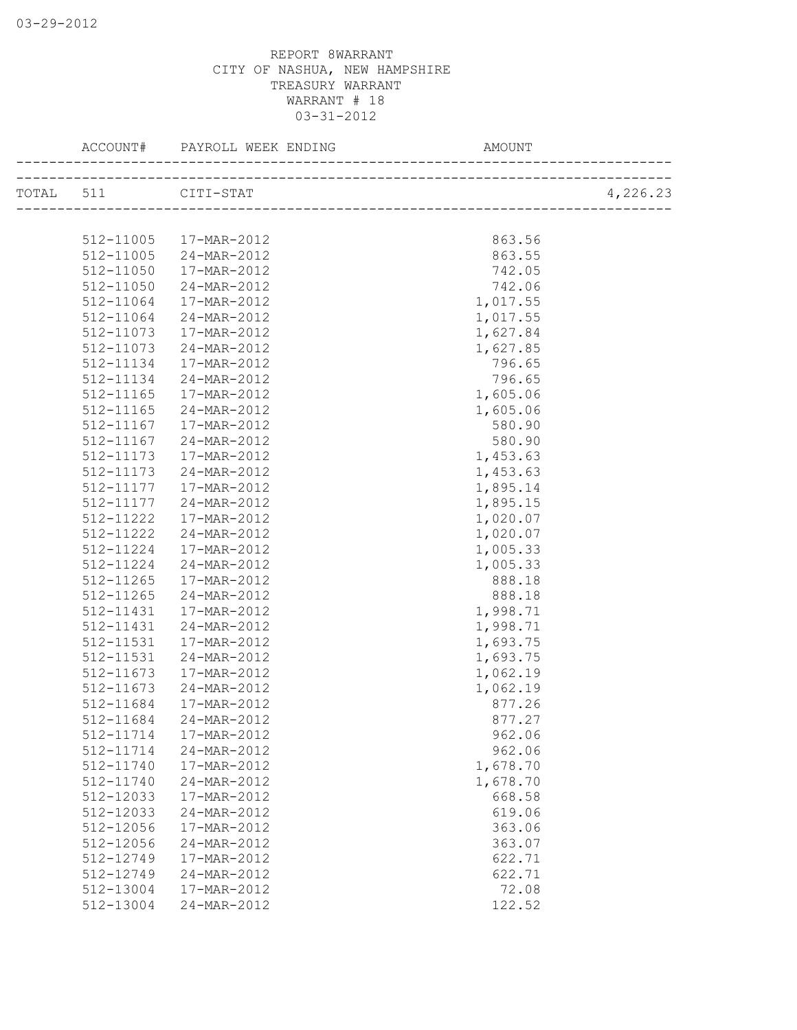REPORT 8WARRANT
CITY OF NASHUA, NEW HAMPSHIRE
TREASURY WARRANT
WARRANT # 18
03-31-2012

| | ACCOUNT# | PAYROLL WEEK ENDING | AMOUNT | |
|---|---|---|---|---|
| TOTAL | 511 | CITI-STAT | | 4,226.23 |
| | 512-11005 | 17-MAR-2012 | 863.56 | |
| | 512-11005 | 24-MAR-2012 | 863.55 | |
| | 512-11050 | 17-MAR-2012 | 742.05 | |
| | 512-11050 | 24-MAR-2012 | 742.06 | |
| | 512-11064 | 17-MAR-2012 | 1,017.55 | |
| | 512-11064 | 24-MAR-2012 | 1,017.55 | |
| | 512-11073 | 17-MAR-2012 | 1,627.84 | |
| | 512-11073 | 24-MAR-2012 | 1,627.85 | |
| | 512-11134 | 17-MAR-2012 | 796.65 | |
| | 512-11134 | 24-MAR-2012 | 796.65 | |
| | 512-11165 | 17-MAR-2012 | 1,605.06 | |
| | 512-11165 | 24-MAR-2012 | 1,605.06 | |
| | 512-11167 | 17-MAR-2012 | 580.90 | |
| | 512-11167 | 24-MAR-2012 | 580.90 | |
| | 512-11173 | 17-MAR-2012 | 1,453.63 | |
| | 512-11173 | 24-MAR-2012 | 1,453.63 | |
| | 512-11177 | 17-MAR-2012 | 1,895.14 | |
| | 512-11177 | 24-MAR-2012 | 1,895.15 | |
| | 512-11222 | 17-MAR-2012 | 1,020.07 | |
| | 512-11222 | 24-MAR-2012 | 1,020.07 | |
| | 512-11224 | 17-MAR-2012 | 1,005.33 | |
| | 512-11224 | 24-MAR-2012 | 1,005.33 | |
| | 512-11265 | 17-MAR-2012 | 888.18 | |
| | 512-11265 | 24-MAR-2012 | 888.18 | |
| | 512-11431 | 17-MAR-2012 | 1,998.71 | |
| | 512-11431 | 24-MAR-2012 | 1,998.71 | |
| | 512-11531 | 17-MAR-2012 | 1,693.75 | |
| | 512-11531 | 24-MAR-2012 | 1,693.75 | |
| | 512-11673 | 17-MAR-2012 | 1,062.19 | |
| | 512-11673 | 24-MAR-2012 | 1,062.19 | |
| | 512-11684 | 17-MAR-2012 | 877.26 | |
| | 512-11684 | 24-MAR-2012 | 877.27 | |
| | 512-11714 | 17-MAR-2012 | 962.06 | |
| | 512-11714 | 24-MAR-2012 | 962.06 | |
| | 512-11740 | 17-MAR-2012 | 1,678.70 | |
| | 512-11740 | 24-MAR-2012 | 1,678.70 | |
| | 512-12033 | 17-MAR-2012 | 668.58 | |
| | 512-12033 | 24-MAR-2012 | 619.06 | |
| | 512-12056 | 17-MAR-2012 | 363.06 | |
| | 512-12056 | 24-MAR-2012 | 363.07 | |
| | 512-12749 | 17-MAR-2012 | 622.71 | |
| | 512-12749 | 24-MAR-2012 | 622.71 | |
| | 512-13004 | 17-MAR-2012 | 72.08 | |
| | 512-13004 | 24-MAR-2012 | 122.52 | |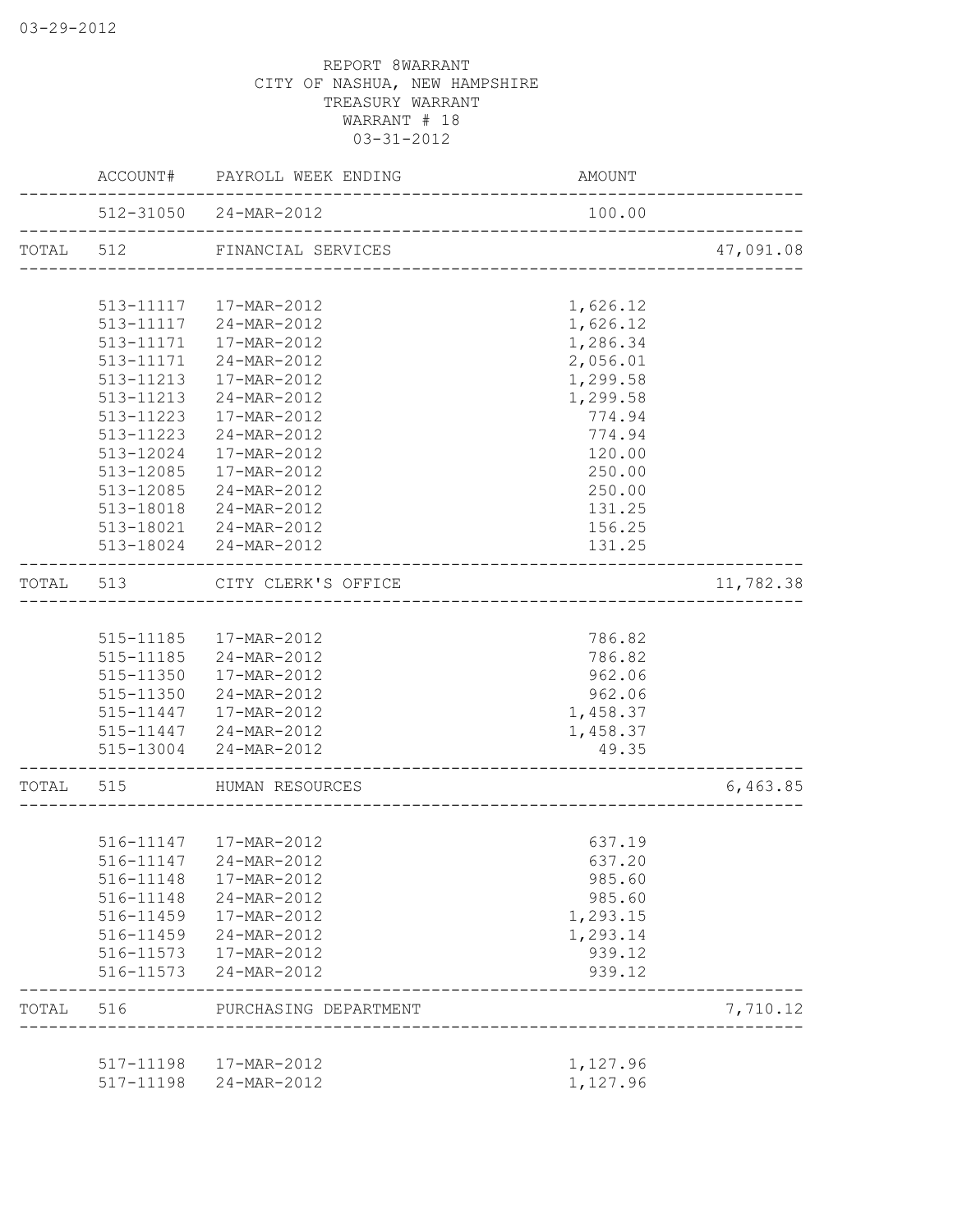03-29-2012

REPORT 8WARRANT
CITY OF NASHUA, NEW HAMPSHIRE
TREASURY WARRANT
WARRANT # 18
03-31-2012

| | ACCOUNT# | PAYROLL WEEK ENDING | AMOUNT | |
|---|---|---|---|---|
| | 512-31050 | 24-MAR-2012 | 100.00 | |
| TOTAL | 512 | FINANCIAL SERVICES | | 47,091.08 |
| | 513-11117 | 17-MAR-2012 | 1,626.12 | |
| | 513-11117 | 24-MAR-2012 | 1,626.12 | |
| | 513-11171 | 17-MAR-2012 | 1,286.34 | |
| | 513-11171 | 24-MAR-2012 | 2,056.01 | |
| | 513-11213 | 17-MAR-2012 | 1,299.58 | |
| | 513-11213 | 24-MAR-2012 | 1,299.58 | |
| | 513-11223 | 17-MAR-2012 | 774.94 | |
| | 513-11223 | 24-MAR-2012 | 774.94 | |
| | 513-12024 | 17-MAR-2012 | 120.00 | |
| | 513-12085 | 17-MAR-2012 | 250.00 | |
| | 513-12085 | 24-MAR-2012 | 250.00 | |
| | 513-18018 | 24-MAR-2012 | 131.25 | |
| | 513-18021 | 24-MAR-2012 | 156.25 | |
| | 513-18024 | 24-MAR-2012 | 131.25 | |
| TOTAL | 513 | CITY CLERK'S OFFICE | | 11,782.38 |
| | 515-11185 | 17-MAR-2012 | 786.82 | |
| | 515-11185 | 24-MAR-2012 | 786.82 | |
| | 515-11350 | 17-MAR-2012 | 962.06 | |
| | 515-11350 | 24-MAR-2012 | 962.06 | |
| | 515-11447 | 17-MAR-2012 | 1,458.37 | |
| | 515-11447 | 24-MAR-2012 | 1,458.37 | |
| | 515-13004 | 24-MAR-2012 | 49.35 | |
| TOTAL | 515 | HUMAN RESOURCES | | 6,463.85 |
| | 516-11147 | 17-MAR-2012 | 637.19 | |
| | 516-11147 | 24-MAR-2012 | 637.20 | |
| | 516-11148 | 17-MAR-2012 | 985.60 | |
| | 516-11148 | 24-MAR-2012 | 985.60 | |
| | 516-11459 | 17-MAR-2012 | 1,293.15 | |
| | 516-11459 | 24-MAR-2012 | 1,293.14 | |
| | 516-11573 | 17-MAR-2012 | 939.12 | |
| | 516-11573 | 24-MAR-2012 | 939.12 | |
| TOTAL | 516 | PURCHASING DEPARTMENT | | 7,710.12 |
| | 517-11198 | 17-MAR-2012 | 1,127.96 | |
| | 517-11198 | 24-MAR-2012 | 1,127.96 | |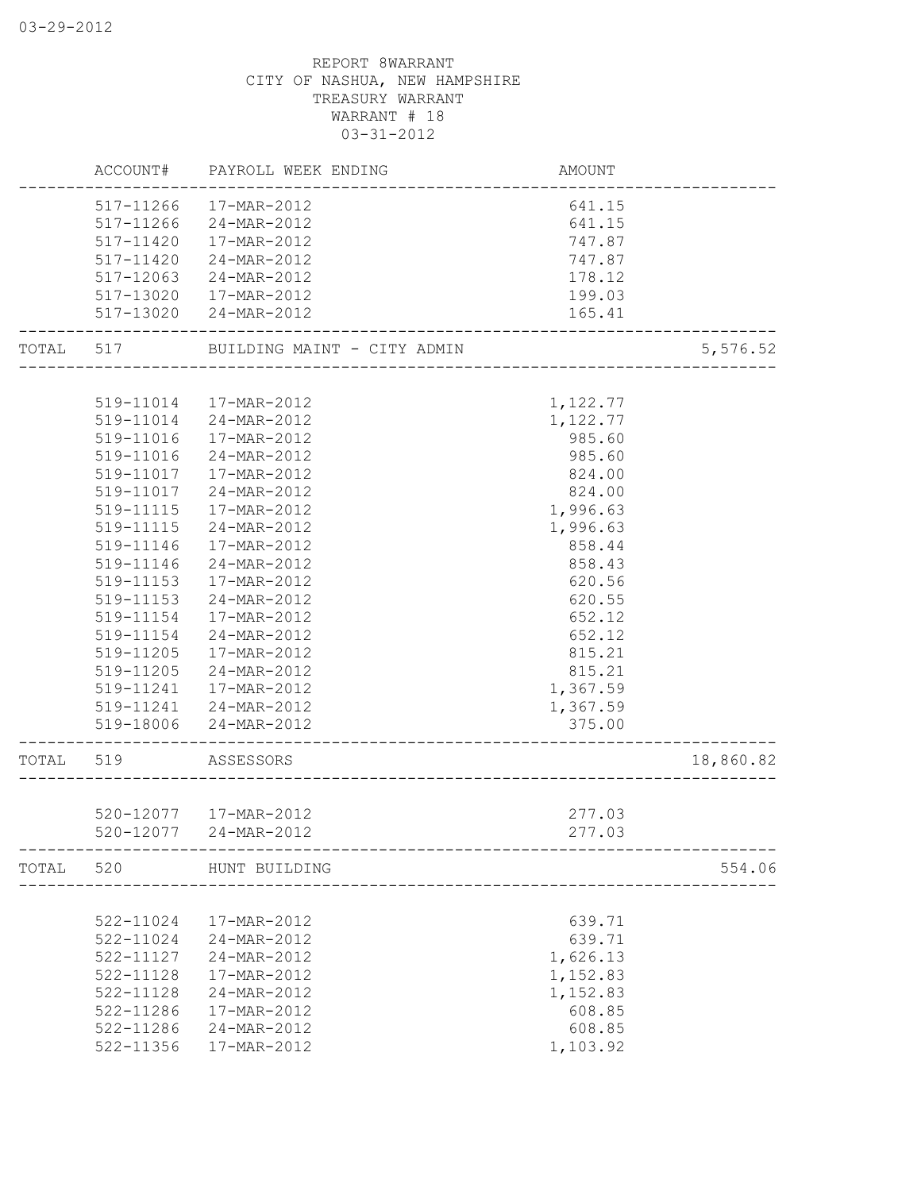REPORT 8WARRANT
CITY OF NASHUA, NEW HAMPSHIRE
TREASURY WARRANT
WARRANT # 18
03-31-2012

| | ACCOUNT# | PAYROLL WEEK ENDING | AMOUNT | |
|---|---|---|---|---|
| | 517-11266 | 17-MAR-2012 | 641.15 | |
| | 517-11266 | 24-MAR-2012 | 641.15 | |
| | 517-11420 | 17-MAR-2012 | 747.87 | |
| | 517-11420 | 24-MAR-2012 | 747.87 | |
| | 517-12063 | 24-MAR-2012 | 178.12 | |
| | 517-13020 | 17-MAR-2012 | 199.03 | |
| | 517-13020 | 24-MAR-2012 | 165.41 | |
| TOTAL | 517 | BUILDING MAINT - CITY ADMIN | | 5,576.52 |
| | 519-11014 | 17-MAR-2012 | 1,122.77 | |
| | 519-11014 | 24-MAR-2012 | 1,122.77 | |
| | 519-11016 | 17-MAR-2012 | 985.60 | |
| | 519-11016 | 24-MAR-2012 | 985.60 | |
| | 519-11017 | 17-MAR-2012 | 824.00 | |
| | 519-11017 | 24-MAR-2012 | 824.00 | |
| | 519-11115 | 17-MAR-2012 | 1,996.63 | |
| | 519-11115 | 24-MAR-2012 | 1,996.63 | |
| | 519-11146 | 17-MAR-2012 | 858.44 | |
| | 519-11146 | 24-MAR-2012 | 858.43 | |
| | 519-11153 | 17-MAR-2012 | 620.56 | |
| | 519-11153 | 24-MAR-2012 | 620.55 | |
| | 519-11154 | 17-MAR-2012 | 652.12 | |
| | 519-11154 | 24-MAR-2012 | 652.12 | |
| | 519-11205 | 17-MAR-2012 | 815.21 | |
| | 519-11205 | 24-MAR-2012 | 815.21 | |
| | 519-11241 | 17-MAR-2012 | 1,367.59 | |
| | 519-11241 | 24-MAR-2012 | 1,367.59 | |
| | 519-18006 | 24-MAR-2012 | 375.00 | |
| TOTAL | 519 | ASSESSORS | | 18,860.82 |
| | 520-12077 | 17-MAR-2012 | 277.03 | |
| | 520-12077 | 24-MAR-2012 | 277.03 | |
| TOTAL | 520 | HUNT BUILDING | | 554.06 |
| | 522-11024 | 17-MAR-2012 | 639.71 | |
| | 522-11024 | 24-MAR-2012 | 639.71 | |
| | 522-11127 | 24-MAR-2012 | 1,626.13 | |
| | 522-11128 | 17-MAR-2012 | 1,152.83 | |
| | 522-11128 | 24-MAR-2012 | 1,152.83 | |
| | 522-11286 | 17-MAR-2012 | 608.85 | |
| | 522-11286 | 24-MAR-2012 | 608.85 | |
| | 522-11356 | 17-MAR-2012 | 1,103.92 | |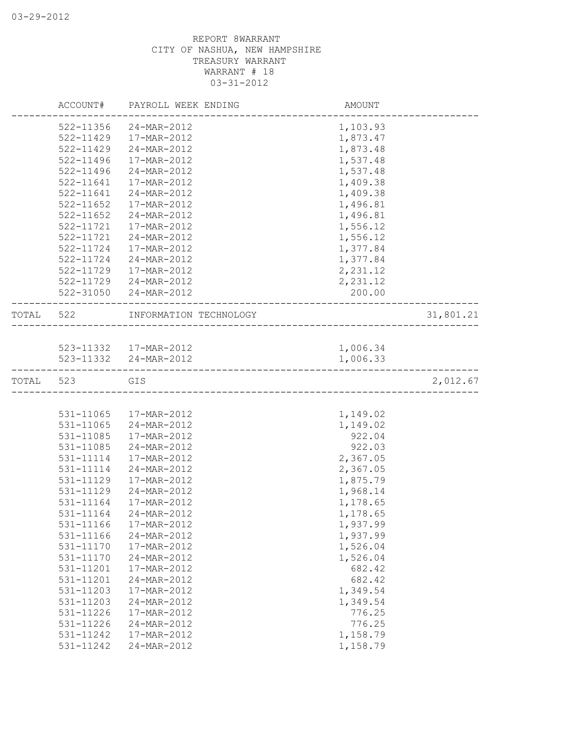REPORT 8WARRANT
CITY OF NASHUA, NEW HAMPSHIRE
TREASURY WARRANT
WARRANT # 18
03-31-2012

| ACCOUNT# | PAYROLL WEEK ENDING | AMOUNT | |
|---|---|---|---|
| 522-11356 | 24-MAR-2012 | 1,103.93 | |
| 522-11429 | 17-MAR-2012 | 1,873.47 | |
| 522-11429 | 24-MAR-2012 | 1,873.48 | |
| 522-11496 | 17-MAR-2012 | 1,537.48 | |
| 522-11496 | 24-MAR-2012 | 1,537.48 | |
| 522-11641 | 17-MAR-2012 | 1,409.38 | |
| 522-11641 | 24-MAR-2012 | 1,409.38 | |
| 522-11652 | 17-MAR-2012 | 1,496.81 | |
| 522-11652 | 24-MAR-2012 | 1,496.81 | |
| 522-11721 | 17-MAR-2012 | 1,556.12 | |
| 522-11721 | 24-MAR-2012 | 1,556.12 | |
| 522-11724 | 17-MAR-2012 | 1,377.84 | |
| 522-11724 | 24-MAR-2012 | 1,377.84 | |
| 522-11729 | 17-MAR-2012 | 2,231.12 | |
| 522-11729 | 24-MAR-2012 | 2,231.12 | |
| 522-31050 | 24-MAR-2012 | 200.00 | |
| TOTAL 522 | INFORMATION TECHNOLOGY | | 31,801.21 |
| 523-11332 | 17-MAR-2012 | 1,006.34 | |
| 523-11332 | 24-MAR-2012 | 1,006.33 | |
| TOTAL 523 | GIS | | 2,012.67 |
| 531-11065 | 17-MAR-2012 | 1,149.02 | |
| 531-11065 | 24-MAR-2012 | 1,149.02 | |
| 531-11085 | 17-MAR-2012 | 922.04 | |
| 531-11085 | 24-MAR-2012 | 922.03 | |
| 531-11114 | 17-MAR-2012 | 2,367.05 | |
| 531-11114 | 24-MAR-2012 | 2,367.05 | |
| 531-11129 | 17-MAR-2012 | 1,875.79 | |
| 531-11129 | 24-MAR-2012 | 1,968.14 | |
| 531-11164 | 17-MAR-2012 | 1,178.65 | |
| 531-11164 | 24-MAR-2012 | 1,178.65 | |
| 531-11166 | 17-MAR-2012 | 1,937.99 | |
| 531-11166 | 24-MAR-2012 | 1,937.99 | |
| 531-11170 | 17-MAR-2012 | 1,526.04 | |
| 531-11170 | 24-MAR-2012 | 1,526.04 | |
| 531-11201 | 17-MAR-2012 | 682.42 | |
| 531-11201 | 24-MAR-2012 | 682.42 | |
| 531-11203 | 17-MAR-2012 | 1,349.54 | |
| 531-11203 | 24-MAR-2012 | 1,349.54 | |
| 531-11226 | 17-MAR-2012 | 776.25 | |
| 531-11226 | 24-MAR-2012 | 776.25 | |
| 531-11242 | 17-MAR-2012 | 1,158.79 | |
| 531-11242 | 24-MAR-2012 | 1,158.79 | |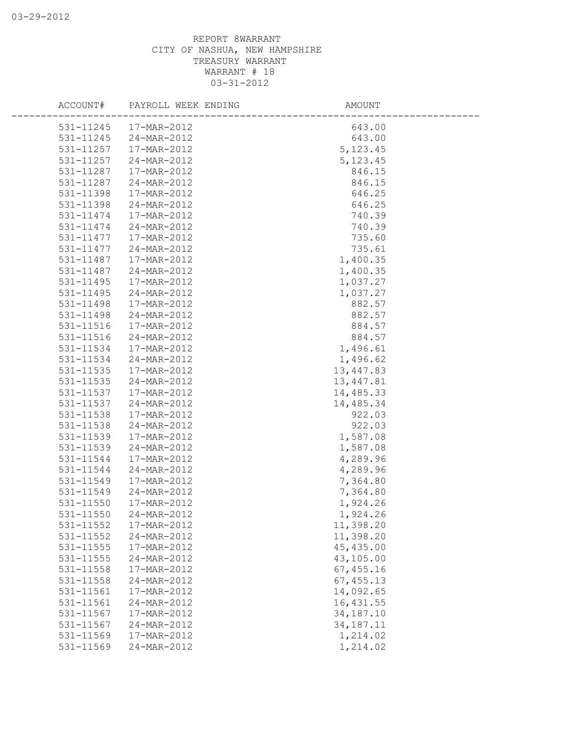REPORT 8WARRANT
CITY OF NASHUA, NEW HAMPSHIRE
TREASURY WARRANT
WARRANT # 18
03-31-2012

| ACCOUNT# | PAYROLL WEEK ENDING | AMOUNT |
|---|---|---|
| 531-11245 | 17-MAR-2012 | 643.00 |
| 531-11245 | 24-MAR-2012 | 643.00 |
| 531-11257 | 17-MAR-2012 | 5,123.45 |
| 531-11257 | 24-MAR-2012 | 5,123.45 |
| 531-11287 | 17-MAR-2012 | 846.15 |
| 531-11287 | 24-MAR-2012 | 846.15 |
| 531-11398 | 17-MAR-2012 | 646.25 |
| 531-11398 | 24-MAR-2012 | 646.25 |
| 531-11474 | 17-MAR-2012 | 740.39 |
| 531-11474 | 24-MAR-2012 | 740.39 |
| 531-11477 | 17-MAR-2012 | 735.60 |
| 531-11477 | 24-MAR-2012 | 735.61 |
| 531-11487 | 17-MAR-2012 | 1,400.35 |
| 531-11487 | 24-MAR-2012 | 1,400.35 |
| 531-11495 | 17-MAR-2012 | 1,037.27 |
| 531-11495 | 24-MAR-2012 | 1,037.27 |
| 531-11498 | 17-MAR-2012 | 882.57 |
| 531-11498 | 24-MAR-2012 | 882.57 |
| 531-11516 | 17-MAR-2012 | 884.57 |
| 531-11516 | 24-MAR-2012 | 884.57 |
| 531-11534 | 17-MAR-2012 | 1,496.61 |
| 531-11534 | 24-MAR-2012 | 1,496.62 |
| 531-11535 | 17-MAR-2012 | 13,447.83 |
| 531-11535 | 24-MAR-2012 | 13,447.81 |
| 531-11537 | 17-MAR-2012 | 14,485.33 |
| 531-11537 | 24-MAR-2012 | 14,485.34 |
| 531-11538 | 17-MAR-2012 | 922.03 |
| 531-11538 | 24-MAR-2012 | 922.03 |
| 531-11539 | 17-MAR-2012 | 1,587.08 |
| 531-11539 | 24-MAR-2012 | 1,587.08 |
| 531-11544 | 17-MAR-2012 | 4,289.96 |
| 531-11544 | 24-MAR-2012 | 4,289.96 |
| 531-11549 | 17-MAR-2012 | 7,364.80 |
| 531-11549 | 24-MAR-2012 | 7,364.80 |
| 531-11550 | 17-MAR-2012 | 1,924.26 |
| 531-11550 | 24-MAR-2012 | 1,924.26 |
| 531-11552 | 17-MAR-2012 | 11,398.20 |
| 531-11552 | 24-MAR-2012 | 11,398.20 |
| 531-11555 | 17-MAR-2012 | 45,435.00 |
| 531-11555 | 24-MAR-2012 | 43,105.00 |
| 531-11558 | 17-MAR-2012 | 67,455.16 |
| 531-11558 | 24-MAR-2012 | 67,455.13 |
| 531-11561 | 17-MAR-2012 | 14,092.65 |
| 531-11561 | 24-MAR-2012 | 16,431.55 |
| 531-11567 | 17-MAR-2012 | 34,187.10 |
| 531-11567 | 24-MAR-2012 | 34,187.11 |
| 531-11569 | 17-MAR-2012 | 1,214.02 |
| 531-11569 | 24-MAR-2012 | 1,214.02 |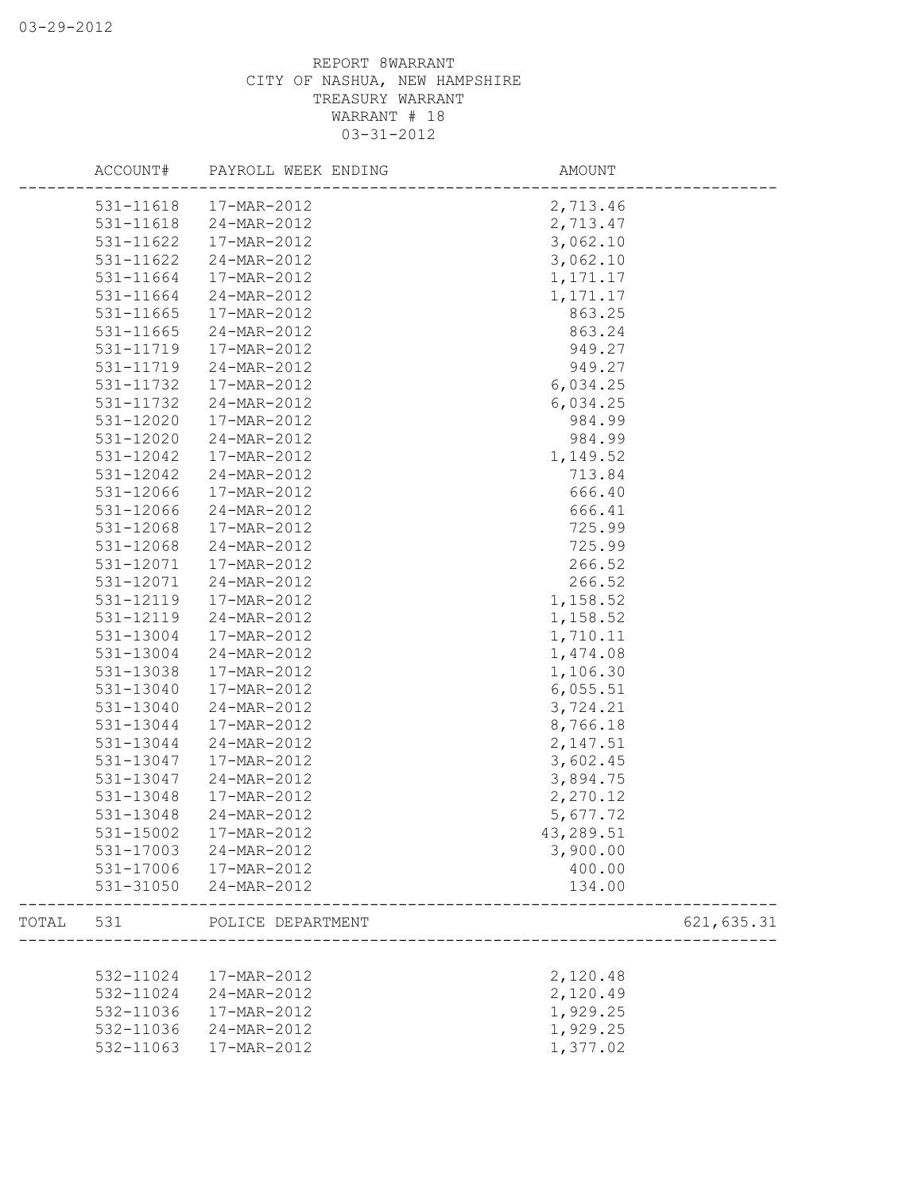REPORT 8WARRANT
CITY OF NASHUA, NEW HAMPSHIRE
TREASURY WARRANT
WARRANT # 18
03-31-2012

| ACCOUNT# | PAYROLL WEEK ENDING | AMOUNT | |
|---|---|---|---|
| 531-11618 | 17-MAR-2012 | 2,713.46 | |
| 531-11618 | 24-MAR-2012 | 2,713.47 | |
| 531-11622 | 17-MAR-2012 | 3,062.10 | |
| 531-11622 | 24-MAR-2012 | 3,062.10 | |
| 531-11664 | 17-MAR-2012 | 1,171.17 | |
| 531-11664 | 24-MAR-2012 | 1,171.17 | |
| 531-11665 | 17-MAR-2012 | 863.25 | |
| 531-11665 | 24-MAR-2012 | 863.24 | |
| 531-11719 | 17-MAR-2012 | 949.27 | |
| 531-11719 | 24-MAR-2012 | 949.27 | |
| 531-11732 | 17-MAR-2012 | 6,034.25 | |
| 531-11732 | 24-MAR-2012 | 6,034.25 | |
| 531-12020 | 17-MAR-2012 | 984.99 | |
| 531-12020 | 24-MAR-2012 | 984.99 | |
| 531-12042 | 17-MAR-2012 | 1,149.52 | |
| 531-12042 | 24-MAR-2012 | 713.84 | |
| 531-12066 | 17-MAR-2012 | 666.40 | |
| 531-12066 | 24-MAR-2012 | 666.41 | |
| 531-12068 | 17-MAR-2012 | 725.99 | |
| 531-12068 | 24-MAR-2012 | 725.99 | |
| 531-12071 | 17-MAR-2012 | 266.52 | |
| 531-12071 | 24-MAR-2012 | 266.52 | |
| 531-12119 | 17-MAR-2012 | 1,158.52 | |
| 531-12119 | 24-MAR-2012 | 1,158.52 | |
| 531-13004 | 17-MAR-2012 | 1,710.11 | |
| 531-13004 | 24-MAR-2012 | 1,474.08 | |
| 531-13038 | 17-MAR-2012 | 1,106.30 | |
| 531-13040 | 17-MAR-2012 | 6,055.51 | |
| 531-13040 | 24-MAR-2012 | 3,724.21 | |
| 531-13044 | 17-MAR-2012 | 8,766.18 | |
| 531-13044 | 24-MAR-2012 | 2,147.51 | |
| 531-13047 | 17-MAR-2012 | 3,602.45 | |
| 531-13047 | 24-MAR-2012 | 3,894.75 | |
| 531-13048 | 17-MAR-2012 | 2,270.12 | |
| 531-13048 | 24-MAR-2012 | 5,677.72 | |
| 531-15002 | 17-MAR-2012 | 43,289.51 | |
| 531-17003 | 24-MAR-2012 | 3,900.00 | |
| 531-17006 | 17-MAR-2012 | 400.00 | |
| 531-31050 | 24-MAR-2012 | 134.00 | |
| TOTAL 531 | POLICE DEPARTMENT | | 621,635.31 |
| 532-11024 | 17-MAR-2012 | 2,120.48 | |
| 532-11024 | 24-MAR-2012 | 2,120.49 | |
| 532-11036 | 17-MAR-2012 | 1,929.25 | |
| 532-11036 | 24-MAR-2012 | 1,929.25 | |
| 532-11063 | 17-MAR-2012 | 1,377.02 | |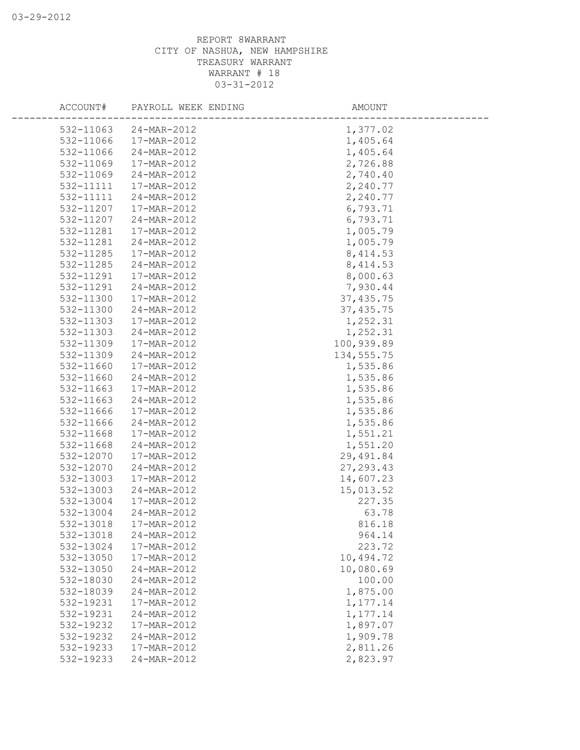REPORT 8WARRANT
CITY OF NASHUA, NEW HAMPSHIRE
TREASURY WARRANT
WARRANT # 18
03-31-2012

| ACCOUNT# | PAYROLL WEEK ENDING | AMOUNT |
|---|---|---|
| 532-11063 | 24-MAR-2012 | 1,377.02 |
| 532-11066 | 17-MAR-2012 | 1,405.64 |
| 532-11066 | 24-MAR-2012 | 1,405.64 |
| 532-11069 | 17-MAR-2012 | 2,726.88 |
| 532-11069 | 24-MAR-2012 | 2,740.40 |
| 532-11111 | 17-MAR-2012 | 2,240.77 |
| 532-11111 | 24-MAR-2012 | 2,240.77 |
| 532-11207 | 17-MAR-2012 | 6,793.71 |
| 532-11207 | 24-MAR-2012 | 6,793.71 |
| 532-11281 | 17-MAR-2012 | 1,005.79 |
| 532-11281 | 24-MAR-2012 | 1,005.79 |
| 532-11285 | 17-MAR-2012 | 8,414.53 |
| 532-11285 | 24-MAR-2012 | 8,414.53 |
| 532-11291 | 17-MAR-2012 | 8,000.63 |
| 532-11291 | 24-MAR-2012 | 7,930.44 |
| 532-11300 | 17-MAR-2012 | 37,435.75 |
| 532-11300 | 24-MAR-2012 | 37,435.75 |
| 532-11303 | 17-MAR-2012 | 1,252.31 |
| 532-11303 | 24-MAR-2012 | 1,252.31 |
| 532-11309 | 17-MAR-2012 | 100,939.89 |
| 532-11309 | 24-MAR-2012 | 134,555.75 |
| 532-11660 | 17-MAR-2012 | 1,535.86 |
| 532-11660 | 24-MAR-2012 | 1,535.86 |
| 532-11663 | 17-MAR-2012 | 1,535.86 |
| 532-11663 | 24-MAR-2012 | 1,535.86 |
| 532-11666 | 17-MAR-2012 | 1,535.86 |
| 532-11666 | 24-MAR-2012 | 1,535.86 |
| 532-11668 | 17-MAR-2012 | 1,551.21 |
| 532-11668 | 24-MAR-2012 | 1,551.20 |
| 532-12070 | 17-MAR-2012 | 29,491.84 |
| 532-12070 | 24-MAR-2012 | 27,293.43 |
| 532-13003 | 17-MAR-2012 | 14,607.23 |
| 532-13003 | 24-MAR-2012 | 15,013.52 |
| 532-13004 | 17-MAR-2012 | 227.35 |
| 532-13004 | 24-MAR-2012 | 63.78 |
| 532-13018 | 17-MAR-2012 | 816.18 |
| 532-13018 | 24-MAR-2012 | 964.14 |
| 532-13024 | 17-MAR-2012 | 223.72 |
| 532-13050 | 17-MAR-2012 | 10,494.72 |
| 532-13050 | 24-MAR-2012 | 10,080.69 |
| 532-18030 | 24-MAR-2012 | 100.00 |
| 532-18039 | 24-MAR-2012 | 1,875.00 |
| 532-19231 | 17-MAR-2012 | 1,177.14 |
| 532-19231 | 24-MAR-2012 | 1,177.14 |
| 532-19232 | 17-MAR-2012 | 1,897.07 |
| 532-19232 | 24-MAR-2012 | 1,909.78 |
| 532-19233 | 17-MAR-2012 | 2,811.26 |
| 532-19233 | 24-MAR-2012 | 2,823.97 |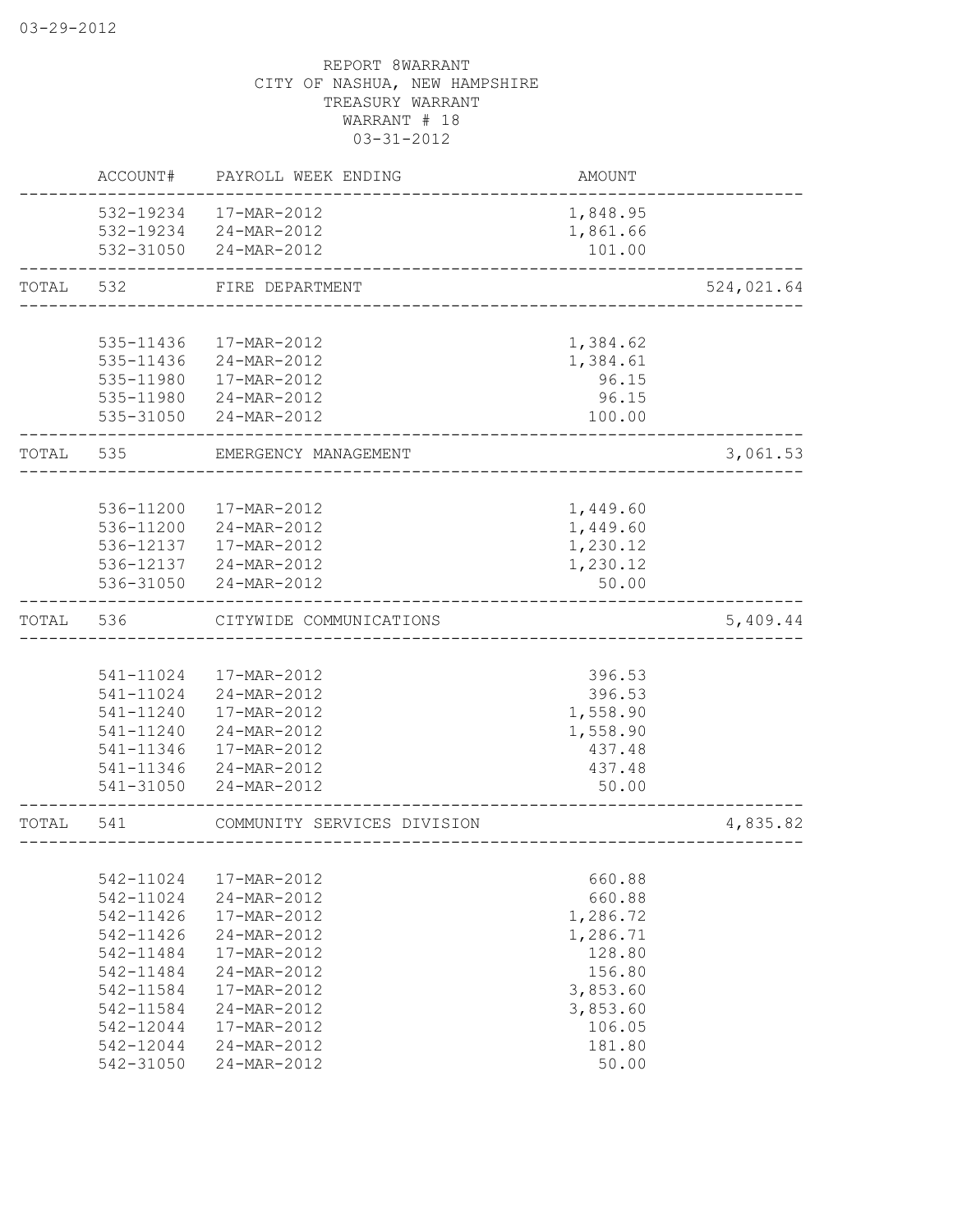REPORT 8WARRANT
CITY OF NASHUA, NEW HAMPSHIRE
TREASURY WARRANT
WARRANT # 18
03-31-2012

| | ACCOUNT# | PAYROLL WEEK ENDING | AMOUNT | |
|---|---|---|---|---|
| | 532-19234 | 17-MAR-2012 | 1,848.95 | |
| | 532-19234 | 24-MAR-2012 | 1,861.66 | |
| | 532-31050 | 24-MAR-2012 | 101.00 | |
| TOTAL | 532 | FIRE DEPARTMENT | | 524,021.64 |
| | 535-11436 | 17-MAR-2012 | 1,384.62 | |
| | 535-11436 | 24-MAR-2012 | 1,384.61 | |
| | 535-11980 | 17-MAR-2012 | 96.15 | |
| | 535-11980 | 24-MAR-2012 | 96.15 | |
| | 535-31050 | 24-MAR-2012 | 100.00 | |
| TOTAL | 535 | EMERGENCY MANAGEMENT | | 3,061.53 |
| | 536-11200 | 17-MAR-2012 | 1,449.60 | |
| | 536-11200 | 24-MAR-2012 | 1,449.60 | |
| | 536-12137 | 17-MAR-2012 | 1,230.12 | |
| | 536-12137 | 24-MAR-2012 | 1,230.12 | |
| | 536-31050 | 24-MAR-2012 | 50.00 | |
| TOTAL | 536 | CITYWIDE COMMUNICATIONS | | 5,409.44 |
| | 541-11024 | 17-MAR-2012 | 396.53 | |
| | 541-11024 | 24-MAR-2012 | 396.53 | |
| | 541-11240 | 17-MAR-2012 | 1,558.90 | |
| | 541-11240 | 24-MAR-2012 | 1,558.90 | |
| | 541-11346 | 17-MAR-2012 | 437.48 | |
| | 541-11346 | 24-MAR-2012 | 437.48 | |
| | 541-31050 | 24-MAR-2012 | 50.00 | |
| TOTAL | 541 | COMMUNITY SERVICES DIVISION | | 4,835.82 |
| | 542-11024 | 17-MAR-2012 | 660.88 | |
| | 542-11024 | 24-MAR-2012 | 660.88 | |
| | 542-11426 | 17-MAR-2012 | 1,286.72 | |
| | 542-11426 | 24-MAR-2012 | 1,286.71 | |
| | 542-11484 | 17-MAR-2012 | 128.80 | |
| | 542-11484 | 24-MAR-2012 | 156.80 | |
| | 542-11584 | 17-MAR-2012 | 3,853.60 | |
| | 542-11584 | 24-MAR-2012 | 3,853.60 | |
| | 542-12044 | 17-MAR-2012 | 106.05 | |
| | 542-12044 | 24-MAR-2012 | 181.80 | |
| | 542-31050 | 24-MAR-2012 | 50.00 | |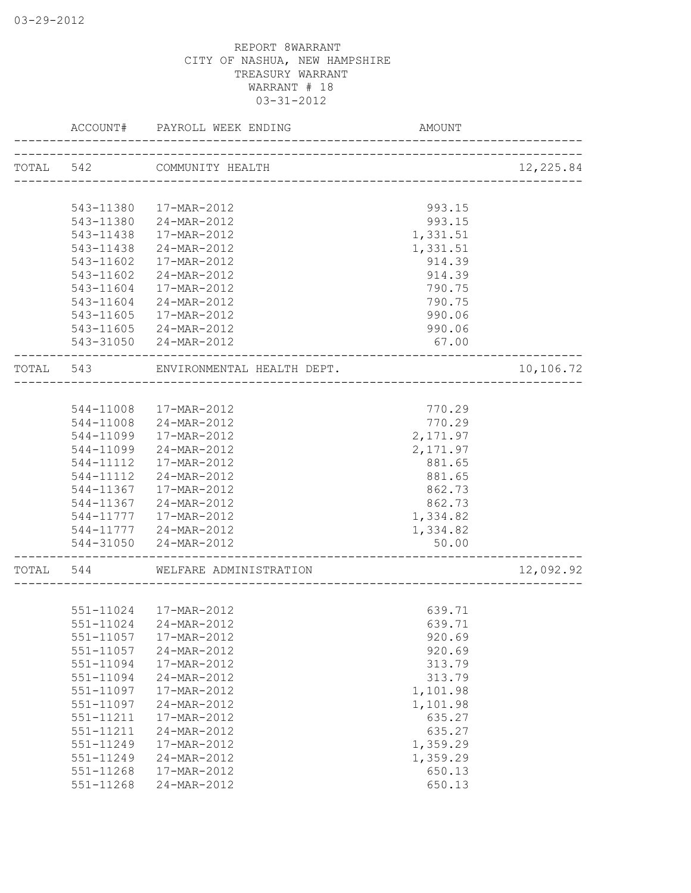REPORT 8WARRANT
CITY OF NASHUA, NEW HAMPSHIRE
TREASURY WARRANT
WARRANT # 18
03-31-2012

| | ACCOUNT# | PAYROLL WEEK ENDING | AMOUNT | |
|---|---|---|---|---|
| TOTAL | 542 | COMMUNITY HEALTH | | 12,225.84 |
| | 543-11380 | 17-MAR-2012 | 993.15 | |
| | 543-11380 | 24-MAR-2012 | 993.15 | |
| | 543-11438 | 17-MAR-2012 | 1,331.51 | |
| | 543-11438 | 24-MAR-2012 | 1,331.51 | |
| | 543-11602 | 17-MAR-2012 | 914.39 | |
| | 543-11602 | 24-MAR-2012 | 914.39 | |
| | 543-11604 | 17-MAR-2012 | 790.75 | |
| | 543-11604 | 24-MAR-2012 | 790.75 | |
| | 543-11605 | 17-MAR-2012 | 990.06 | |
| | 543-11605 | 24-MAR-2012 | 990.06 | |
| | 543-31050 | 24-MAR-2012 | 67.00 | |
| TOTAL | 543 | ENVIRONMENTAL HEALTH DEPT. | | 10,106.72 |
| | 544-11008 | 17-MAR-2012 | 770.29 | |
| | 544-11008 | 24-MAR-2012 | 770.29 | |
| | 544-11099 | 17-MAR-2012 | 2,171.97 | |
| | 544-11099 | 24-MAR-2012 | 2,171.97 | |
| | 544-11112 | 17-MAR-2012 | 881.65 | |
| | 544-11112 | 24-MAR-2012 | 881.65 | |
| | 544-11367 | 17-MAR-2012 | 862.73 | |
| | 544-11367 | 24-MAR-2012 | 862.73 | |
| | 544-11777 | 17-MAR-2012 | 1,334.82 | |
| | 544-11777 | 24-MAR-2012 | 1,334.82 | |
| | 544-31050 | 24-MAR-2012 | 50.00 | |
| TOTAL | 544 | WELFARE ADMINISTRATION | | 12,092.92 |
| | 551-11024 | 17-MAR-2012 | 639.71 | |
| | 551-11024 | 24-MAR-2012 | 639.71 | |
| | 551-11057 | 17-MAR-2012 | 920.69 | |
| | 551-11057 | 24-MAR-2012 | 920.69 | |
| | 551-11094 | 17-MAR-2012 | 313.79 | |
| | 551-11094 | 24-MAR-2012 | 313.79 | |
| | 551-11097 | 17-MAR-2012 | 1,101.98 | |
| | 551-11097 | 24-MAR-2012 | 1,101.98 | |
| | 551-11211 | 17-MAR-2012 | 635.27 | |
| | 551-11211 | 24-MAR-2012 | 635.27 | |
| | 551-11249 | 17-MAR-2012 | 1,359.29 | |
| | 551-11249 | 24-MAR-2012 | 1,359.29 | |
| | 551-11268 | 17-MAR-2012 | 650.13 | |
| | 551-11268 | 24-MAR-2012 | 650.13 | |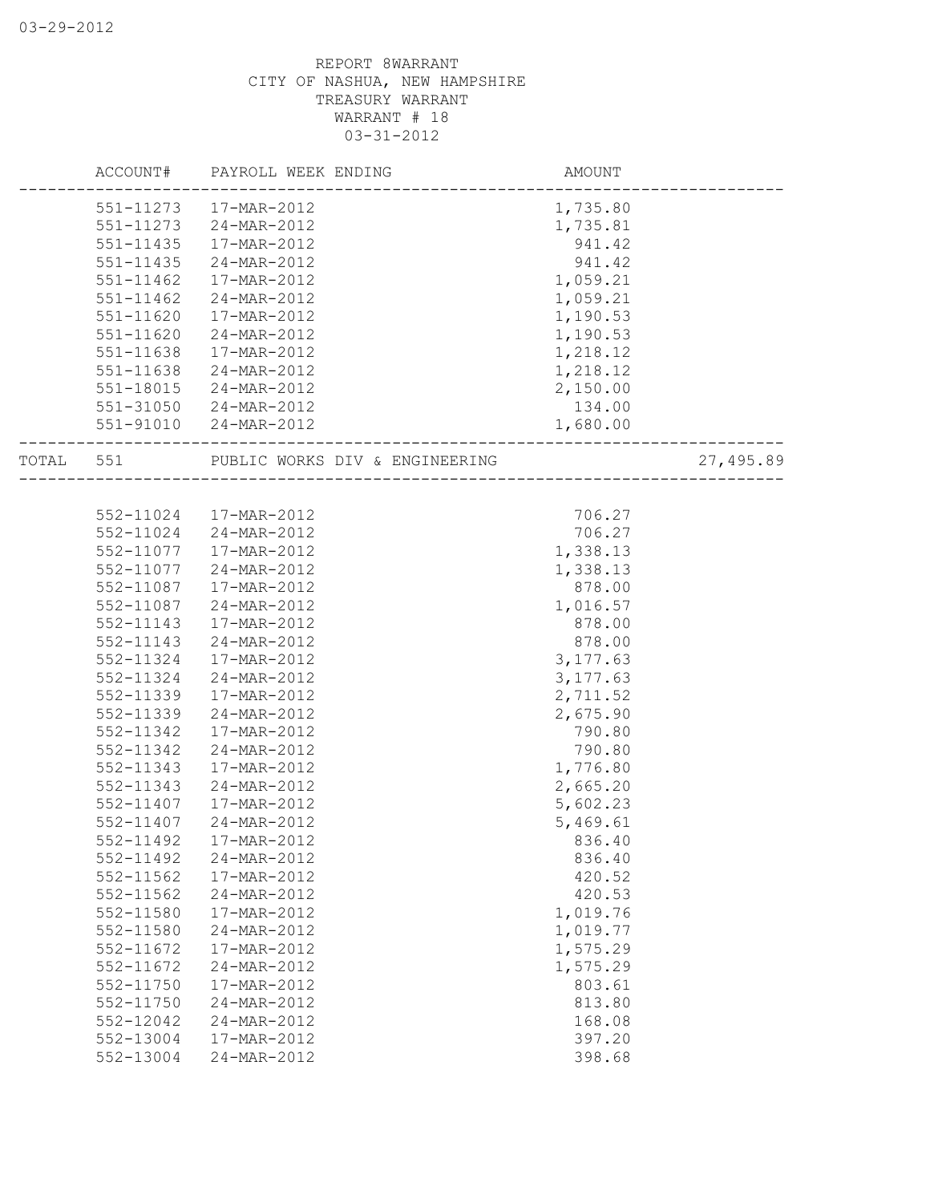REPORT 8WARRANT
CITY OF NASHUA, NEW HAMPSHIRE
TREASURY WARRANT
WARRANT # 18
03-31-2012

| ACCOUNT# | PAYROLL WEEK ENDING | AMOUNT | |
|---|---|---|---|
| 551-11273 | 17-MAR-2012 | 1,735.80 | |
| 551-11273 | 24-MAR-2012 | 1,735.81 | |
| 551-11435 | 17-MAR-2012 | 941.42 | |
| 551-11435 | 24-MAR-2012 | 941.42 | |
| 551-11462 | 17-MAR-2012 | 1,059.21 | |
| 551-11462 | 24-MAR-2012 | 1,059.21 | |
| 551-11620 | 17-MAR-2012 | 1,190.53 | |
| 551-11620 | 24-MAR-2012 | 1,190.53 | |
| 551-11638 | 17-MAR-2012 | 1,218.12 | |
| 551-11638 | 24-MAR-2012 | 1,218.12 | |
| 551-18015 | 24-MAR-2012 | 2,150.00 | |
| 551-31050 | 24-MAR-2012 | 134.00 | |
| 551-91010 | 24-MAR-2012 | 1,680.00 | |
| TOTAL 551 | PUBLIC WORKS DIV & ENGINEERING | | 27,495.89 |
| 552-11024 | 17-MAR-2012 | 706.27 | |
| 552-11024 | 24-MAR-2012 | 706.27 | |
| 552-11077 | 17-MAR-2012 | 1,338.13 | |
| 552-11077 | 24-MAR-2012 | 1,338.13 | |
| 552-11087 | 17-MAR-2012 | 878.00 | |
| 552-11087 | 24-MAR-2012 | 1,016.57 | |
| 552-11143 | 17-MAR-2012 | 878.00 | |
| 552-11143 | 24-MAR-2012 | 878.00 | |
| 552-11324 | 17-MAR-2012 | 3,177.63 | |
| 552-11324 | 24-MAR-2012 | 3,177.63 | |
| 552-11339 | 17-MAR-2012 | 2,711.52 | |
| 552-11339 | 24-MAR-2012 | 2,675.90 | |
| 552-11342 | 17-MAR-2012 | 790.80 | |
| 552-11342 | 24-MAR-2012 | 790.80 | |
| 552-11343 | 17-MAR-2012 | 1,776.80 | |
| 552-11343 | 24-MAR-2012 | 2,665.20 | |
| 552-11407 | 17-MAR-2012 | 5,602.23 | |
| 552-11407 | 24-MAR-2012 | 5,469.61 | |
| 552-11492 | 17-MAR-2012 | 836.40 | |
| 552-11492 | 24-MAR-2012 | 836.40 | |
| 552-11562 | 17-MAR-2012 | 420.52 | |
| 552-11562 | 24-MAR-2012 | 420.53 | |
| 552-11580 | 17-MAR-2012 | 1,019.76 | |
| 552-11580 | 24-MAR-2012 | 1,019.77 | |
| 552-11672 | 17-MAR-2012 | 1,575.29 | |
| 552-11672 | 24-MAR-2012 | 1,575.29 | |
| 552-11750 | 17-MAR-2012 | 803.61 | |
| 552-11750 | 24-MAR-2012 | 813.80 | |
| 552-12042 | 24-MAR-2012 | 168.08 | |
| 552-13004 | 17-MAR-2012 | 397.20 | |
| 552-13004 | 24-MAR-2012 | 398.68 | |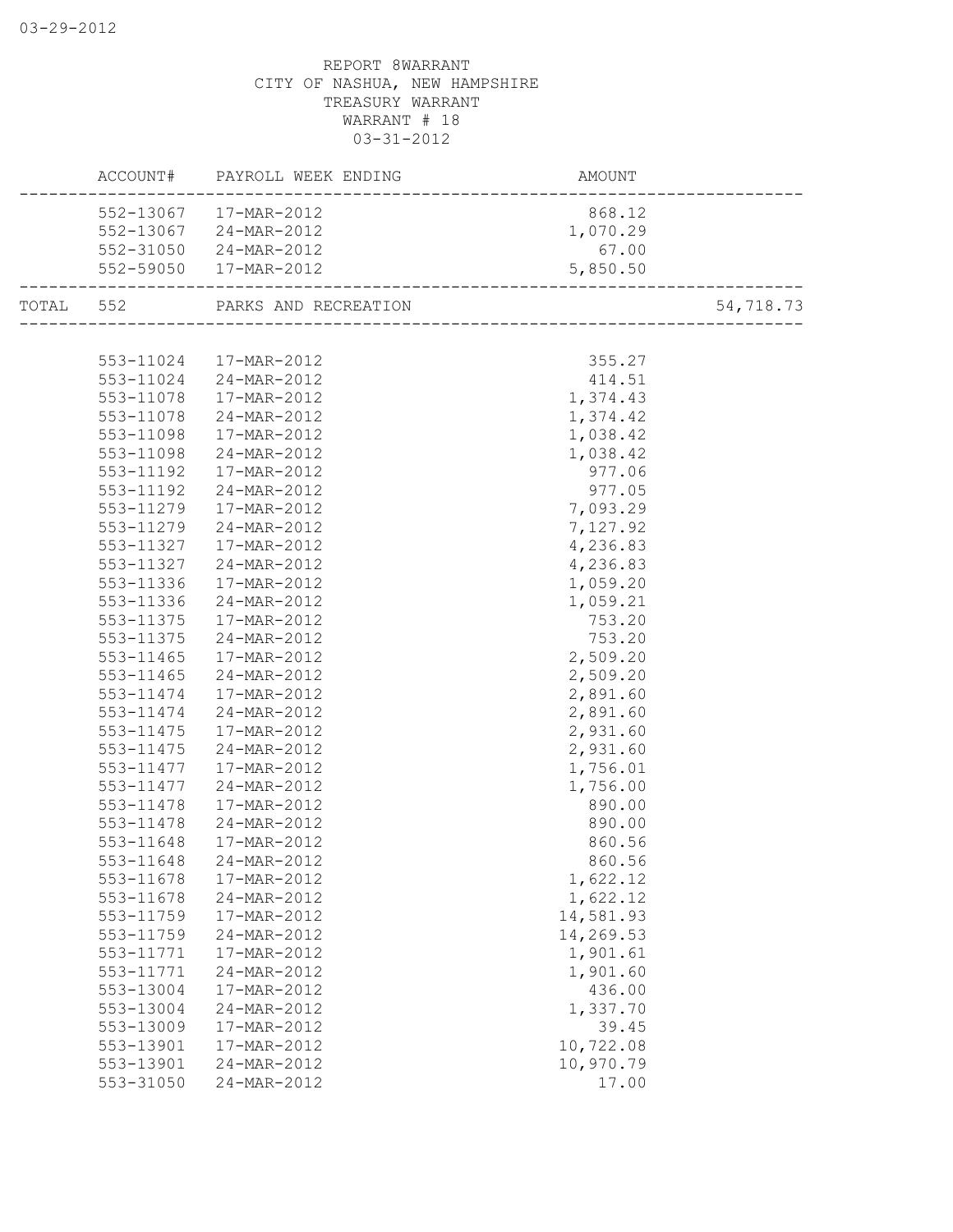REPORT 8WARRANT
CITY OF NASHUA, NEW HAMPSHIRE
TREASURY WARRANT
WARRANT # 18
03-31-2012

| | ACCOUNT# | PAYROLL WEEK ENDING | AMOUNT | |
|---|---|---|---|---|
| | 552-13067 | 17-MAR-2012 | 868.12 | |
| | 552-13067 | 24-MAR-2012 | 1,070.29 | |
| | 552-31050 | 24-MAR-2012 | 67.00 | |
| | 552-59050 | 17-MAR-2012 | 5,850.50 | |
| TOTAL | 552 | PARKS AND RECREATION | | 54,718.73 |
| | 553-11024 | 17-MAR-2012 | 355.27 | |
| | 553-11024 | 24-MAR-2012 | 414.51 | |
| | 553-11078 | 17-MAR-2012 | 1,374.43 | |
| | 553-11078 | 24-MAR-2012 | 1,374.42 | |
| | 553-11098 | 17-MAR-2012 | 1,038.42 | |
| | 553-11098 | 24-MAR-2012 | 1,038.42 | |
| | 553-11192 | 17-MAR-2012 | 977.06 | |
| | 553-11192 | 24-MAR-2012 | 977.05 | |
| | 553-11279 | 17-MAR-2012 | 7,093.29 | |
| | 553-11279 | 24-MAR-2012 | 7,127.92 | |
| | 553-11327 | 17-MAR-2012 | 4,236.83 | |
| | 553-11327 | 24-MAR-2012 | 4,236.83 | |
| | 553-11336 | 17-MAR-2012 | 1,059.20 | |
| | 553-11336 | 24-MAR-2012 | 1,059.21 | |
| | 553-11375 | 17-MAR-2012 | 753.20 | |
| | 553-11375 | 24-MAR-2012 | 753.20 | |
| | 553-11465 | 17-MAR-2012 | 2,509.20 | |
| | 553-11465 | 24-MAR-2012 | 2,509.20 | |
| | 553-11474 | 17-MAR-2012 | 2,891.60 | |
| | 553-11474 | 24-MAR-2012 | 2,891.60 | |
| | 553-11475 | 17-MAR-2012 | 2,931.60 | |
| | 553-11475 | 24-MAR-2012 | 2,931.60 | |
| | 553-11477 | 17-MAR-2012 | 1,756.01 | |
| | 553-11477 | 24-MAR-2012 | 1,756.00 | |
| | 553-11478 | 17-MAR-2012 | 890.00 | |
| | 553-11478 | 24-MAR-2012 | 890.00 | |
| | 553-11648 | 17-MAR-2012 | 860.56 | |
| | 553-11648 | 24-MAR-2012 | 860.56 | |
| | 553-11678 | 17-MAR-2012 | 1,622.12 | |
| | 553-11678 | 24-MAR-2012 | 1,622.12 | |
| | 553-11759 | 17-MAR-2012 | 14,581.93 | |
| | 553-11759 | 24-MAR-2012 | 14,269.53 | |
| | 553-11771 | 17-MAR-2012 | 1,901.61 | |
| | 553-11771 | 24-MAR-2012 | 1,901.60 | |
| | 553-13004 | 17-MAR-2012 | 436.00 | |
| | 553-13004 | 24-MAR-2012 | 1,337.70 | |
| | 553-13009 | 17-MAR-2012 | 39.45 | |
| | 553-13901 | 17-MAR-2012 | 10,722.08 | |
| | 553-13901 | 24-MAR-2012 | 10,970.79 | |
| | 553-31050 | 24-MAR-2012 | 17.00 | |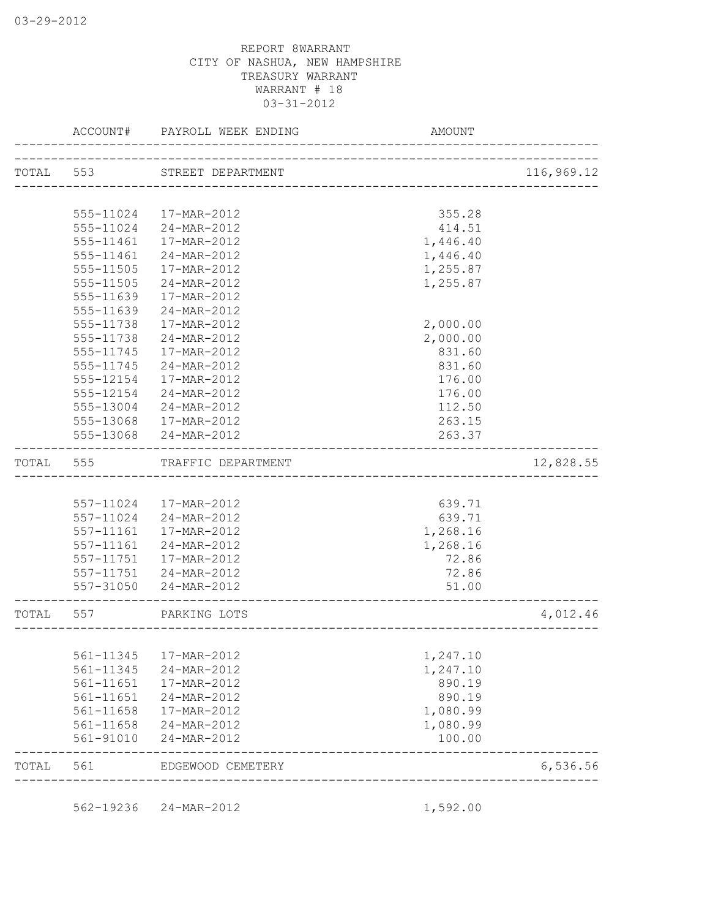REPORT 8WARRANT
CITY OF NASHUA, NEW HAMPSHIRE
TREASURY WARRANT
WARRANT # 18
03-31-2012

| | ACCOUNT# | PAYROLL WEEK ENDING | AMOUNT | |
|---|---|---|---|---|
| TOTAL | 553 | STREET DEPARTMENT | | 116,969.12 |
| | 555-11024 | 17-MAR-2012 | 355.28 | |
| | 555-11024 | 24-MAR-2012 | 414.51 | |
| | 555-11461 | 17-MAR-2012 | 1,446.40 | |
| | 555-11461 | 24-MAR-2012 | 1,446.40 | |
| | 555-11505 | 17-MAR-2012 | 1,255.87 | |
| | 555-11505 | 24-MAR-2012 | 1,255.87 | |
| | 555-11639 | 17-MAR-2012 | | |
| | 555-11639 | 24-MAR-2012 | | |
| | 555-11738 | 17-MAR-2012 | 2,000.00 | |
| | 555-11738 | 24-MAR-2012 | 2,000.00 | |
| | 555-11745 | 17-MAR-2012 | 831.60 | |
| | 555-11745 | 24-MAR-2012 | 831.60 | |
| | 555-12154 | 17-MAR-2012 | 176.00 | |
| | 555-12154 | 24-MAR-2012 | 176.00 | |
| | 555-13004 | 24-MAR-2012 | 112.50 | |
| | 555-13068 | 17-MAR-2012 | 263.15 | |
| | 555-13068 | 24-MAR-2012 | 263.37 | |
| TOTAL | 555 | TRAFFIC DEPARTMENT | | 12,828.55 |
| | 557-11024 | 17-MAR-2012 | 639.71 | |
| | 557-11024 | 24-MAR-2012 | 639.71 | |
| | 557-11161 | 17-MAR-2012 | 1,268.16 | |
| | 557-11161 | 24-MAR-2012 | 1,268.16 | |
| | 557-11751 | 17-MAR-2012 | 72.86 | |
| | 557-11751 | 24-MAR-2012 | 72.86 | |
| | 557-31050 | 24-MAR-2012 | 51.00 | |
| TOTAL | 557 | PARKING LOTS | | 4,012.46 |
| | 561-11345 | 17-MAR-2012 | 1,247.10 | |
| | 561-11345 | 24-MAR-2012 | 1,247.10 | |
| | 561-11651 | 17-MAR-2012 | 890.19 | |
| | 561-11651 | 24-MAR-2012 | 890.19 | |
| | 561-11658 | 17-MAR-2012 | 1,080.99 | |
| | 561-11658 | 24-MAR-2012 | 1,080.99 | |
| | 561-91010 | 24-MAR-2012 | 100.00 | |
| TOTAL | 561 | EDGEWOOD CEMETERY | | 6,536.56 |
| | 562-19236 | 24-MAR-2012 | 1,592.00 | |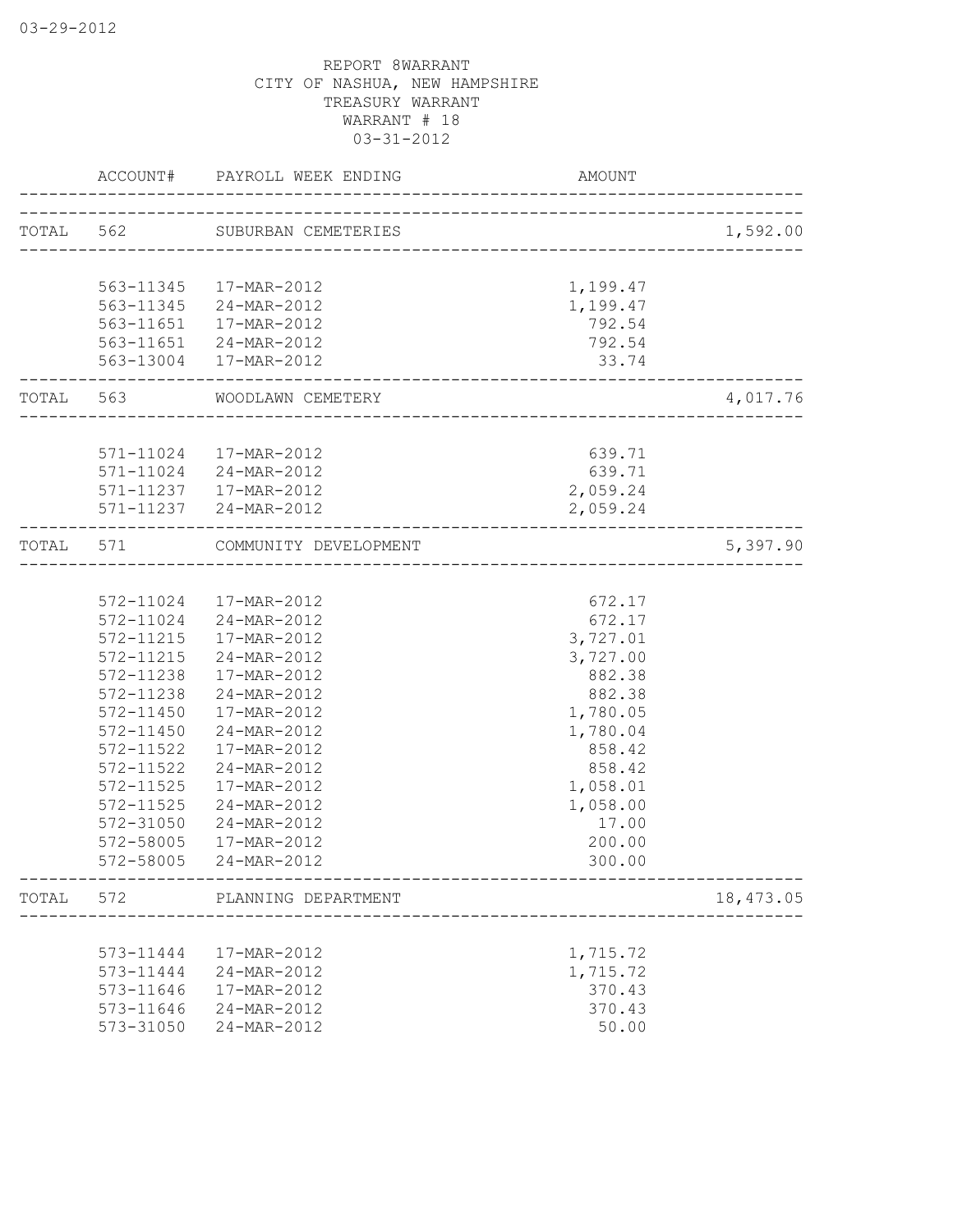REPORT 8WARRANT
CITY OF NASHUA, NEW HAMPSHIRE
TREASURY WARRANT
WARRANT # 18
03-31-2012

| | ACCOUNT# | PAYROLL WEEK ENDING | AMOUNT | |
|---|---|---|---|---|
| TOTAL | 562 | SUBURBAN CEMETERIES | | 1,592.00 |
| | 563-11345 | 17-MAR-2012 | 1,199.47 | |
| | 563-11345 | 24-MAR-2012 | 1,199.47 | |
| | 563-11651 | 17-MAR-2012 | 792.54 | |
| | 563-11651 | 24-MAR-2012 | 792.54 | |
| | 563-13004 | 17-MAR-2012 | 33.74 | |
| TOTAL | 563 | WOODLAWN CEMETERY | | 4,017.76 |
| | 571-11024 | 17-MAR-2012 | 639.71 | |
| | 571-11024 | 24-MAR-2012 | 639.71 | |
| | 571-11237 | 17-MAR-2012 | 2,059.24 | |
| | 571-11237 | 24-MAR-2012 | 2,059.24 | |
| TOTAL | 571 | COMMUNITY DEVELOPMENT | | 5,397.90 |
| | 572-11024 | 17-MAR-2012 | 672.17 | |
| | 572-11024 | 24-MAR-2012 | 672.17 | |
| | 572-11215 | 17-MAR-2012 | 3,727.01 | |
| | 572-11215 | 24-MAR-2012 | 3,727.00 | |
| | 572-11238 | 17-MAR-2012 | 882.38 | |
| | 572-11238 | 24-MAR-2012 | 882.38 | |
| | 572-11450 | 17-MAR-2012 | 1,780.05 | |
| | 572-11450 | 24-MAR-2012 | 1,780.04 | |
| | 572-11522 | 17-MAR-2012 | 858.42 | |
| | 572-11522 | 24-MAR-2012 | 858.42 | |
| | 572-11525 | 17-MAR-2012 | 1,058.01 | |
| | 572-11525 | 24-MAR-2012 | 1,058.00 | |
| | 572-31050 | 24-MAR-2012 | 17.00 | |
| | 572-58005 | 17-MAR-2012 | 200.00 | |
| | 572-58005 | 24-MAR-2012 | 300.00 | |
| TOTAL | 572 | PLANNING DEPARTMENT | | 18,473.05 |
| | 573-11444 | 17-MAR-2012 | 1,715.72 | |
| | 573-11444 | 24-MAR-2012 | 1,715.72 | |
| | 573-11646 | 17-MAR-2012 | 370.43 | |
| | 573-11646 | 24-MAR-2012 | 370.43 | |
| | 573-31050 | 24-MAR-2012 | 50.00 | |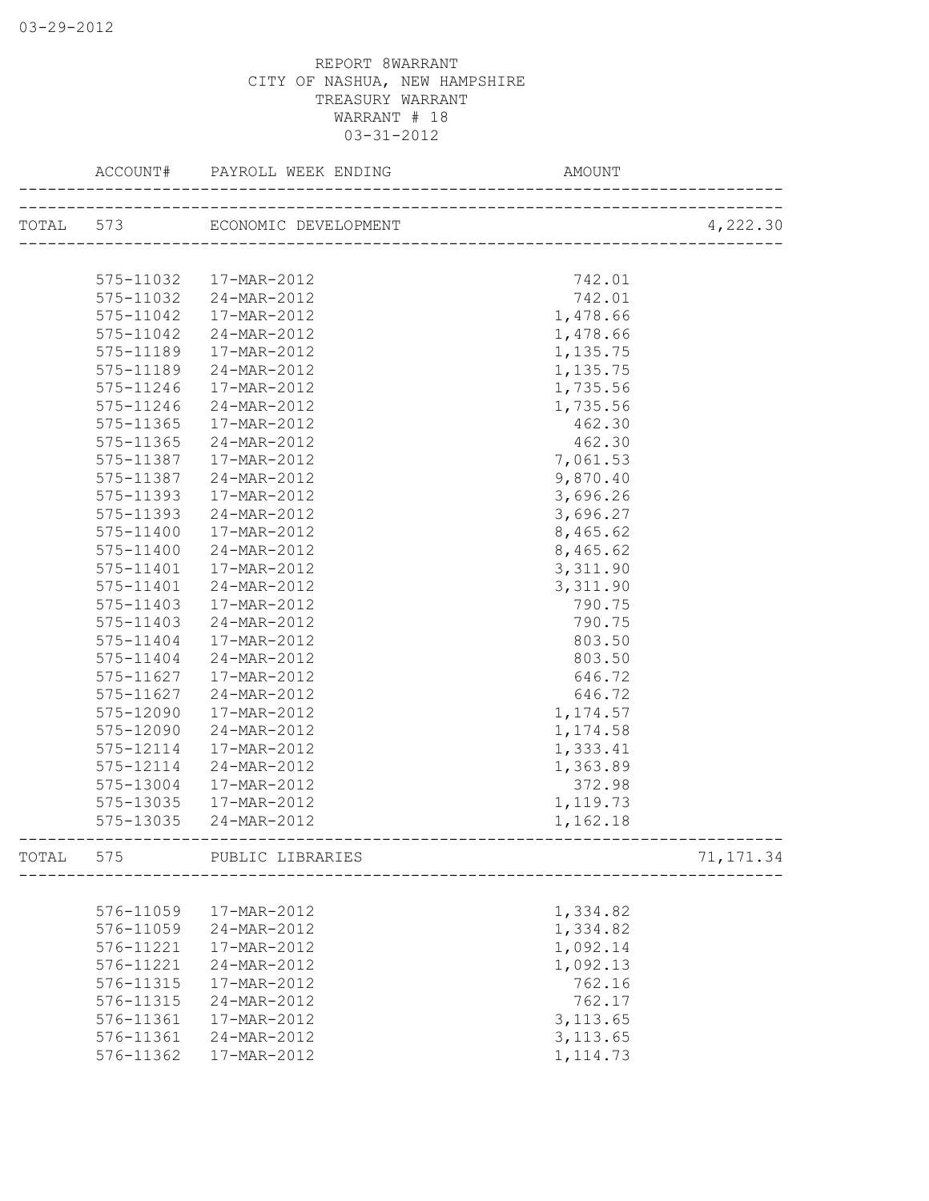REPORT 8WARRANT
CITY OF NASHUA, NEW HAMPSHIRE
TREASURY WARRANT
WARRANT # 18
03-31-2012

| | ACCOUNT# | PAYROLL WEEK ENDING | AMOUNT | |
|---|---|---|---|---|
| TOTAL | 573 | ECONOMIC DEVELOPMENT | | 4,222.30 |
| | 575-11032 | 17-MAR-2012 | 742.01 | |
| | 575-11032 | 24-MAR-2012 | 742.01 | |
| | 575-11042 | 17-MAR-2012 | 1,478.66 | |
| | 575-11042 | 24-MAR-2012 | 1,478.66 | |
| | 575-11189 | 17-MAR-2012 | 1,135.75 | |
| | 575-11189 | 24-MAR-2012 | 1,135.75 | |
| | 575-11246 | 17-MAR-2012 | 1,735.56 | |
| | 575-11246 | 24-MAR-2012 | 1,735.56 | |
| | 575-11365 | 17-MAR-2012 | 462.30 | |
| | 575-11365 | 24-MAR-2012 | 462.30 | |
| | 575-11387 | 17-MAR-2012 | 7,061.53 | |
| | 575-11387 | 24-MAR-2012 | 9,870.40 | |
| | 575-11393 | 17-MAR-2012 | 3,696.26 | |
| | 575-11393 | 24-MAR-2012 | 3,696.27 | |
| | 575-11400 | 17-MAR-2012 | 8,465.62 | |
| | 575-11400 | 24-MAR-2012 | 8,465.62 | |
| | 575-11401 | 17-MAR-2012 | 3,311.90 | |
| | 575-11401 | 24-MAR-2012 | 3,311.90 | |
| | 575-11403 | 17-MAR-2012 | 790.75 | |
| | 575-11403 | 24-MAR-2012 | 790.75 | |
| | 575-11404 | 17-MAR-2012 | 803.50 | |
| | 575-11404 | 24-MAR-2012 | 803.50 | |
| | 575-11627 | 17-MAR-2012 | 646.72 | |
| | 575-11627 | 24-MAR-2012 | 646.72 | |
| | 575-12090 | 17-MAR-2012 | 1,174.57 | |
| | 575-12090 | 24-MAR-2012 | 1,174.58 | |
| | 575-12114 | 17-MAR-2012 | 1,333.41 | |
| | 575-12114 | 24-MAR-2012 | 1,363.89 | |
| | 575-13004 | 17-MAR-2012 | 372.98 | |
| | 575-13035 | 17-MAR-2012 | 1,119.73 | |
| | 575-13035 | 24-MAR-2012 | 1,162.18 | |
| TOTAL | 575 | PUBLIC LIBRARIES | | 71,171.34 |
| | 576-11059 | 17-MAR-2012 | 1,334.82 | |
| | 576-11059 | 24-MAR-2012 | 1,334.82 | |
| | 576-11221 | 17-MAR-2012 | 1,092.14 | |
| | 576-11221 | 24-MAR-2012 | 1,092.13 | |
| | 576-11315 | 17-MAR-2012 | 762.16 | |
| | 576-11315 | 24-MAR-2012 | 762.17 | |
| | 576-11361 | 17-MAR-2012 | 3,113.65 | |
| | 576-11361 | 24-MAR-2012 | 3,113.65 | |
| | 576-11362 | 17-MAR-2012 | 1,114.73 | |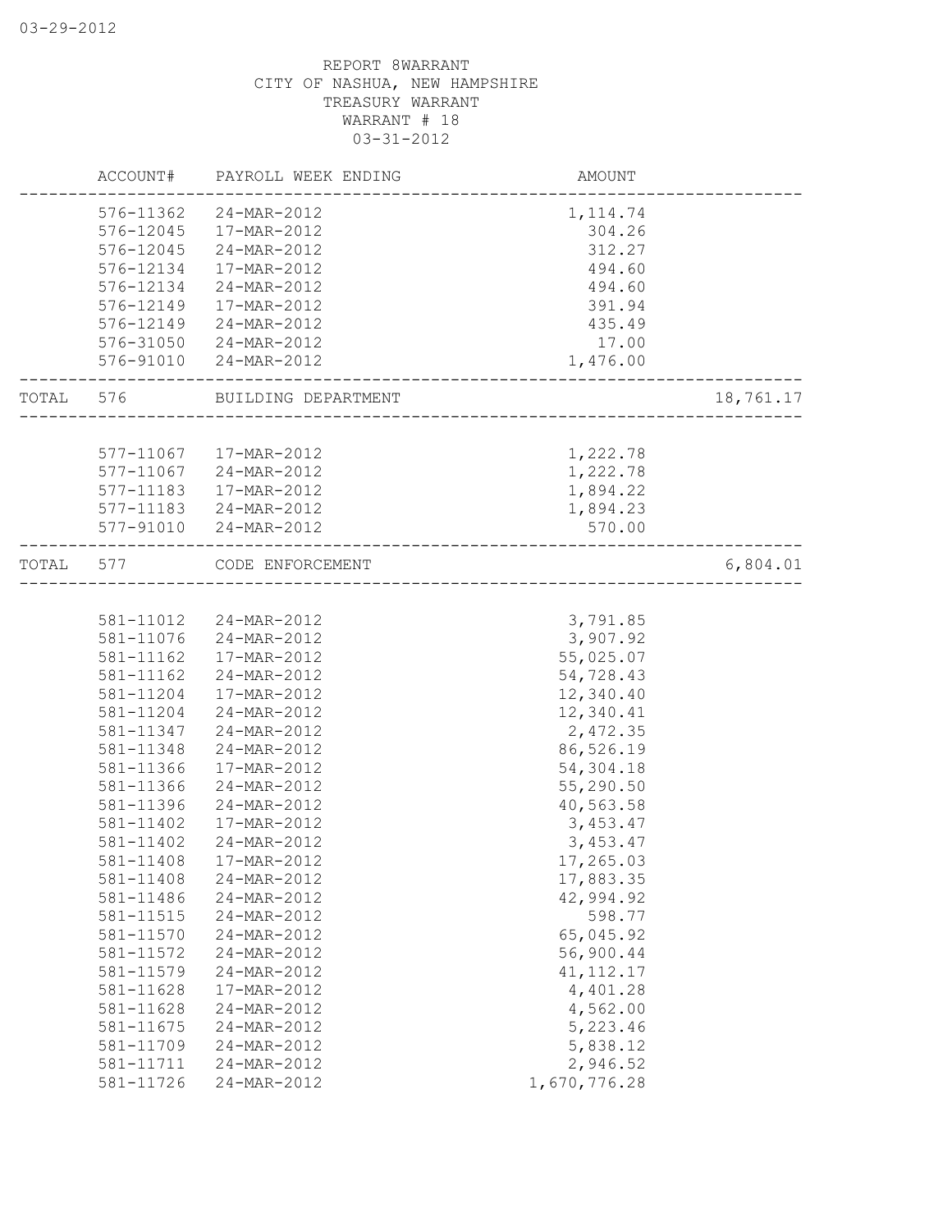REPORT 8WARRANT
CITY OF NASHUA, NEW HAMPSHIRE
TREASURY WARRANT
WARRANT # 18
03-31-2012

| ACCOUNT# | PAYROLL WEEK ENDING | AMOUNT | |
|---|---|---|---|
| 576-11362 | 24-MAR-2012 | 1,114.74 | |
| 576-12045 | 17-MAR-2012 | 304.26 | |
| 576-12045 | 24-MAR-2012 | 312.27 | |
| 576-12134 | 17-MAR-2012 | 494.60 | |
| 576-12134 | 24-MAR-2012 | 494.60 | |
| 576-12149 | 17-MAR-2012 | 391.94 | |
| 576-12149 | 24-MAR-2012 | 435.49 | |
| 576-31050 | 24-MAR-2012 | 17.00 | |
| 576-91010 | 24-MAR-2012 | 1,476.00 | |
| TOTAL 576 | BUILDING DEPARTMENT | | 18,761.17 |
| 577-11067 | 17-MAR-2012 | 1,222.78 | |
| 577-11067 | 24-MAR-2012 | 1,222.78 | |
| 577-11183 | 17-MAR-2012 | 1,894.22 | |
| 577-11183 | 24-MAR-2012 | 1,894.23 | |
| 577-91010 | 24-MAR-2012 | 570.00 | |
| TOTAL 577 | CODE ENFORCEMENT | | 6,804.01 |
| 581-11012 | 24-MAR-2012 | 3,791.85 | |
| 581-11076 | 24-MAR-2012 | 3,907.92 | |
| 581-11162 | 17-MAR-2012 | 55,025.07 | |
| 581-11162 | 24-MAR-2012 | 54,728.43 | |
| 581-11204 | 17-MAR-2012 | 12,340.40 | |
| 581-11204 | 24-MAR-2012 | 12,340.41 | |
| 581-11347 | 24-MAR-2012 | 2,472.35 | |
| 581-11348 | 24-MAR-2012 | 86,526.19 | |
| 581-11366 | 17-MAR-2012 | 54,304.18 | |
| 581-11366 | 24-MAR-2012 | 55,290.50 | |
| 581-11396 | 24-MAR-2012 | 40,563.58 | |
| 581-11402 | 17-MAR-2012 | 3,453.47 | |
| 581-11402 | 24-MAR-2012 | 3,453.47 | |
| 581-11408 | 17-MAR-2012 | 17,265.03 | |
| 581-11408 | 24-MAR-2012 | 17,883.35 | |
| 581-11486 | 24-MAR-2012 | 42,994.92 | |
| 581-11515 | 24-MAR-2012 | 598.77 | |
| 581-11570 | 24-MAR-2012 | 65,045.92 | |
| 581-11572 | 24-MAR-2012 | 56,900.44 | |
| 581-11579 | 24-MAR-2012 | 41,112.17 | |
| 581-11628 | 17-MAR-2012 | 4,401.28 | |
| 581-11628 | 24-MAR-2012 | 4,562.00 | |
| 581-11675 | 24-MAR-2012 | 5,223.46 | |
| 581-11709 | 24-MAR-2012 | 5,838.12 | |
| 581-11711 | 24-MAR-2012 | 2,946.52 | |
| 581-11726 | 24-MAR-2012 | 1,670,776.28 | |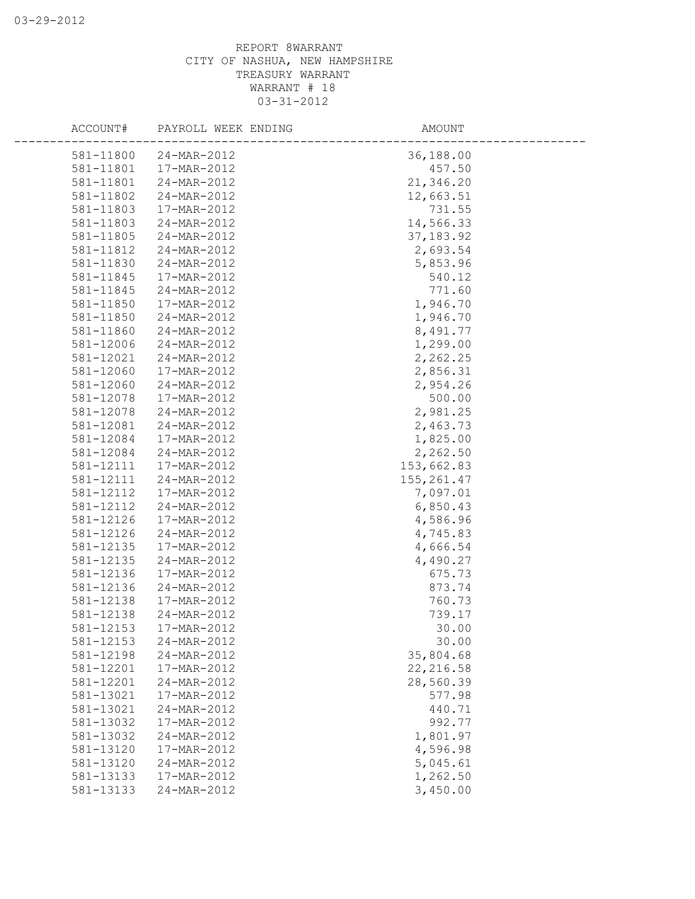REPORT 8WARRANT
CITY OF NASHUA, NEW HAMPSHIRE
TREASURY WARRANT
WARRANT # 18
03-31-2012

| ACCOUNT# | PAYROLL WEEK ENDING | AMOUNT |
|---|---|---|
| 581-11800 | 24-MAR-2012 | 36,188.00 |
| 581-11801 | 17-MAR-2012 | 457.50 |
| 581-11801 | 24-MAR-2012 | 21,346.20 |
| 581-11802 | 24-MAR-2012 | 12,663.51 |
| 581-11803 | 17-MAR-2012 | 731.55 |
| 581-11803 | 24-MAR-2012 | 14,566.33 |
| 581-11805 | 24-MAR-2012 | 37,183.92 |
| 581-11812 | 24-MAR-2012 | 2,693.54 |
| 581-11830 | 24-MAR-2012 | 5,853.96 |
| 581-11845 | 17-MAR-2012 | 540.12 |
| 581-11845 | 24-MAR-2012 | 771.60 |
| 581-11850 | 17-MAR-2012 | 1,946.70 |
| 581-11850 | 24-MAR-2012 | 1,946.70 |
| 581-11860 | 24-MAR-2012 | 8,491.77 |
| 581-12006 | 24-MAR-2012 | 1,299.00 |
| 581-12021 | 24-MAR-2012 | 2,262.25 |
| 581-12060 | 17-MAR-2012 | 2,856.31 |
| 581-12060 | 24-MAR-2012 | 2,954.26 |
| 581-12078 | 17-MAR-2012 | 500.00 |
| 581-12078 | 24-MAR-2012 | 2,981.25 |
| 581-12081 | 24-MAR-2012 | 2,463.73 |
| 581-12084 | 17-MAR-2012 | 1,825.00 |
| 581-12084 | 24-MAR-2012 | 2,262.50 |
| 581-12111 | 17-MAR-2012 | 153,662.83 |
| 581-12111 | 24-MAR-2012 | 155,261.47 |
| 581-12112 | 17-MAR-2012 | 7,097.01 |
| 581-12112 | 24-MAR-2012 | 6,850.43 |
| 581-12126 | 17-MAR-2012 | 4,586.96 |
| 581-12126 | 24-MAR-2012 | 4,745.83 |
| 581-12135 | 17-MAR-2012 | 4,666.54 |
| 581-12135 | 24-MAR-2012 | 4,490.27 |
| 581-12136 | 17-MAR-2012 | 675.73 |
| 581-12136 | 24-MAR-2012 | 873.74 |
| 581-12138 | 17-MAR-2012 | 760.73 |
| 581-12138 | 24-MAR-2012 | 739.17 |
| 581-12153 | 17-MAR-2012 | 30.00 |
| 581-12153 | 24-MAR-2012 | 30.00 |
| 581-12198 | 24-MAR-2012 | 35,804.68 |
| 581-12201 | 17-MAR-2012 | 22,216.58 |
| 581-12201 | 24-MAR-2012 | 28,560.39 |
| 581-13021 | 17-MAR-2012 | 577.98 |
| 581-13021 | 24-MAR-2012 | 440.71 |
| 581-13032 | 17-MAR-2012 | 992.77 |
| 581-13032 | 24-MAR-2012 | 1,801.97 |
| 581-13120 | 17-MAR-2012 | 4,596.98 |
| 581-13120 | 24-MAR-2012 | 5,045.61 |
| 581-13133 | 17-MAR-2012 | 1,262.50 |
| 581-13133 | 24-MAR-2012 | 3,450.00 |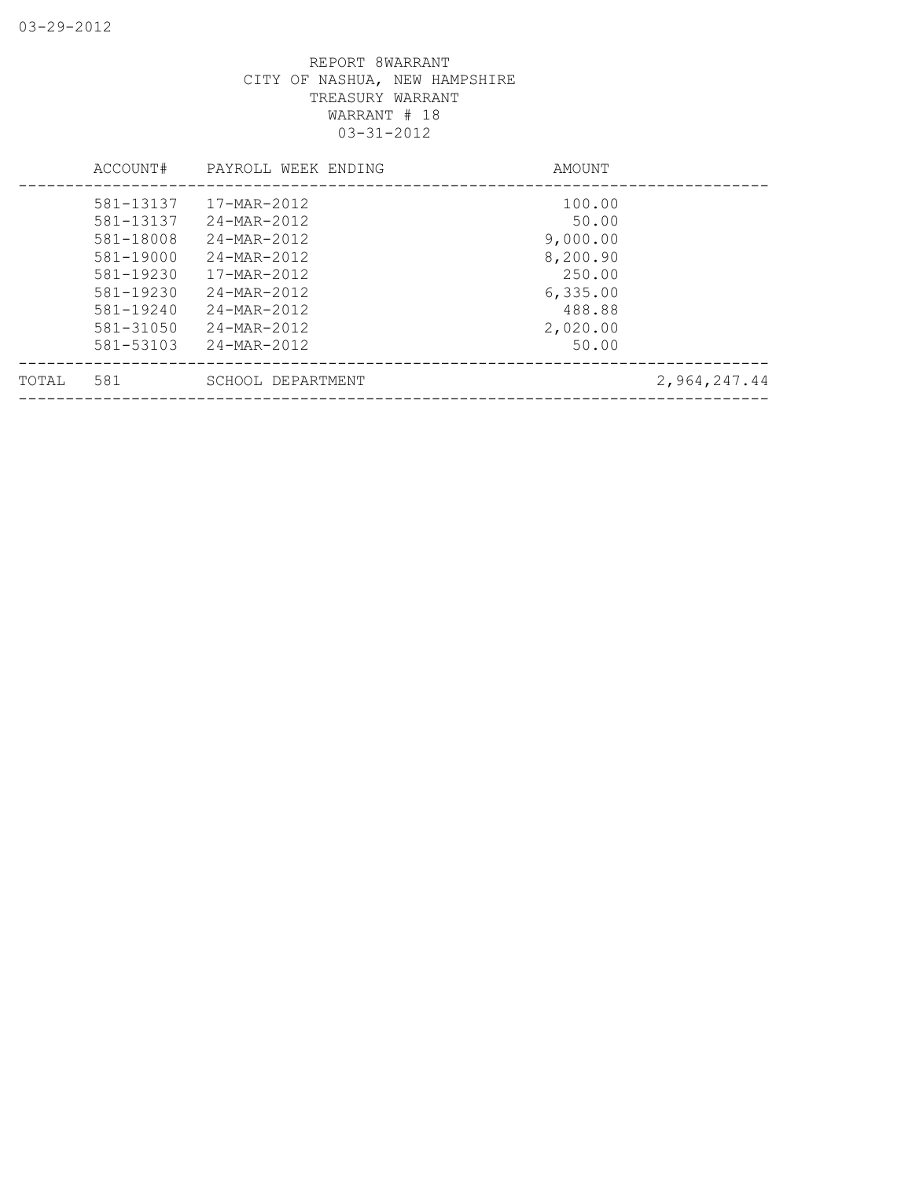REPORT 8WARRANT
CITY OF NASHUA, NEW HAMPSHIRE
TREASURY WARRANT
WARRANT # 18
03-31-2012

| | ACCOUNT# | PAYROLL WEEK ENDING | AMOUNT | |
|---|---|---|---|---|
| | 581-13137 | 17-MAR-2012 | 100.00 | |
| | 581-13137 | 24-MAR-2012 | 50.00 | |
| | 581-18008 | 24-MAR-2012 | 9,000.00 | |
| | 581-19000 | 24-MAR-2012 | 8,200.90 | |
| | 581-19230 | 17-MAR-2012 | 250.00 | |
| | 581-19230 | 24-MAR-2012 | 6,335.00 | |
| | 581-19240 | 24-MAR-2012 | 488.88 | |
| | 581-31050 | 24-MAR-2012 | 2,020.00 | |
| | 581-53103 | 24-MAR-2012 | 50.00 | |
| TOTAL | 581 | SCHOOL DEPARTMENT | | 2,964,247.44 |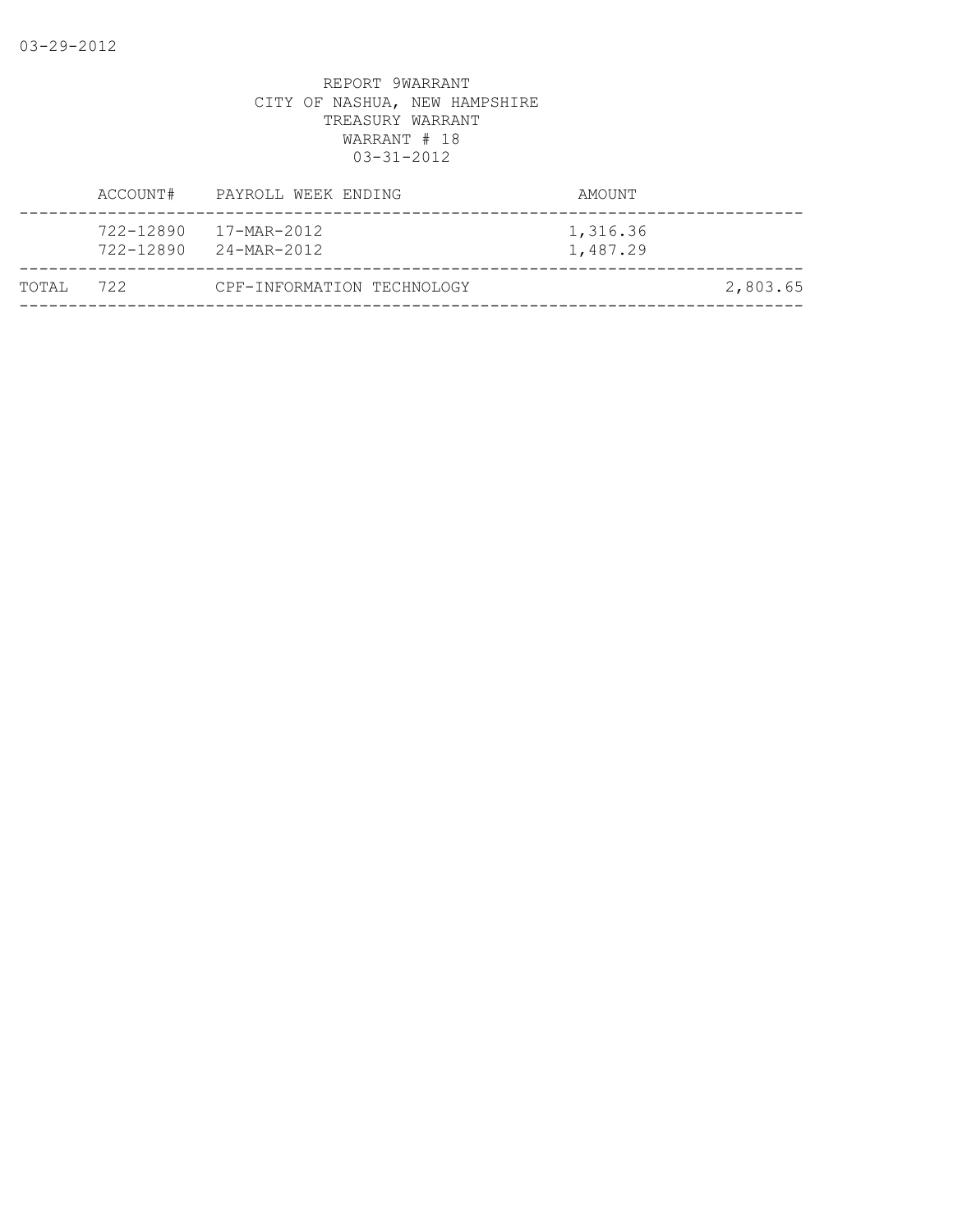REPORT 9WARRANT
CITY OF NASHUA, NEW HAMPSHIRE
TREASURY WARRANT
WARRANT # 18
03-31-2012

| | ACCOUNT# | PAYROLL WEEK ENDING | AMOUNT | |
|---|---|---|---|---|
| | 722-12890 | 17-MAR-2012 | 1,316.36 | |
| | 722-12890 | 24-MAR-2012 | 1,487.29 | |
| TOTAL | 722 | CPF-INFORMATION TECHNOLOGY | | 2,803.65 |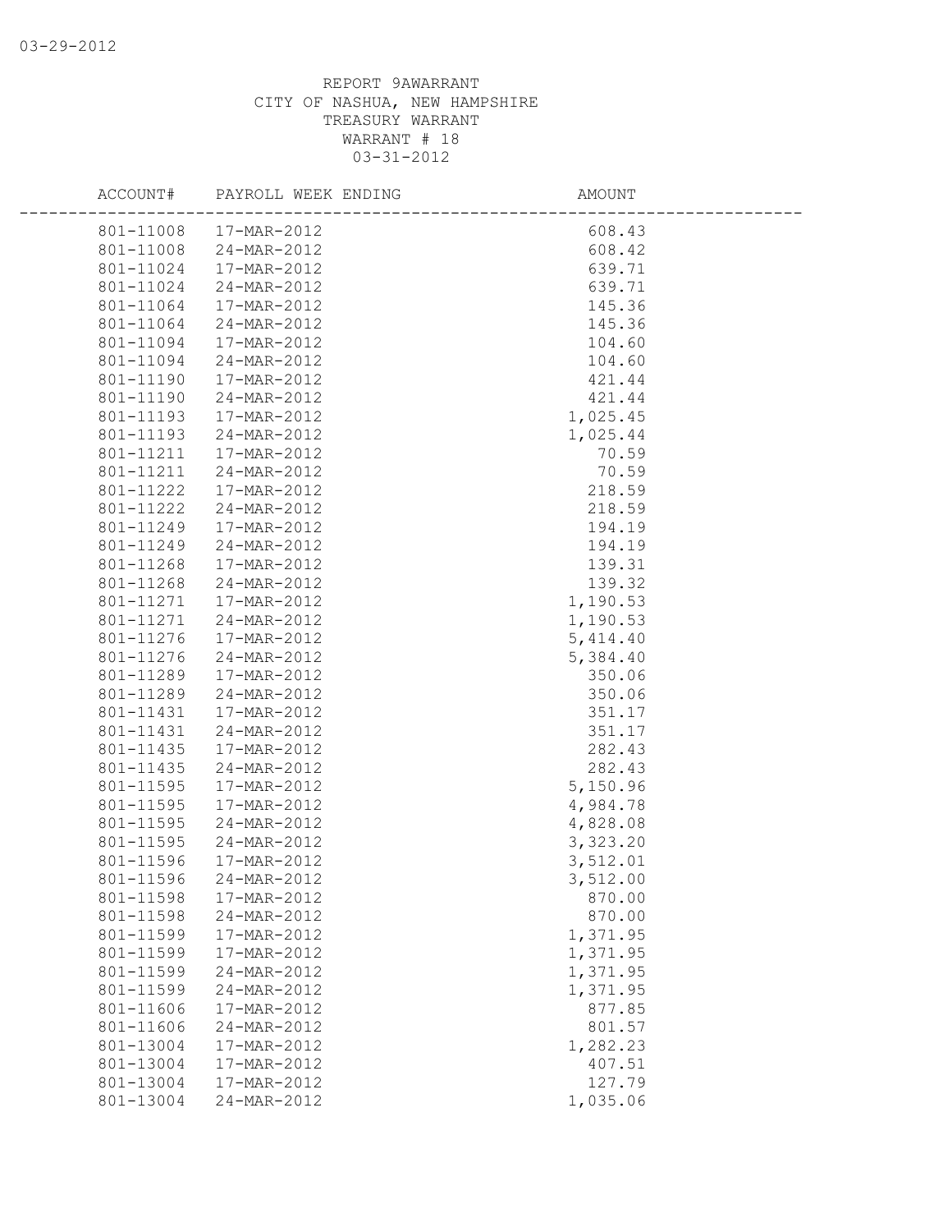03-29-2012

REPORT 9AWARRANT
CITY OF NASHUA, NEW HAMPSHIRE
TREASURY WARRANT
WARRANT # 18
03-31-2012

| ACCOUNT# | PAYROLL WEEK ENDING | AMOUNT |
|---|---|---|
| 801-11008 | 17-MAR-2012 | 608.43 |
| 801-11008 | 24-MAR-2012 | 608.42 |
| 801-11024 | 17-MAR-2012 | 639.71 |
| 801-11024 | 24-MAR-2012 | 639.71 |
| 801-11064 | 17-MAR-2012 | 145.36 |
| 801-11064 | 24-MAR-2012 | 145.36 |
| 801-11094 | 17-MAR-2012 | 104.60 |
| 801-11094 | 24-MAR-2012 | 104.60 |
| 801-11190 | 17-MAR-2012 | 421.44 |
| 801-11190 | 24-MAR-2012 | 421.44 |
| 801-11193 | 17-MAR-2012 | 1,025.45 |
| 801-11193 | 24-MAR-2012 | 1,025.44 |
| 801-11211 | 17-MAR-2012 | 70.59 |
| 801-11211 | 24-MAR-2012 | 70.59 |
| 801-11222 | 17-MAR-2012 | 218.59 |
| 801-11222 | 24-MAR-2012 | 218.59 |
| 801-11249 | 17-MAR-2012 | 194.19 |
| 801-11249 | 24-MAR-2012 | 194.19 |
| 801-11268 | 17-MAR-2012 | 139.31 |
| 801-11268 | 24-MAR-2012 | 139.32 |
| 801-11271 | 17-MAR-2012 | 1,190.53 |
| 801-11271 | 24-MAR-2012 | 1,190.53 |
| 801-11276 | 17-MAR-2012 | 5,414.40 |
| 801-11276 | 24-MAR-2012 | 5,384.40 |
| 801-11289 | 17-MAR-2012 | 350.06 |
| 801-11289 | 24-MAR-2012 | 350.06 |
| 801-11431 | 17-MAR-2012 | 351.17 |
| 801-11431 | 24-MAR-2012 | 351.17 |
| 801-11435 | 17-MAR-2012 | 282.43 |
| 801-11435 | 24-MAR-2012 | 282.43 |
| 801-11595 | 17-MAR-2012 | 5,150.96 |
| 801-11595 | 17-MAR-2012 | 4,984.78 |
| 801-11595 | 24-MAR-2012 | 4,828.08 |
| 801-11595 | 24-MAR-2012 | 3,323.20 |
| 801-11596 | 17-MAR-2012 | 3,512.01 |
| 801-11596 | 24-MAR-2012 | 3,512.00 |
| 801-11598 | 17-MAR-2012 | 870.00 |
| 801-11598 | 24-MAR-2012 | 870.00 |
| 801-11599 | 17-MAR-2012 | 1,371.95 |
| 801-11599 | 17-MAR-2012 | 1,371.95 |
| 801-11599 | 24-MAR-2012 | 1,371.95 |
| 801-11599 | 24-MAR-2012 | 1,371.95 |
| 801-11606 | 17-MAR-2012 | 877.85 |
| 801-11606 | 24-MAR-2012 | 801.57 |
| 801-13004 | 17-MAR-2012 | 1,282.23 |
| 801-13004 | 17-MAR-2012 | 407.51 |
| 801-13004 | 17-MAR-2012 | 127.79 |
| 801-13004 | 24-MAR-2012 | 1,035.06 |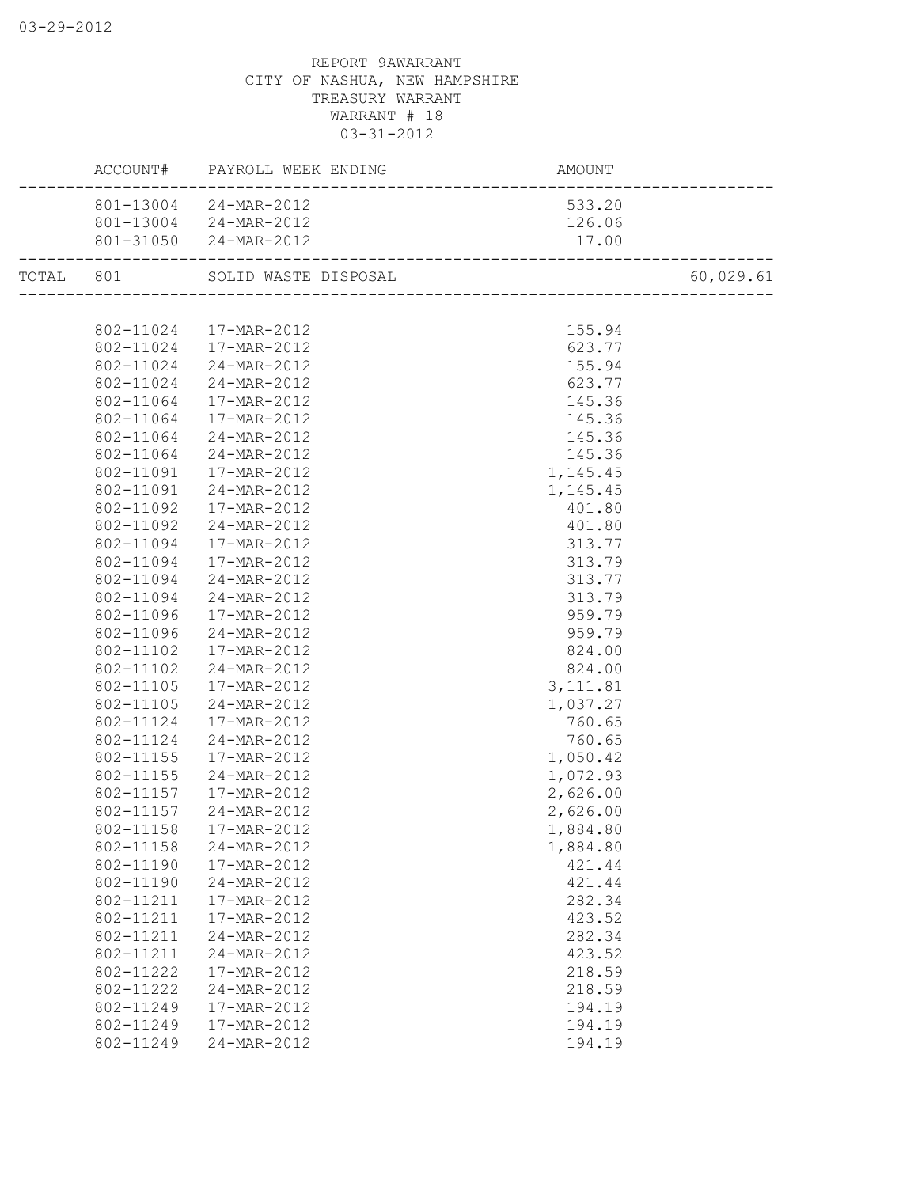REPORT 9AWARRANT
CITY OF NASHUA, NEW HAMPSHIRE
TREASURY WARRANT
WARRANT # 18
03-31-2012

| | ACCOUNT# | PAYROLL WEEK ENDING | AMOUNT | |
|---|---|---|---|---|
| | 801-13004 | 24-MAR-2012 | 533.20 | |
| | 801-13004 | 24-MAR-2012 | 126.06 | |
| | 801-31050 | 24-MAR-2012 | 17.00 | |
| TOTAL | 801 | SOLID WASTE DISPOSAL | | 60,029.61 |
| | 802-11024 | 17-MAR-2012 | 155.94 | |
| | 802-11024 | 17-MAR-2012 | 623.77 | |
| | 802-11024 | 24-MAR-2012 | 155.94 | |
| | 802-11024 | 24-MAR-2012 | 623.77 | |
| | 802-11064 | 17-MAR-2012 | 145.36 | |
| | 802-11064 | 17-MAR-2012 | 145.36 | |
| | 802-11064 | 24-MAR-2012 | 145.36 | |
| | 802-11064 | 24-MAR-2012 | 145.36 | |
| | 802-11091 | 17-MAR-2012 | 1,145.45 | |
| | 802-11091 | 24-MAR-2012 | 1,145.45 | |
| | 802-11092 | 17-MAR-2012 | 401.80 | |
| | 802-11092 | 24-MAR-2012 | 401.80 | |
| | 802-11094 | 17-MAR-2012 | 313.77 | |
| | 802-11094 | 17-MAR-2012 | 313.79 | |
| | 802-11094 | 24-MAR-2012 | 313.77 | |
| | 802-11094 | 24-MAR-2012 | 313.79 | |
| | 802-11096 | 17-MAR-2012 | 959.79 | |
| | 802-11096 | 24-MAR-2012 | 959.79 | |
| | 802-11102 | 17-MAR-2012 | 824.00 | |
| | 802-11102 | 24-MAR-2012 | 824.00 | |
| | 802-11105 | 17-MAR-2012 | 3,111.81 | |
| | 802-11105 | 24-MAR-2012 | 1,037.27 | |
| | 802-11124 | 17-MAR-2012 | 760.65 | |
| | 802-11124 | 24-MAR-2012 | 760.65 | |
| | 802-11155 | 17-MAR-2012 | 1,050.42 | |
| | 802-11155 | 24-MAR-2012 | 1,072.93 | |
| | 802-11157 | 17-MAR-2012 | 2,626.00 | |
| | 802-11157 | 24-MAR-2012 | 2,626.00 | |
| | 802-11158 | 17-MAR-2012 | 1,884.80 | |
| | 802-11158 | 24-MAR-2012 | 1,884.80 | |
| | 802-11190 | 17-MAR-2012 | 421.44 | |
| | 802-11190 | 24-MAR-2012 | 421.44 | |
| | 802-11211 | 17-MAR-2012 | 282.34 | |
| | 802-11211 | 17-MAR-2012 | 423.52 | |
| | 802-11211 | 24-MAR-2012 | 282.34 | |
| | 802-11211 | 24-MAR-2012 | 423.52 | |
| | 802-11222 | 17-MAR-2012 | 218.59 | |
| | 802-11222 | 24-MAR-2012 | 218.59 | |
| | 802-11249 | 17-MAR-2012 | 194.19 | |
| | 802-11249 | 17-MAR-2012 | 194.19 | |
| | 802-11249 | 24-MAR-2012 | 194.19 | |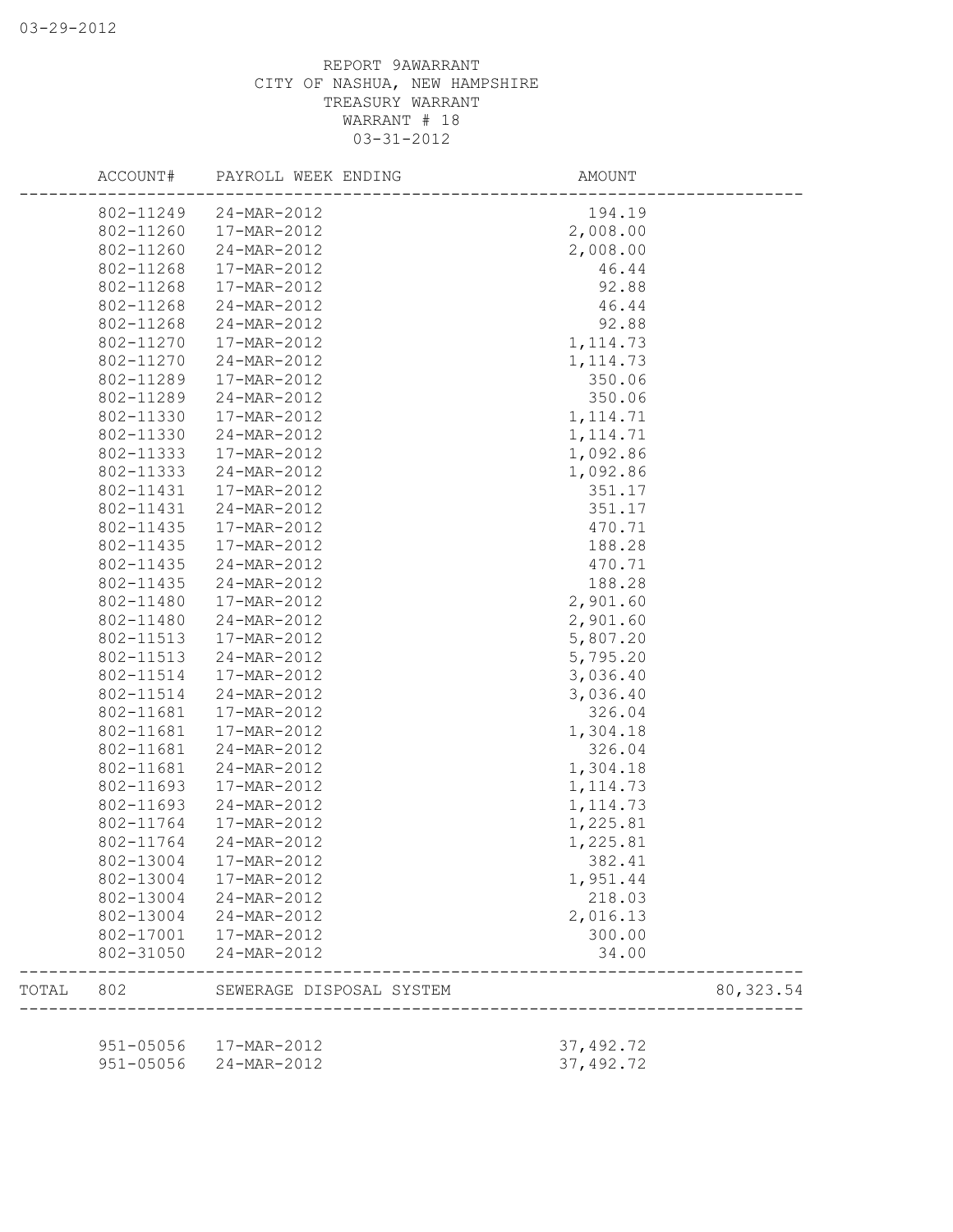REPORT 9AWARRANT
CITY OF NASHUA, NEW HAMPSHIRE
TREASURY WARRANT
WARRANT # 18
03-31-2012

| | ACCOUNT# | PAYROLL WEEK ENDING | AMOUNT | |
|---|---|---|---|---|
| | 802-11249 | 24-MAR-2012 | 194.19 | |
| | 802-11260 | 17-MAR-2012 | 2,008.00 | |
| | 802-11260 | 24-MAR-2012 | 2,008.00 | |
| | 802-11268 | 17-MAR-2012 | 46.44 | |
| | 802-11268 | 17-MAR-2012 | 92.88 | |
| | 802-11268 | 24-MAR-2012 | 46.44 | |
| | 802-11268 | 24-MAR-2012 | 92.88 | |
| | 802-11270 | 17-MAR-2012 | 1,114.73 | |
| | 802-11270 | 24-MAR-2012 | 1,114.73 | |
| | 802-11289 | 17-MAR-2012 | 350.06 | |
| | 802-11289 | 24-MAR-2012 | 350.06 | |
| | 802-11330 | 17-MAR-2012 | 1,114.71 | |
| | 802-11330 | 24-MAR-2012 | 1,114.71 | |
| | 802-11333 | 17-MAR-2012 | 1,092.86 | |
| | 802-11333 | 24-MAR-2012 | 1,092.86 | |
| | 802-11431 | 17-MAR-2012 | 351.17 | |
| | 802-11431 | 24-MAR-2012 | 351.17 | |
| | 802-11435 | 17-MAR-2012 | 470.71 | |
| | 802-11435 | 17-MAR-2012 | 188.28 | |
| | 802-11435 | 24-MAR-2012 | 470.71 | |
| | 802-11435 | 24-MAR-2012 | 188.28 | |
| | 802-11480 | 17-MAR-2012 | 2,901.60 | |
| | 802-11480 | 24-MAR-2012 | 2,901.60 | |
| | 802-11513 | 17-MAR-2012 | 5,807.20 | |
| | 802-11513 | 24-MAR-2012 | 5,795.20 | |
| | 802-11514 | 17-MAR-2012 | 3,036.40 | |
| | 802-11514 | 24-MAR-2012 | 3,036.40 | |
| | 802-11681 | 17-MAR-2012 | 326.04 | |
| | 802-11681 | 17-MAR-2012 | 1,304.18 | |
| | 802-11681 | 24-MAR-2012 | 326.04 | |
| | 802-11681 | 24-MAR-2012 | 1,304.18 | |
| | 802-11693 | 17-MAR-2012 | 1,114.73 | |
| | 802-11693 | 24-MAR-2012 | 1,114.73 | |
| | 802-11764 | 17-MAR-2012 | 1,225.81 | |
| | 802-11764 | 24-MAR-2012 | 1,225.81 | |
| | 802-13004 | 17-MAR-2012 | 382.41 | |
| | 802-13004 | 17-MAR-2012 | 1,951.44 | |
| | 802-13004 | 24-MAR-2012 | 218.03 | |
| | 802-13004 | 24-MAR-2012 | 2,016.13 | |
| | 802-17001 | 17-MAR-2012 | 300.00 | |
| | 802-31050 | 24-MAR-2012 | 34.00 | |
| TOTAL | 802 | SEWERAGE DISPOSAL SYSTEM | | 80,323.54 |
| | 951-05056 | 17-MAR-2012 | 37,492.72 | |
| | 951-05056 | 24-MAR-2012 | 37,492.72 | |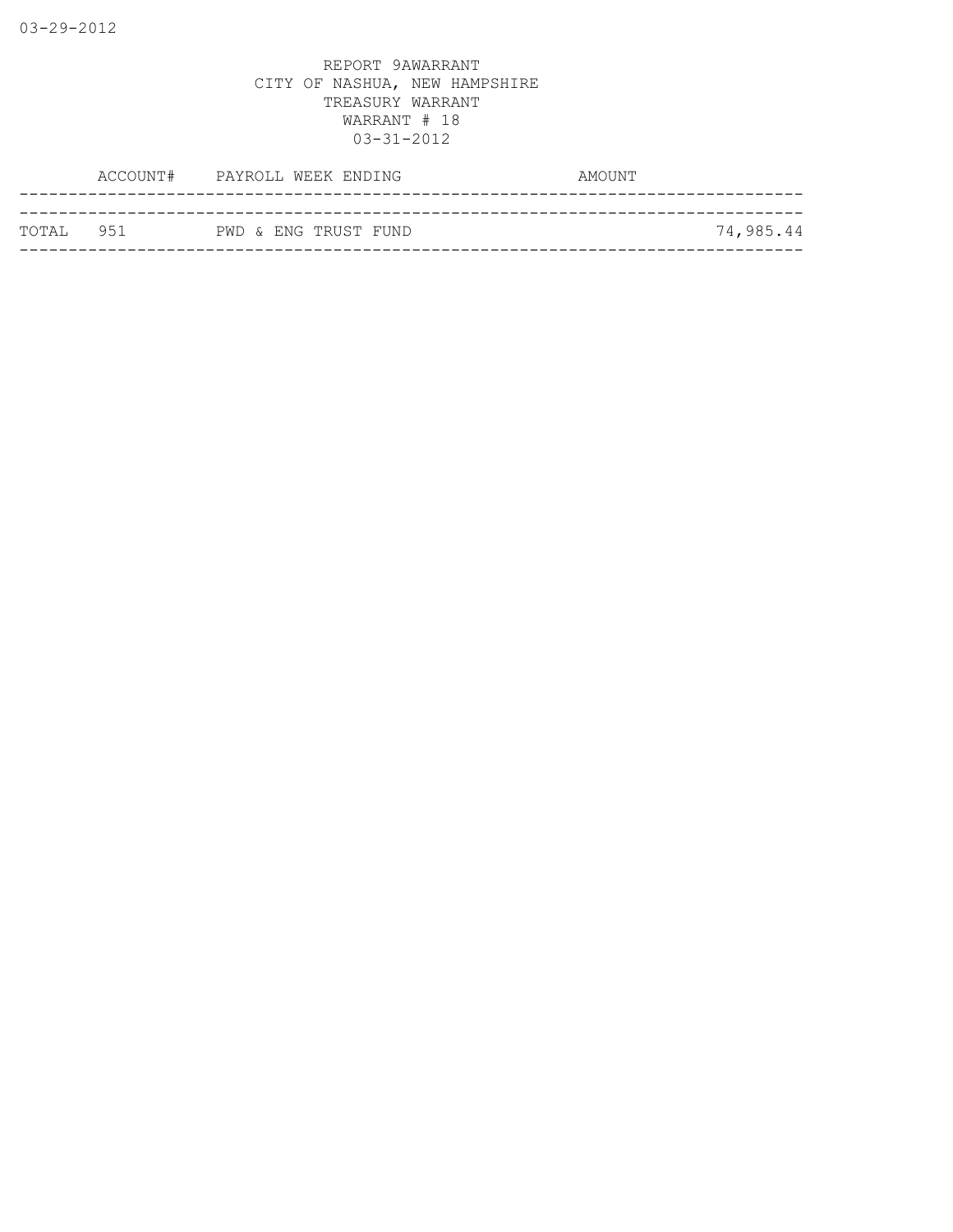REPORT 9AWARRANT
CITY OF NASHUA, NEW HAMPSHIRE
TREASURY WARRANT
WARRANT # 18
03-31-2012

| | ACCOUNT# | PAYROLL WEEK ENDING | AMOUNT |
|---|---|---|---|
| TOTAL | 951 | PWD & ENG TRUST FUND | 74,985.44 |